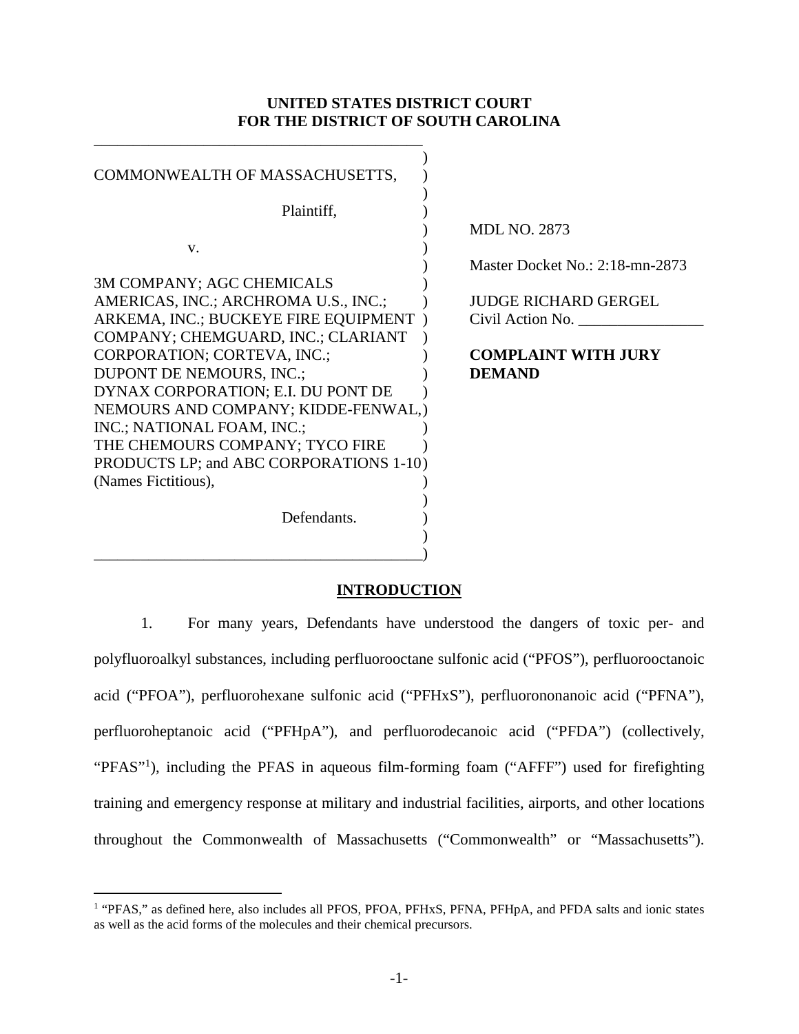**UNITED STATES DISTRICT COURT**
**FOR THE DISTRICT OF SOUTH CAROLINA**

| | |
|---|---|
| COMMONWEALTH OF MASSACHUSETTS,<br><br>Plaintiff,<br><br>v.<br><br>3M COMPANY; AGC CHEMICALS AMERICAS, INC.; ARCHROMA U.S., INC.; ARKEMA, INC.; BUCKEYE FIRE EQUIPMENT COMPANY; CHEMGUARD, INC.; CLARIANT CORPORATION; CORTEVA, INC.; DUPONT DE NEMOURS, INC.; DYNAX CORPORATION; E.I. DU PONT DE NEMOURS AND COMPANY; KIDDE-FENWAL, INC.; NATIONAL FOAM, INC.; THE CHEMOURS COMPANY; TYCO FIRE PRODUCTS LP; and ABC CORPORATIONS 1-10 (Names Fictitious),<br><br>Defendants. | MDL NO. 2873<br><br>Master Docket No.: 2:18-mn-2873<br><br>JUDGE RICHARD GERGEL<br>Civil Action No. \_\_\_\_\_\_\_\_\_\_\_\_\_\_\_\_<br><br>**COMPLAINT WITH JURY DEMAND** |

## INTRODUCTION

1. For many years, Defendants have understood the dangers of toxic per- and polyfluoroalkyl substances, including perfluorooctane sulfonic acid ("PFOS"), perfluorooctanoic acid ("PFOA"), perfluorohexane sulfonic acid ("PFHxS"), perfluorononanoic acid ("PFNA"), perfluoroheptanoic acid ("PFHpA"), and perfluorodecanoic acid ("PFDA") (collectively, "PFAS"[1]), including the PFAS in aqueous film-forming foam ("AFFF") used for firefighting training and emergency response at military and industrial facilities, airports, and other locations throughout the Commonwealth of Massachusetts ("Commonwealth" or "Massachusetts").

[1] "PFAS," as defined here, also includes all PFOS, PFOA, PFHxS, PFNA, PFHpA, and PFDA salts and ionic states as well as the acid forms of the molecules and their chemical precursors.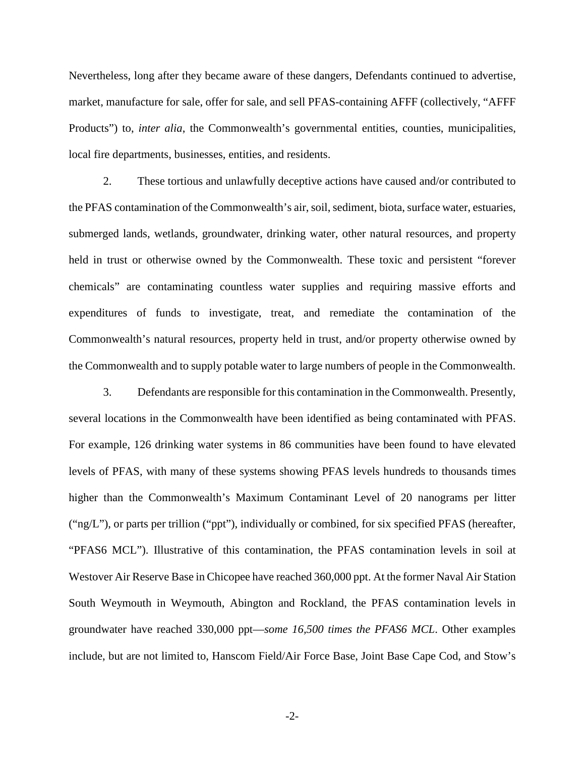Nevertheless, long after they became aware of these dangers, Defendants continued to advertise, market, manufacture for sale, offer for sale, and sell PFAS-containing AFFF (collectively, "AFFF Products") to, *inter alia*, the Commonwealth's governmental entities, counties, municipalities, local fire departments, businesses, entities, and residents.

2. These tortious and unlawfully deceptive actions have caused and/or contributed to the PFAS contamination of the Commonwealth's air, soil, sediment, biota, surface water, estuaries, submerged lands, wetlands, groundwater, drinking water, other natural resources, and property held in trust or otherwise owned by the Commonwealth. These toxic and persistent "forever chemicals" are contaminating countless water supplies and requiring massive efforts and expenditures of funds to investigate, treat, and remediate the contamination of the Commonwealth's natural resources, property held in trust, and/or property otherwise owned by the Commonwealth and to supply potable water to large numbers of people in the Commonwealth.

3. Defendants are responsible for this contamination in the Commonwealth. Presently, several locations in the Commonwealth have been identified as being contaminated with PFAS. For example, 126 drinking water systems in 86 communities have been found to have elevated levels of PFAS, with many of these systems showing PFAS levels hundreds to thousands times higher than the Commonwealth's Maximum Contaminant Level of 20 nanograms per litter ("ng/L"), or parts per trillion ("ppt"), individually or combined, for six specified PFAS (hereafter, "PFAS6 MCL"). Illustrative of this contamination, the PFAS contamination levels in soil at Westover Air Reserve Base in Chicopee have reached 360,000 ppt. At the former Naval Air Station South Weymouth in Weymouth, Abington and Rockland, the PFAS contamination levels in groundwater have reached 330,000 ppt—*some 16,500 times the PFAS6 MCL*. Other examples include, but are not limited to, Hanscom Field/Air Force Base, Joint Base Cape Cod, and Stow's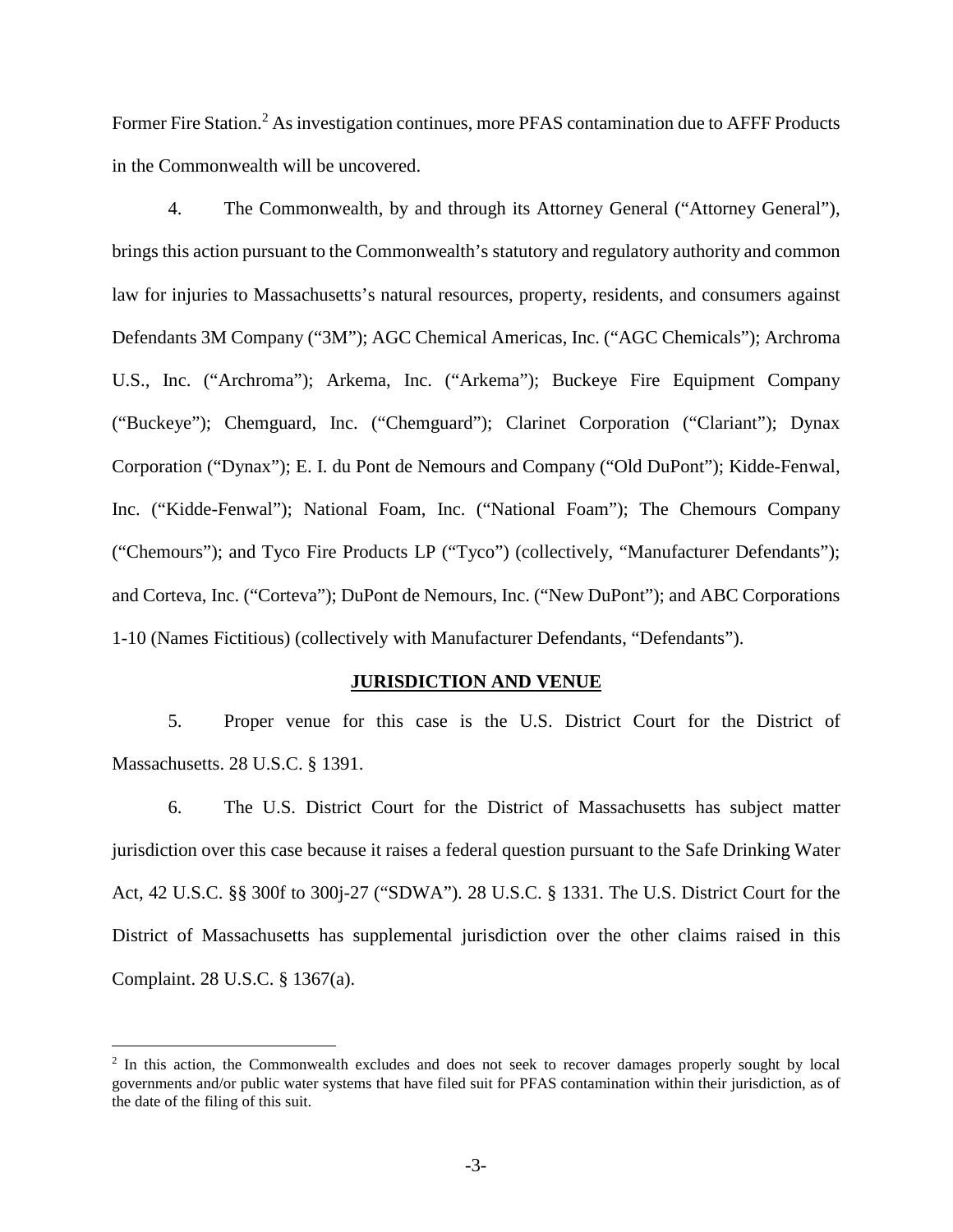Former Fire Station.[2] As investigation continues, more PFAS contamination due to AFFF Products in the Commonwealth will be uncovered.

4. The Commonwealth, by and through its Attorney General ("Attorney General"), brings this action pursuant to the Commonwealth's statutory and regulatory authority and common law for injuries to Massachusetts's natural resources, property, residents, and consumers against Defendants 3M Company ("3M"); AGC Chemical Americas, Inc. ("AGC Chemicals"); Archroma U.S., Inc. ("Archroma"); Arkema, Inc. ("Arkema"); Buckeye Fire Equipment Company ("Buckeye"); Chemguard, Inc. ("Chemguard"); Clarinet Corporation ("Clariant"); Dynax Corporation ("Dynax"); E. I. du Pont de Nemours and Company ("Old DuPont"); Kidde-Fenwal, Inc. ("Kidde-Fenwal"); National Foam, Inc. ("National Foam"); The Chemours Company ("Chemours"); and Tyco Fire Products LP ("Tyco") (collectively, "Manufacturer Defendants"); and Corteva, Inc. ("Corteva"); DuPont de Nemours, Inc. ("New DuPont"); and ABC Corporations 1-10 (Names Fictitious) (collectively with Manufacturer Defendants, "Defendants").

## JURISDICTION AND VENUE

5. Proper venue for this case is the U.S. District Court for the District of Massachusetts. 28 U.S.C. § 1391.

6. The U.S. District Court for the District of Massachusetts has subject matter jurisdiction over this case because it raises a federal question pursuant to the Safe Drinking Water Act, 42 U.S.C. §§ 300f to 300j-27 ("SDWA"). 28 U.S.C. § 1331. The U.S. District Court for the District of Massachusetts has supplemental jurisdiction over the other claims raised in this Complaint. 28 U.S.C. § 1367(a).

---

[2] In this action, the Commonwealth excludes and does not seek to recover damages properly sought by local governments and/or public water systems that have filed suit for PFAS contamination within their jurisdiction, as of the date of the filing of this suit.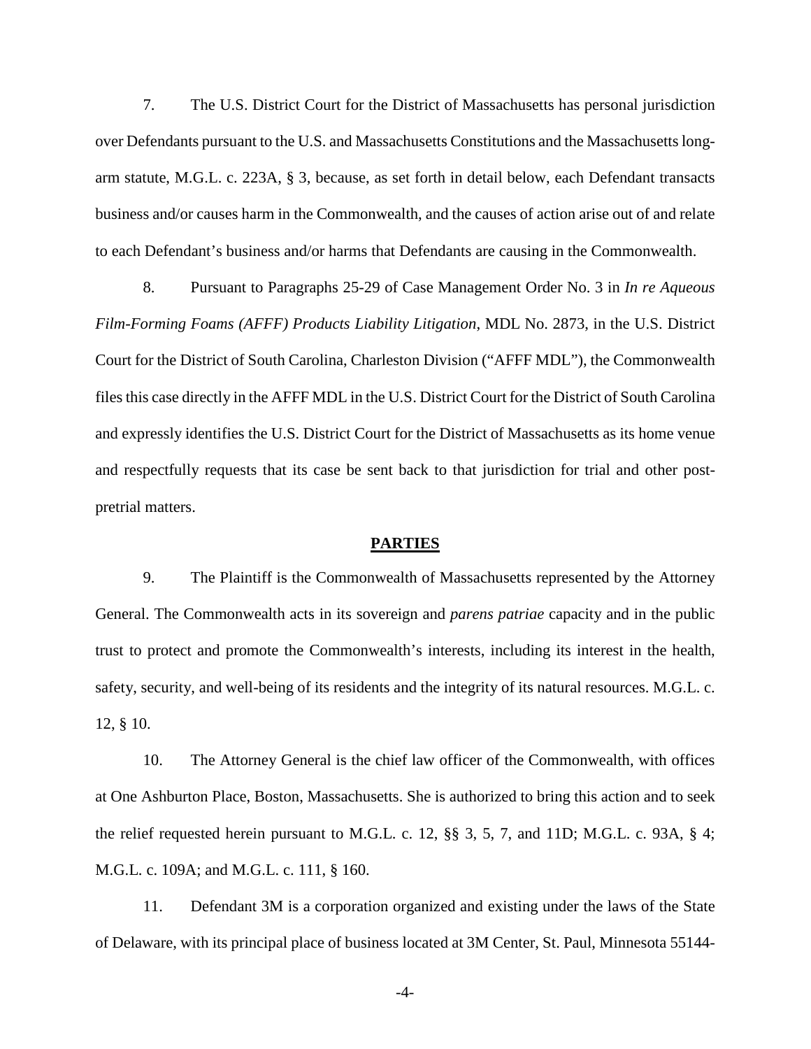7. The U.S. District Court for the District of Massachusetts has personal jurisdiction over Defendants pursuant to the U.S. and Massachusetts Constitutions and the Massachusetts long-arm statute, M.G.L. c. 223A, § 3, because, as set forth in detail below, each Defendant transacts business and/or causes harm in the Commonwealth, and the causes of action arise out of and relate to each Defendant's business and/or harms that Defendants are causing in the Commonwealth.

8. Pursuant to Paragraphs 25-29 of Case Management Order No. 3 in *In re Aqueous Film-Forming Foams (AFFF) Products Liability Litigation*, MDL No. 2873, in the U.S. District Court for the District of South Carolina, Charleston Division ("AFFF MDL"), the Commonwealth files this case directly in the AFFF MDL in the U.S. District Court for the District of South Carolina and expressly identifies the U.S. District Court for the District of Massachusetts as its home venue and respectfully requests that its case be sent back to that jurisdiction for trial and other post-pretrial matters.

## PARTIES

9. The Plaintiff is the Commonwealth of Massachusetts represented by the Attorney General. The Commonwealth acts in its sovereign and *parens patriae* capacity and in the public trust to protect and promote the Commonwealth's interests, including its interest in the health, safety, security, and well-being of its residents and the integrity of its natural resources. M.G.L. c. 12, § 10.

10. The Attorney General is the chief law officer of the Commonwealth, with offices at One Ashburton Place, Boston, Massachusetts. She is authorized to bring this action and to seek the relief requested herein pursuant to M.G.L. c. 12, §§ 3, 5, 7, and 11D; M.G.L. c. 93A, § 4; M.G.L. c. 109A; and M.G.L. c. 111, § 160.

11. Defendant 3M is a corporation organized and existing under the laws of the State of Delaware, with its principal place of business located at 3M Center, St. Paul, Minnesota 55144-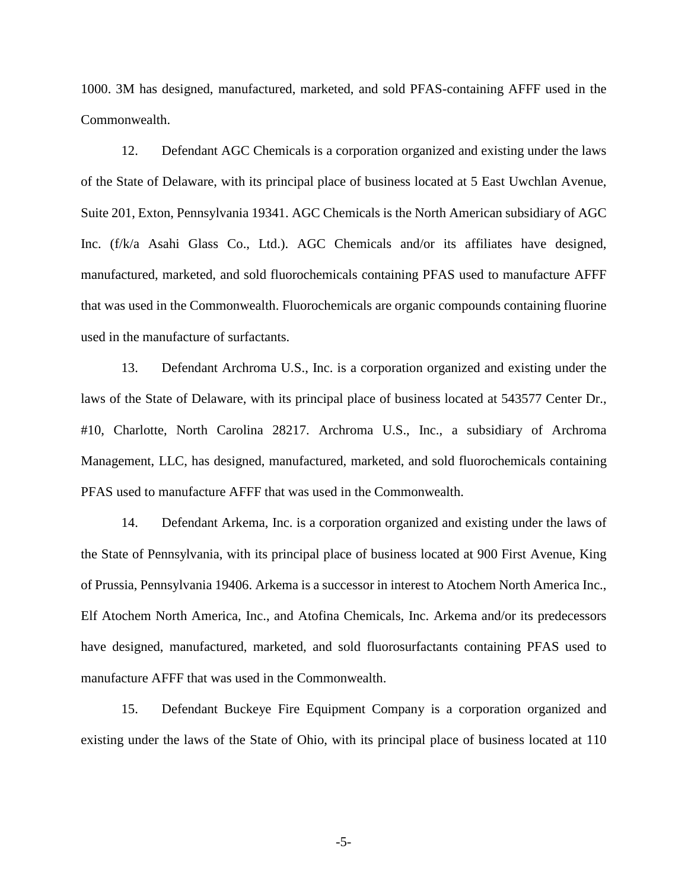1000. 3M has designed, manufactured, marketed, and sold PFAS-containing AFFF used in the Commonwealth.

12. Defendant AGC Chemicals is a corporation organized and existing under the laws of the State of Delaware, with its principal place of business located at 5 East Uwchlan Avenue, Suite 201, Exton, Pennsylvania 19341. AGC Chemicals is the North American subsidiary of AGC Inc. (f/k/a Asahi Glass Co., Ltd.). AGC Chemicals and/or its affiliates have designed, manufactured, marketed, and sold fluorochemicals containing PFAS used to manufacture AFFF that was used in the Commonwealth. Fluorochemicals are organic compounds containing fluorine used in the manufacture of surfactants.

13. Defendant Archroma U.S., Inc. is a corporation organized and existing under the laws of the State of Delaware, with its principal place of business located at 543577 Center Dr., #10, Charlotte, North Carolina 28217. Archroma U.S., Inc., a subsidiary of Archroma Management, LLC, has designed, manufactured, marketed, and sold fluorochemicals containing PFAS used to manufacture AFFF that was used in the Commonwealth.

14. Defendant Arkema, Inc. is a corporation organized and existing under the laws of the State of Pennsylvania, with its principal place of business located at 900 First Avenue, King of Prussia, Pennsylvania 19406. Arkema is a successor in interest to Atochem North America Inc., Elf Atochem North America, Inc., and Atofina Chemicals, Inc. Arkema and/or its predecessors have designed, manufactured, marketed, and sold fluorosurfactants containing PFAS used to manufacture AFFF that was used in the Commonwealth.

15. Defendant Buckeye Fire Equipment Company is a corporation organized and existing under the laws of the State of Ohio, with its principal place of business located at 110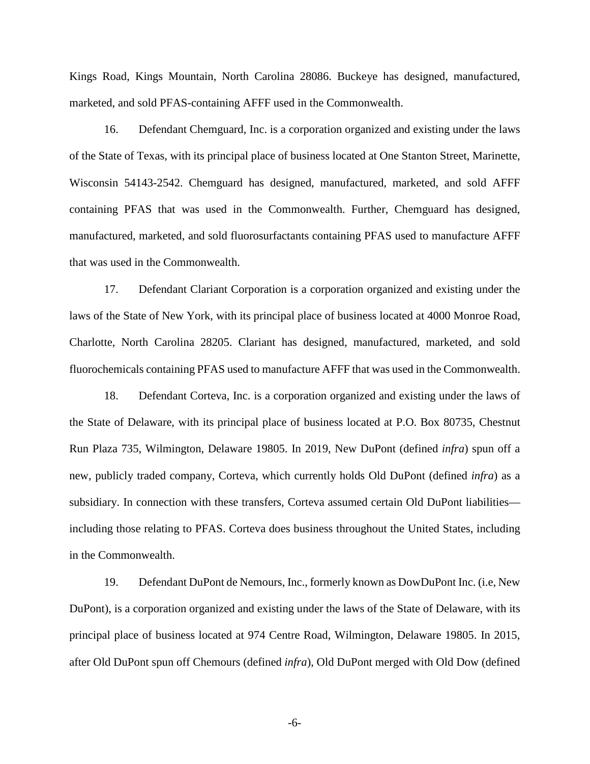Kings Road, Kings Mountain, North Carolina 28086. Buckeye has designed, manufactured, marketed, and sold PFAS-containing AFFF used in the Commonwealth.

16. Defendant Chemguard, Inc. is a corporation organized and existing under the laws of the State of Texas, with its principal place of business located at One Stanton Street, Marinette, Wisconsin 54143-2542. Chemguard has designed, manufactured, marketed, and sold AFFF containing PFAS that was used in the Commonwealth. Further, Chemguard has designed, manufactured, marketed, and sold fluorosurfactants containing PFAS used to manufacture AFFF that was used in the Commonwealth.

17. Defendant Clariant Corporation is a corporation organized and existing under the laws of the State of New York, with its principal place of business located at 4000 Monroe Road, Charlotte, North Carolina 28205. Clariant has designed, manufactured, marketed, and sold fluorochemicals containing PFAS used to manufacture AFFF that was used in the Commonwealth.

18. Defendant Corteva, Inc. is a corporation organized and existing under the laws of the State of Delaware, with its principal place of business located at P.O. Box 80735, Chestnut Run Plaza 735, Wilmington, Delaware 19805. In 2019, New DuPont (defined *infra*) spun off a new, publicly traded company, Corteva, which currently holds Old DuPont (defined *infra*) as a subsidiary. In connection with these transfers, Corteva assumed certain Old DuPont liabilities—including those relating to PFAS. Corteva does business throughout the United States, including in the Commonwealth.

19. Defendant DuPont de Nemours, Inc., formerly known as DowDuPont Inc. (i.e, New DuPont), is a corporation organized and existing under the laws of the State of Delaware, with its principal place of business located at 974 Centre Road, Wilmington, Delaware 19805. In 2015, after Old DuPont spun off Chemours (defined *infra*), Old DuPont merged with Old Dow (defined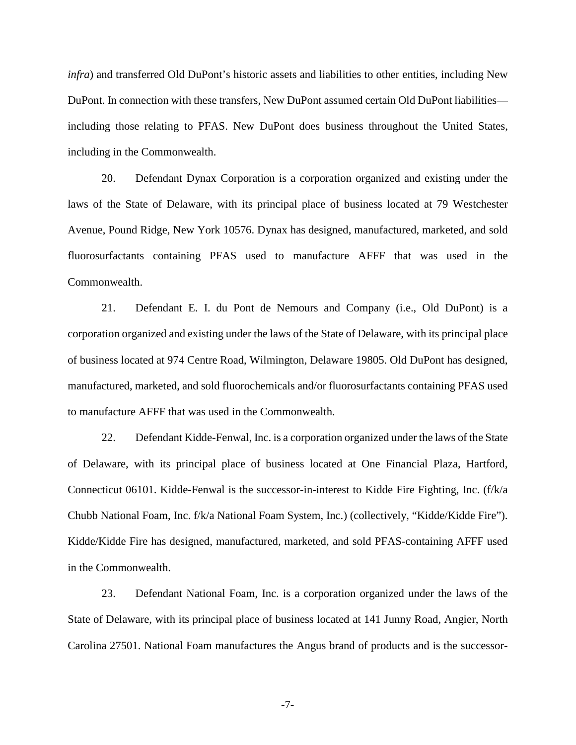*infra*) and transferred Old DuPont's historic assets and liabilities to other entities, including New DuPont. In connection with these transfers, New DuPont assumed certain Old DuPont liabilities—including those relating to PFAS. New DuPont does business throughout the United States, including in the Commonwealth.

20. Defendant Dynax Corporation is a corporation organized and existing under the laws of the State of Delaware, with its principal place of business located at 79 Westchester Avenue, Pound Ridge, New York 10576. Dynax has designed, manufactured, marketed, and sold fluorosurfactants containing PFAS used to manufacture AFFF that was used in the Commonwealth.

21. Defendant E. I. du Pont de Nemours and Company (i.e., Old DuPont) is a corporation organized and existing under the laws of the State of Delaware, with its principal place of business located at 974 Centre Road, Wilmington, Delaware 19805. Old DuPont has designed, manufactured, marketed, and sold fluorochemicals and/or fluorosurfactants containing PFAS used to manufacture AFFF that was used in the Commonwealth.

22. Defendant Kidde-Fenwal, Inc. is a corporation organized under the laws of the State of Delaware, with its principal place of business located at One Financial Plaza, Hartford, Connecticut 06101. Kidde-Fenwal is the successor-in-interest to Kidde Fire Fighting, Inc. (f/k/a Chubb National Foam, Inc. f/k/a National Foam System, Inc.) (collectively, "Kidde/Kidde Fire"). Kidde/Kidde Fire has designed, manufactured, marketed, and sold PFAS-containing AFFF used in the Commonwealth.

23. Defendant National Foam, Inc. is a corporation organized under the laws of the State of Delaware, with its principal place of business located at 141 Junny Road, Angier, North Carolina 27501. National Foam manufactures the Angus brand of products and is the successor-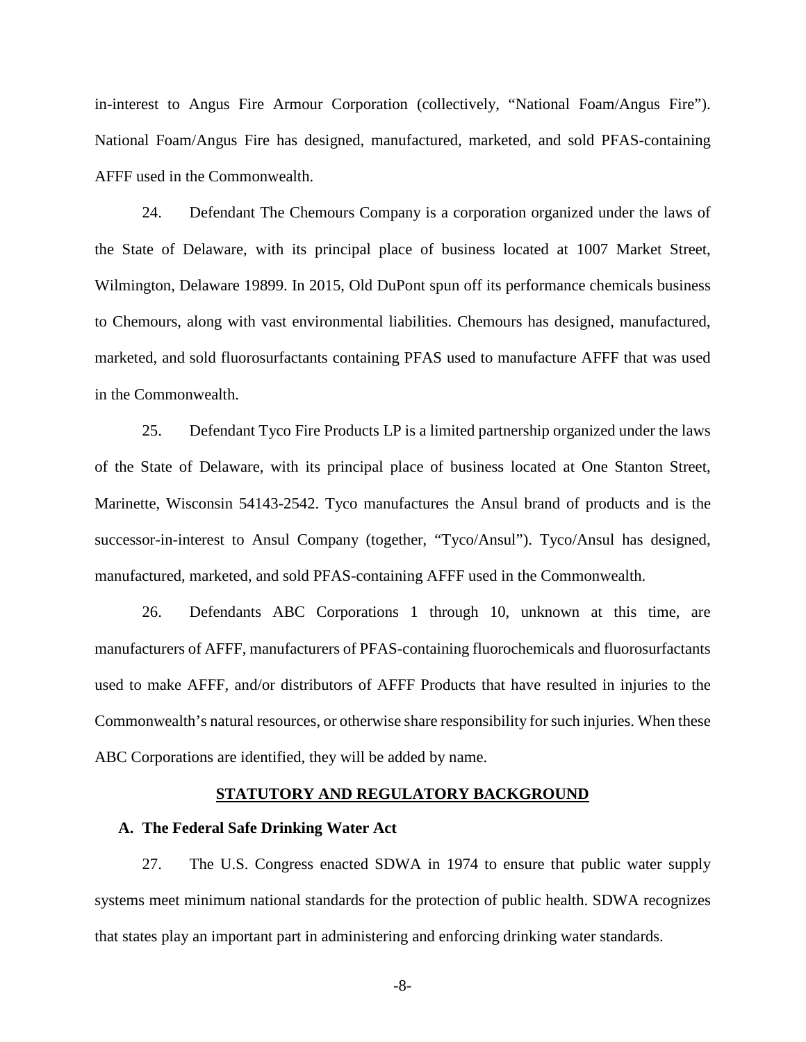in-interest to Angus Fire Armour Corporation (collectively, "National Foam/Angus Fire"). National Foam/Angus Fire has designed, manufactured, marketed, and sold PFAS-containing AFFF used in the Commonwealth.

24. Defendant The Chemours Company is a corporation organized under the laws of the State of Delaware, with its principal place of business located at 1007 Market Street, Wilmington, Delaware 19899. In 2015, Old DuPont spun off its performance chemicals business to Chemours, along with vast environmental liabilities. Chemours has designed, manufactured, marketed, and sold fluorosurfactants containing PFAS used to manufacture AFFF that was used in the Commonwealth.

25. Defendant Tyco Fire Products LP is a limited partnership organized under the laws of the State of Delaware, with its principal place of business located at One Stanton Street, Marinette, Wisconsin 54143-2542. Tyco manufactures the Ansul brand of products and is the successor-in-interest to Ansul Company (together, "Tyco/Ansul"). Tyco/Ansul has designed, manufactured, marketed, and sold PFAS-containing AFFF used in the Commonwealth.

26. Defendants ABC Corporations 1 through 10, unknown at this time, are manufacturers of AFFF, manufacturers of PFAS-containing fluorochemicals and fluorosurfactants used to make AFFF, and/or distributors of AFFF Products that have resulted in injuries to the Commonwealth's natural resources, or otherwise share responsibility for such injuries. When these ABC Corporations are identified, they will be added by name.

## STATUTORY AND REGULATORY BACKGROUND

### A. The Federal Safe Drinking Water Act

27. The U.S. Congress enacted SDWA in 1974 to ensure that public water supply systems meet minimum national standards for the protection of public health. SDWA recognizes that states play an important part in administering and enforcing drinking water standards.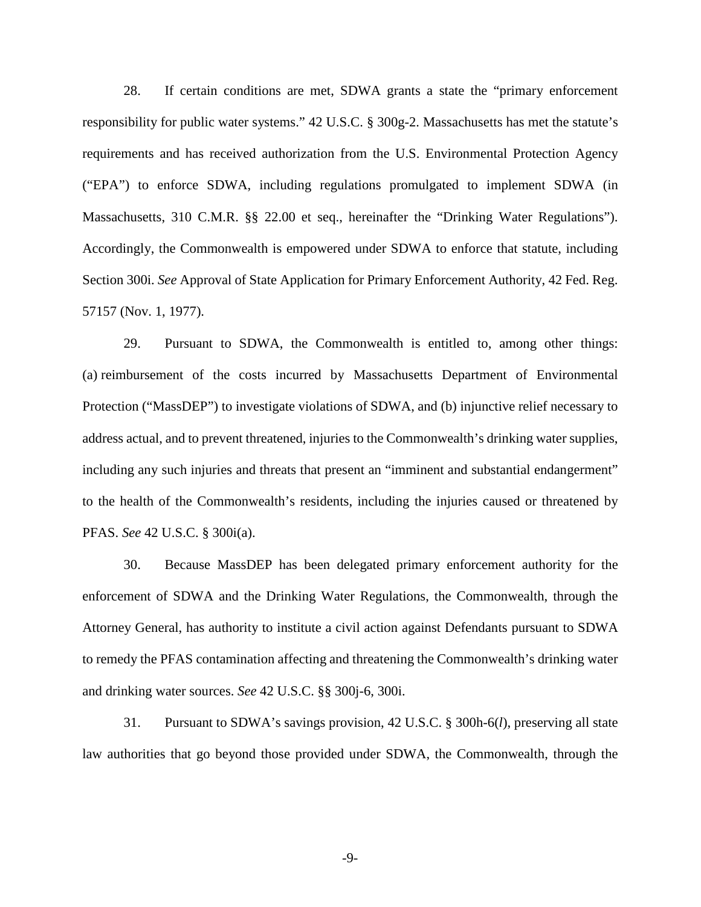28. If certain conditions are met, SDWA grants a state the "primary enforcement responsibility for public water systems." 42 U.S.C. § 300g-2. Massachusetts has met the statute's requirements and has received authorization from the U.S. Environmental Protection Agency ("EPA") to enforce SDWA, including regulations promulgated to implement SDWA (in Massachusetts, 310 C.M.R. §§ 22.00 et seq., hereinafter the "Drinking Water Regulations"). Accordingly, the Commonwealth is empowered under SDWA to enforce that statute, including Section 300i. *See* Approval of State Application for Primary Enforcement Authority, 42 Fed. Reg. 57157 (Nov. 1, 1977).

29. Pursuant to SDWA, the Commonwealth is entitled to, among other things: (a) reimbursement of the costs incurred by Massachusetts Department of Environmental Protection ("MassDEP") to investigate violations of SDWA, and (b) injunctive relief necessary to address actual, and to prevent threatened, injuries to the Commonwealth's drinking water supplies, including any such injuries and threats that present an "imminent and substantial endangerment" to the health of the Commonwealth's residents, including the injuries caused or threatened by PFAS. *See* 42 U.S.C. § 300i(a).

30. Because MassDEP has been delegated primary enforcement authority for the enforcement of SDWA and the Drinking Water Regulations, the Commonwealth, through the Attorney General, has authority to institute a civil action against Defendants pursuant to SDWA to remedy the PFAS contamination affecting and threatening the Commonwealth's drinking water and drinking water sources. *See* 42 U.S.C. §§ 300j-6, 300i.

31. Pursuant to SDWA's savings provision, 42 U.S.C. § 300h-6(*l*), preserving all state law authorities that go beyond those provided under SDWA, the Commonwealth, through the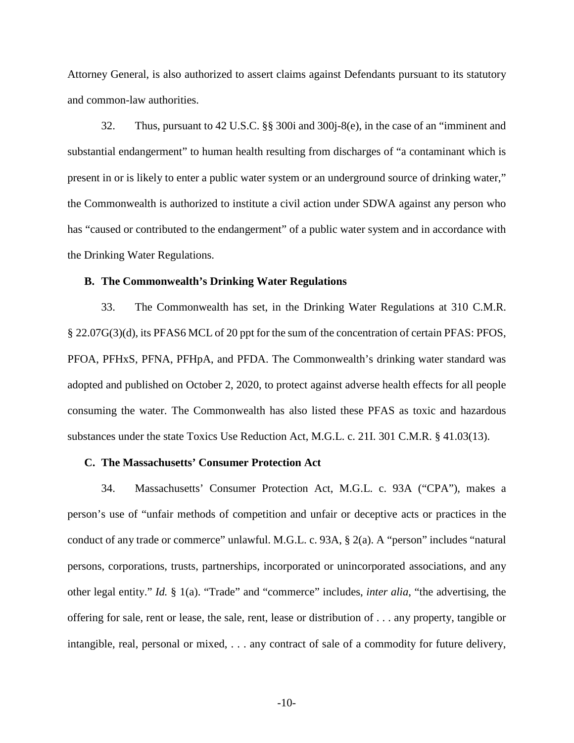Attorney General, is also authorized to assert claims against Defendants pursuant to its statutory and common-law authorities.

32. Thus, pursuant to 42 U.S.C. §§ 300i and 300j-8(e), in the case of an "imminent and substantial endangerment" to human health resulting from discharges of "a contaminant which is present in or is likely to enter a public water system or an underground source of drinking water," the Commonwealth is authorized to institute a civil action under SDWA against any person who has "caused or contributed to the endangerment" of a public water system and in accordance with the Drinking Water Regulations.

### B. The Commonwealth's Drinking Water Regulations

33. The Commonwealth has set, in the Drinking Water Regulations at 310 C.M.R. § 22.07G(3)(d), its PFAS6 MCL of 20 ppt for the sum of the concentration of certain PFAS: PFOS, PFOA, PFHxS, PFNA, PFHpA, and PFDA. The Commonwealth's drinking water standard was adopted and published on October 2, 2020, to protect against adverse health effects for all people consuming the water. The Commonwealth has also listed these PFAS as toxic and hazardous substances under the state Toxics Use Reduction Act, M.G.L. c. 21I. 301 C.M.R. § 41.03(13).

### C. The Massachusetts' Consumer Protection Act

34. Massachusetts' Consumer Protection Act, M.G.L. c. 93A ("CPA"), makes a person's use of "unfair methods of competition and unfair or deceptive acts or practices in the conduct of any trade or commerce" unlawful. M.G.L. c. 93A, § 2(a). A "person" includes "natural persons, corporations, trusts, partnerships, incorporated or unincorporated associations, and any other legal entity." *Id.* § 1(a). "Trade" and "commerce" includes, *inter alia*, "the advertising, the offering for sale, rent or lease, the sale, rent, lease or distribution of . . . any property, tangible or intangible, real, personal or mixed, . . . any contract of sale of a commodity for future delivery,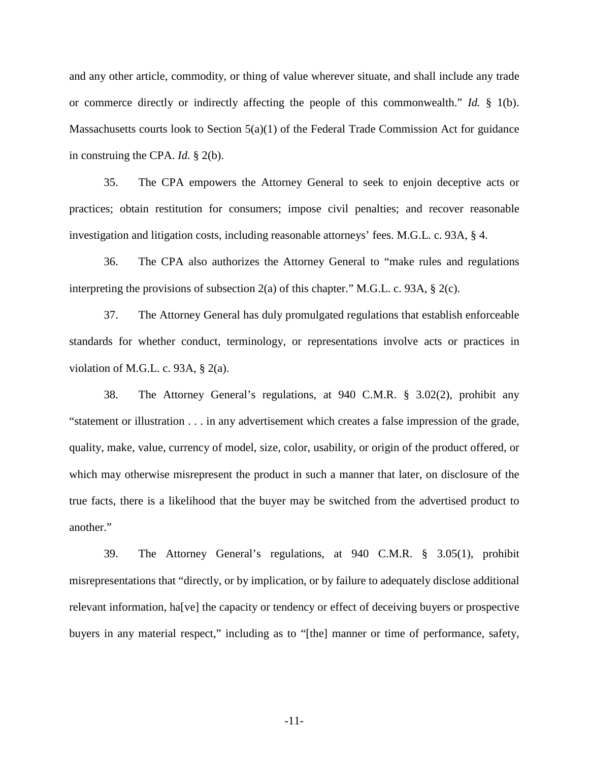and any other article, commodity, or thing of value wherever situate, and shall include any trade or commerce directly or indirectly affecting the people of this commonwealth." *Id.* § 1(b). Massachusetts courts look to Section 5(a)(1) of the Federal Trade Commission Act for guidance in construing the CPA. *Id.* § 2(b).

35. The CPA empowers the Attorney General to seek to enjoin deceptive acts or practices; obtain restitution for consumers; impose civil penalties; and recover reasonable investigation and litigation costs, including reasonable attorneys' fees. M.G.L. c. 93A, § 4.

36. The CPA also authorizes the Attorney General to "make rules and regulations interpreting the provisions of subsection 2(a) of this chapter." M.G.L. c. 93A, § 2(c).

37. The Attorney General has duly promulgated regulations that establish enforceable standards for whether conduct, terminology, or representations involve acts or practices in violation of M.G.L. c. 93A, § 2(a).

38. The Attorney General's regulations, at 940 C.M.R. § 3.02(2), prohibit any "statement or illustration . . . in any advertisement which creates a false impression of the grade, quality, make, value, currency of model, size, color, usability, or origin of the product offered, or which may otherwise misrepresent the product in such a manner that later, on disclosure of the true facts, there is a likelihood that the buyer may be switched from the advertised product to another."

39. The Attorney General's regulations, at 940 C.M.R. § 3.05(1), prohibit misrepresentations that "directly, or by implication, or by failure to adequately disclose additional relevant information, ha[ve] the capacity or tendency or effect of deceiving buyers or prospective buyers in any material respect," including as to "[the] manner or time of performance, safety,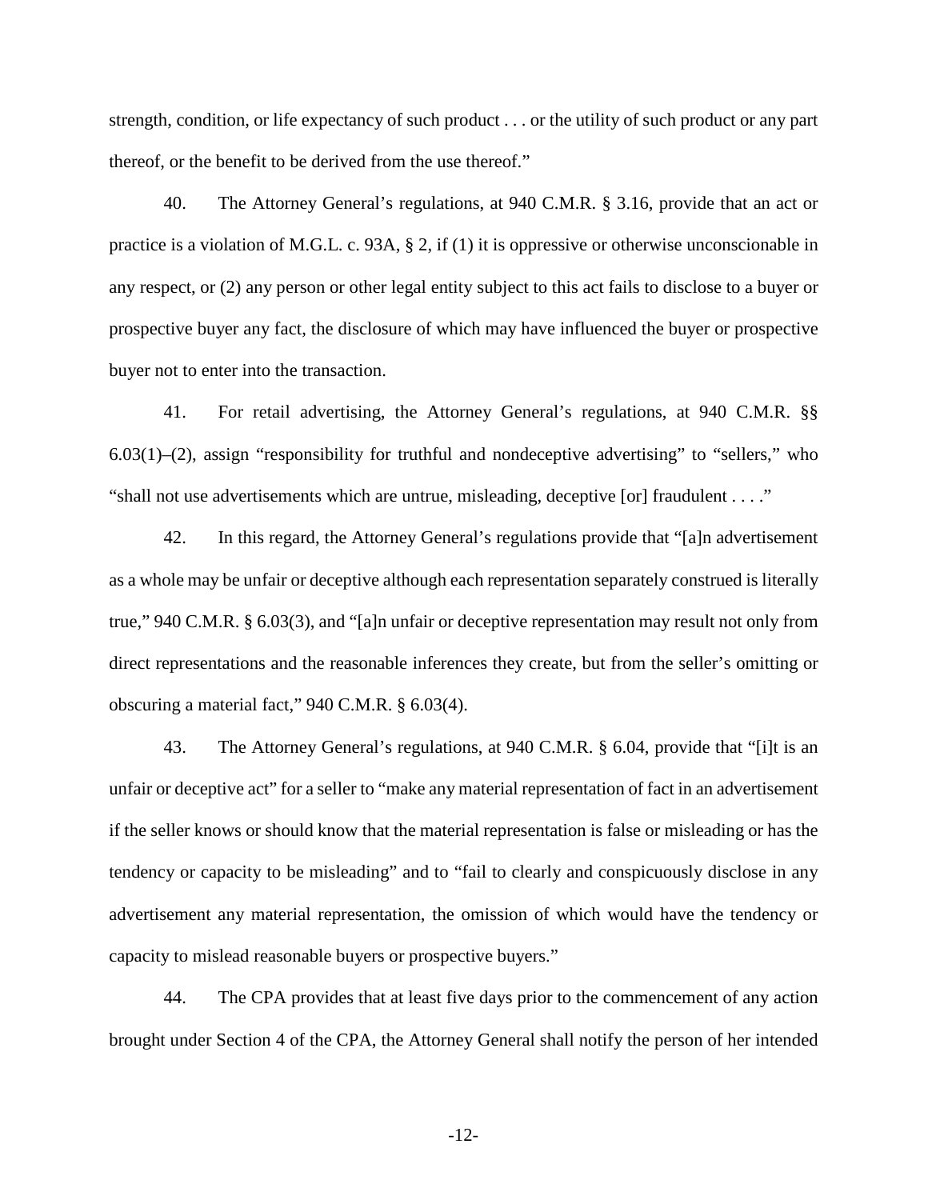strength, condition, or life expectancy of such product . . . or the utility of such product or any part thereof, or the benefit to be derived from the use thereof."

40. The Attorney General's regulations, at 940 C.M.R. § 3.16, provide that an act or practice is a violation of M.G.L. c. 93A, § 2, if (1) it is oppressive or otherwise unconscionable in any respect, or (2) any person or other legal entity subject to this act fails to disclose to a buyer or prospective buyer any fact, the disclosure of which may have influenced the buyer or prospective buyer not to enter into the transaction.

41. For retail advertising, the Attorney General's regulations, at 940 C.M.R. §§ 6.03(1)–(2), assign "responsibility for truthful and nondeceptive advertising" to "sellers," who "shall not use advertisements which are untrue, misleading, deceptive [or] fraudulent . . . ."

42. In this regard, the Attorney General's regulations provide that "[a]n advertisement as a whole may be unfair or deceptive although each representation separately construed is literally true," 940 C.M.R. § 6.03(3), and "[a]n unfair or deceptive representation may result not only from direct representations and the reasonable inferences they create, but from the seller's omitting or obscuring a material fact," 940 C.M.R. § 6.03(4).

43. The Attorney General's regulations, at 940 C.M.R. § 6.04, provide that "[i]t is an unfair or deceptive act" for a seller to "make any material representation of fact in an advertisement if the seller knows or should know that the material representation is false or misleading or has the tendency or capacity to be misleading" and to "fail to clearly and conspicuously disclose in any advertisement any material representation, the omission of which would have the tendency or capacity to mislead reasonable buyers or prospective buyers."

44. The CPA provides that at least five days prior to the commencement of any action brought under Section 4 of the CPA, the Attorney General shall notify the person of her intended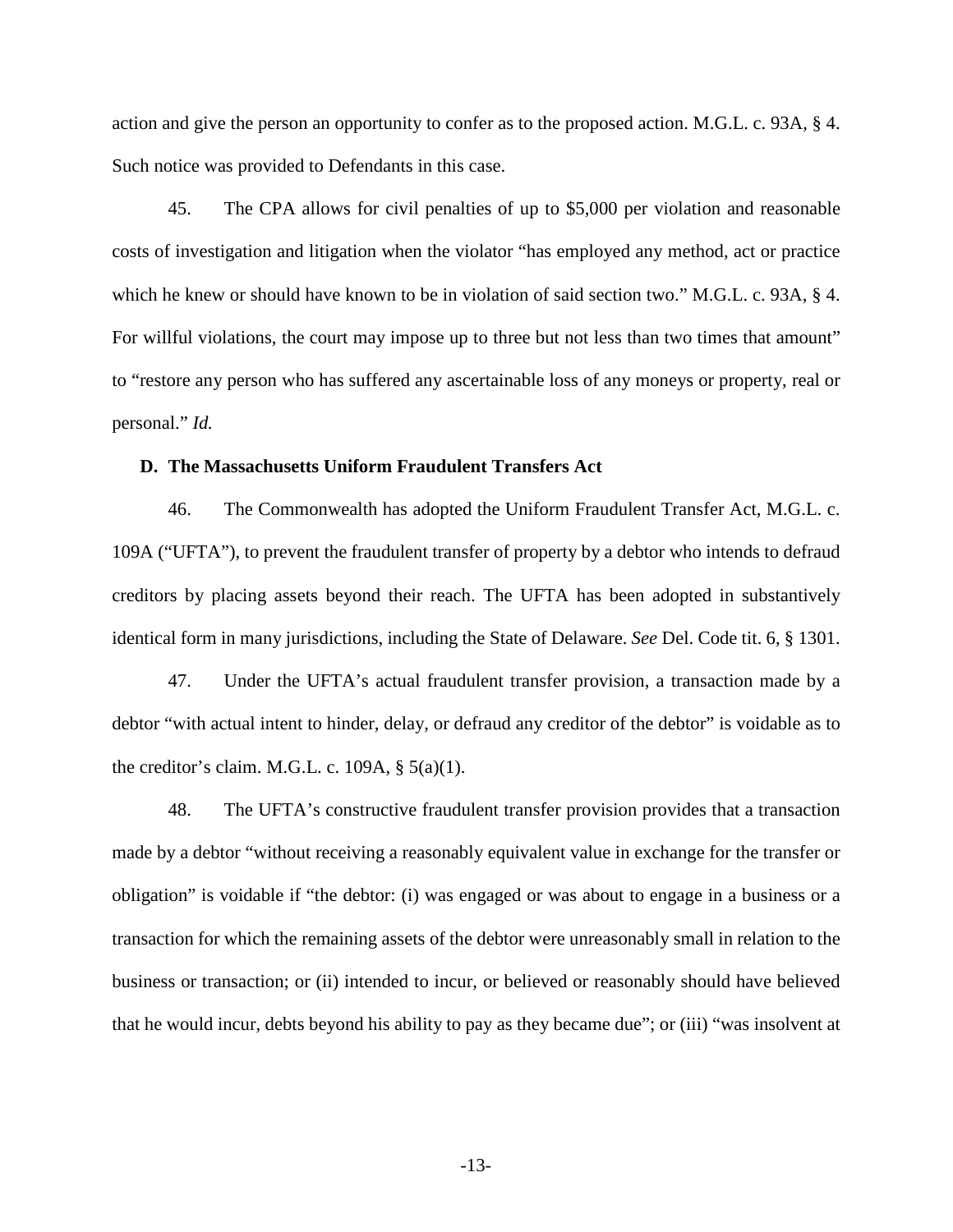action and give the person an opportunity to confer as to the proposed action. M.G.L. c. 93A, § 4. Such notice was provided to Defendants in this case.

45. The CPA allows for civil penalties of up to $5,000 per violation and reasonable costs of investigation and litigation when the violator "has employed any method, act or practice which he knew or should have known to be in violation of said section two." M.G.L. c. 93A, § 4. For willful violations, the court may impose up to three but not less than two times that amount" to "restore any person who has suffered any ascertainable loss of any moneys or property, real or personal." *Id.*

### D. The Massachusetts Uniform Fraudulent Transfers Act

46. The Commonwealth has adopted the Uniform Fraudulent Transfer Act, M.G.L. c. 109A ("UFTA"), to prevent the fraudulent transfer of property by a debtor who intends to defraud creditors by placing assets beyond their reach. The UFTA has been adopted in substantively identical form in many jurisdictions, including the State of Delaware. *See* Del. Code tit. 6, § 1301.

47. Under the UFTA's actual fraudulent transfer provision, a transaction made by a debtor "with actual intent to hinder, delay, or defraud any creditor of the debtor" is voidable as to the creditor's claim. M.G.L. c. 109A, § 5(a)(1).

48. The UFTA's constructive fraudulent transfer provision provides that a transaction made by a debtor "without receiving a reasonably equivalent value in exchange for the transfer or obligation" is voidable if "the debtor: (i) was engaged or was about to engage in a business or a transaction for which the remaining assets of the debtor were unreasonably small in relation to the business or transaction; or (ii) intended to incur, or believed or reasonably should have believed that he would incur, debts beyond his ability to pay as they became due"; or (iii) "was insolvent at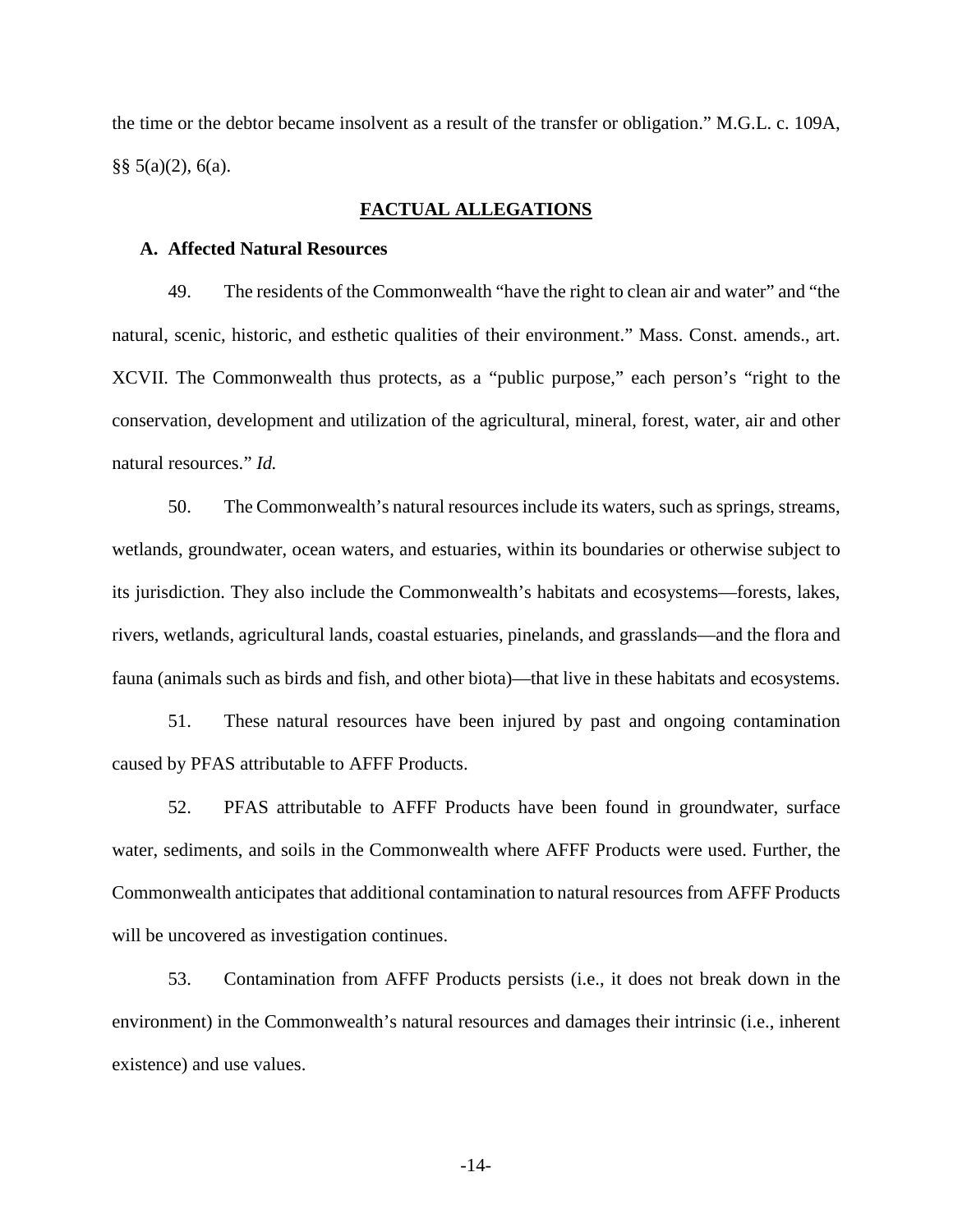the time or the debtor became insolvent as a result of the transfer or obligation." M.G.L. c. 109A, §§ 5(a)(2), 6(a).

## FACTUAL ALLEGATIONS

### A. Affected Natural Resources

49. The residents of the Commonwealth "have the right to clean air and water" and "the natural, scenic, historic, and esthetic qualities of their environment." Mass. Const. amends., art. XCVII. The Commonwealth thus protects, as a "public purpose," each person's "right to the conservation, development and utilization of the agricultural, mineral, forest, water, air and other natural resources." *Id.*

50. The Commonwealth's natural resources include its waters, such as springs, streams, wetlands, groundwater, ocean waters, and estuaries, within its boundaries or otherwise subject to its jurisdiction. They also include the Commonwealth's habitats and ecosystems—forests, lakes, rivers, wetlands, agricultural lands, coastal estuaries, pinelands, and grasslands—and the flora and fauna (animals such as birds and fish, and other biota)—that live in these habitats and ecosystems.

51. These natural resources have been injured by past and ongoing contamination caused by PFAS attributable to AFFF Products.

52. PFAS attributable to AFFF Products have been found in groundwater, surface water, sediments, and soils in the Commonwealth where AFFF Products were used. Further, the Commonwealth anticipates that additional contamination to natural resources from AFFF Products will be uncovered as investigation continues.

53. Contamination from AFFF Products persists (i.e., it does not break down in the environment) in the Commonwealth's natural resources and damages their intrinsic (i.e., inherent existence) and use values.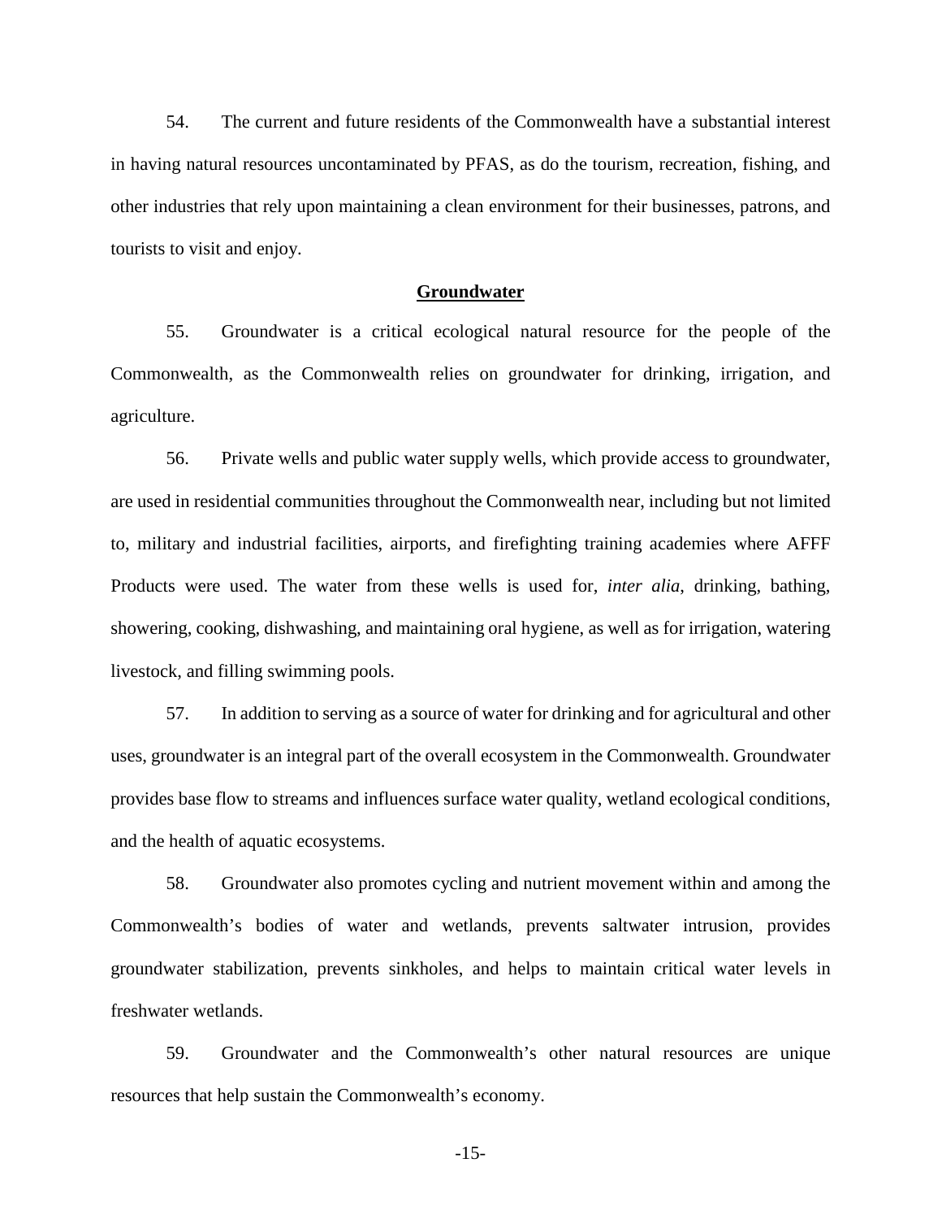54. The current and future residents of the Commonwealth have a substantial interest in having natural resources uncontaminated by PFAS, as do the tourism, recreation, fishing, and other industries that rely upon maintaining a clean environment for their businesses, patrons, and tourists to visit and enjoy.

## **Groundwater**

55. Groundwater is a critical ecological natural resource for the people of the Commonwealth, as the Commonwealth relies on groundwater for drinking, irrigation, and agriculture.

56. Private wells and public water supply wells, which provide access to groundwater, are used in residential communities throughout the Commonwealth near, including but not limited to, military and industrial facilities, airports, and firefighting training academies where AFFF Products were used. The water from these wells is used for, *inter alia*, drinking, bathing, showering, cooking, dishwashing, and maintaining oral hygiene, as well as for irrigation, watering livestock, and filling swimming pools.

57. In addition to serving as a source of water for drinking and for agricultural and other uses, groundwater is an integral part of the overall ecosystem in the Commonwealth. Groundwater provides base flow to streams and influences surface water quality, wetland ecological conditions, and the health of aquatic ecosystems.

58. Groundwater also promotes cycling and nutrient movement within and among the Commonwealth's bodies of water and wetlands, prevents saltwater intrusion, provides groundwater stabilization, prevents sinkholes, and helps to maintain critical water levels in freshwater wetlands.

59. Groundwater and the Commonwealth's other natural resources are unique resources that help sustain the Commonwealth's economy.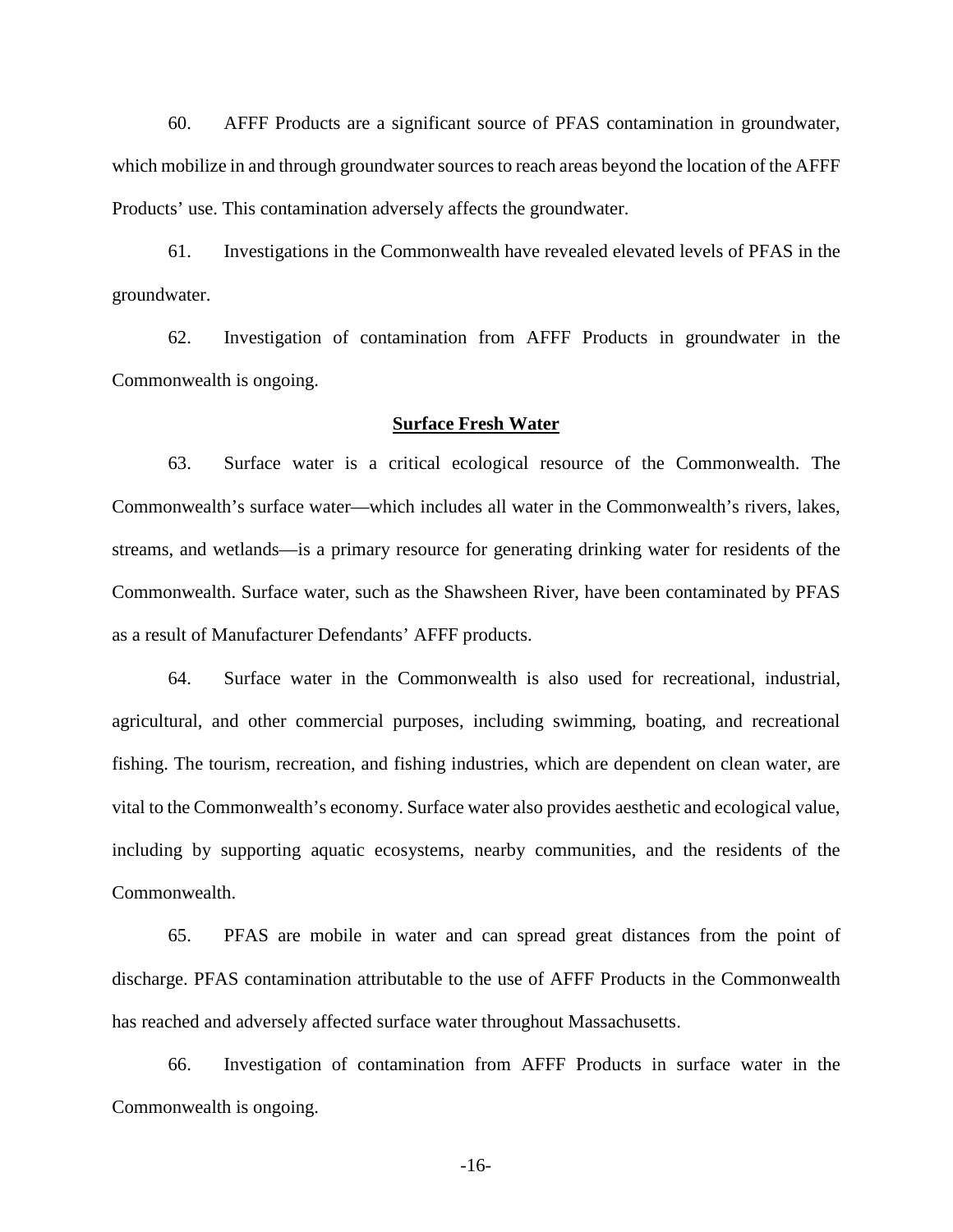60. AFFF Products are a significant source of PFAS contamination in groundwater, which mobilize in and through groundwater sources to reach areas beyond the location of the AFFF Products' use. This contamination adversely affects the groundwater.

61. Investigations in the Commonwealth have revealed elevated levels of PFAS in the groundwater.

62. Investigation of contamination from AFFF Products in groundwater in the Commonwealth is ongoing.

### **Surface Fresh Water**

63. Surface water is a critical ecological resource of the Commonwealth. The Commonwealth's surface water—which includes all water in the Commonwealth's rivers, lakes, streams, and wetlands—is a primary resource for generating drinking water for residents of the Commonwealth. Surface water, such as the Shawsheen River, have been contaminated by PFAS as a result of Manufacturer Defendants' AFFF products.

64. Surface water in the Commonwealth is also used for recreational, industrial, agricultural, and other commercial purposes, including swimming, boating, and recreational fishing. The tourism, recreation, and fishing industries, which are dependent on clean water, are vital to the Commonwealth's economy. Surface water also provides aesthetic and ecological value, including by supporting aquatic ecosystems, nearby communities, and the residents of the Commonwealth.

65. PFAS are mobile in water and can spread great distances from the point of discharge. PFAS contamination attributable to the use of AFFF Products in the Commonwealth has reached and adversely affected surface water throughout Massachusetts.

66. Investigation of contamination from AFFF Products in surface water in the Commonwealth is ongoing.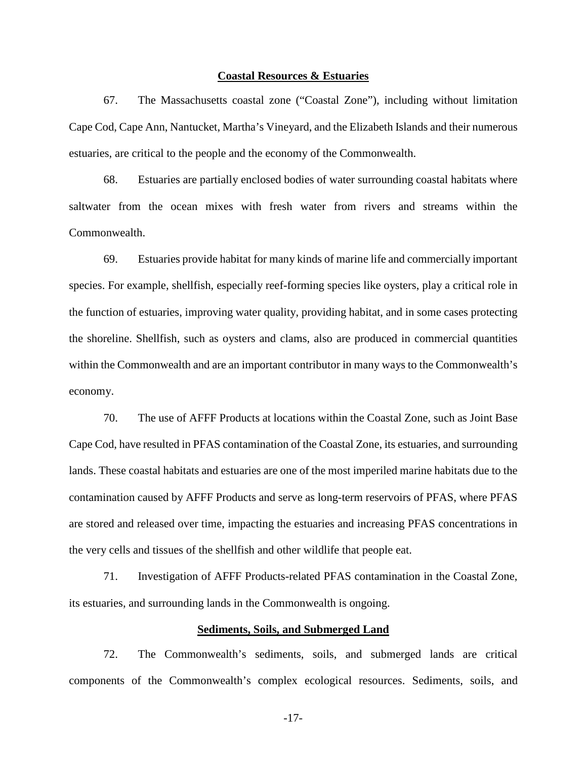**Coastal Resources & Estuaries**

67. The Massachusetts coastal zone ("Coastal Zone"), including without limitation Cape Cod, Cape Ann, Nantucket, Martha's Vineyard, and the Elizabeth Islands and their numerous estuaries, are critical to the people and the economy of the Commonwealth.

68. Estuaries are partially enclosed bodies of water surrounding coastal habitats where saltwater from the ocean mixes with fresh water from rivers and streams within the Commonwealth.

69. Estuaries provide habitat for many kinds of marine life and commercially important species. For example, shellfish, especially reef-forming species like oysters, play a critical role in the function of estuaries, improving water quality, providing habitat, and in some cases protecting the shoreline. Shellfish, such as oysters and clams, also are produced in commercial quantities within the Commonwealth and are an important contributor in many ways to the Commonwealth's economy.

70. The use of AFFF Products at locations within the Coastal Zone, such as Joint Base Cape Cod, have resulted in PFAS contamination of the Coastal Zone, its estuaries, and surrounding lands. These coastal habitats and estuaries are one of the most imperiled marine habitats due to the contamination caused by AFFF Products and serve as long-term reservoirs of PFAS, where PFAS are stored and released over time, impacting the estuaries and increasing PFAS concentrations in the very cells and tissues of the shellfish and other wildlife that people eat.

71. Investigation of AFFF Products-related PFAS contamination in the Coastal Zone, its estuaries, and surrounding lands in the Commonwealth is ongoing.

**Sediments, Soils, and Submerged Land**

72. The Commonwealth's sediments, soils, and submerged lands are critical components of the Commonwealth's complex ecological resources. Sediments, soils, and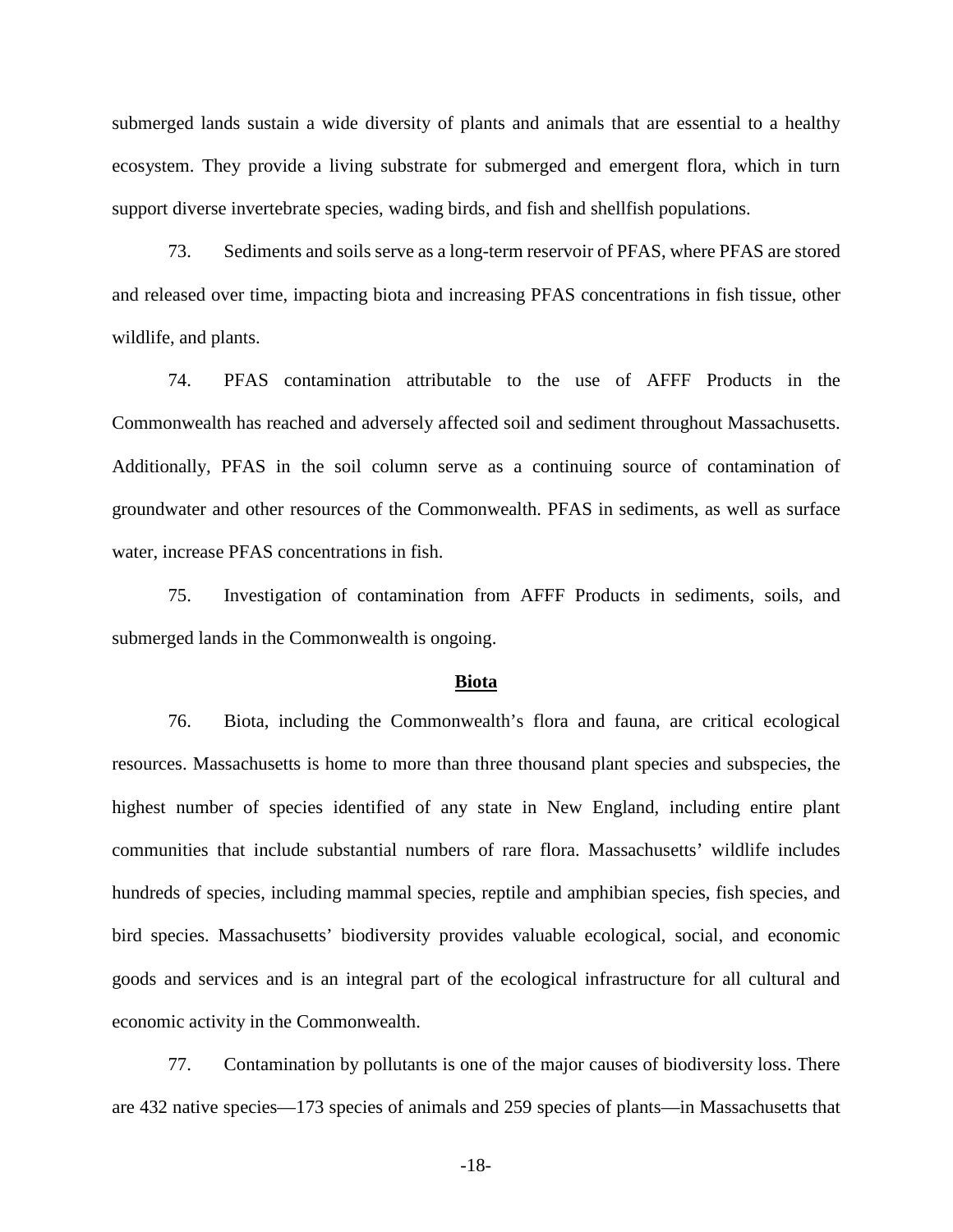submerged lands sustain a wide diversity of plants and animals that are essential to a healthy ecosystem. They provide a living substrate for submerged and emergent flora, which in turn support diverse invertebrate species, wading birds, and fish and shellfish populations.

73. Sediments and soils serve as a long-term reservoir of PFAS, where PFAS are stored and released over time, impacting biota and increasing PFAS concentrations in fish tissue, other wildlife, and plants.

74. PFAS contamination attributable to the use of AFFF Products in the Commonwealth has reached and adversely affected soil and sediment throughout Massachusetts. Additionally, PFAS in the soil column serve as a continuing source of contamination of groundwater and other resources of the Commonwealth. PFAS in sediments, as well as surface water, increase PFAS concentrations in fish.

75. Investigation of contamination from AFFF Products in sediments, soils, and submerged lands in the Commonwealth is ongoing.

## **Biota**

76. Biota, including the Commonwealth's flora and fauna, are critical ecological resources. Massachusetts is home to more than three thousand plant species and subspecies, the highest number of species identified of any state in New England, including entire plant communities that include substantial numbers of rare flora. Massachusetts' wildlife includes hundreds of species, including mammal species, reptile and amphibian species, fish species, and bird species. Massachusetts' biodiversity provides valuable ecological, social, and economic goods and services and is an integral part of the ecological infrastructure for all cultural and economic activity in the Commonwealth.

77. Contamination by pollutants is one of the major causes of biodiversity loss. There are 432 native species—173 species of animals and 259 species of plants—in Massachusetts that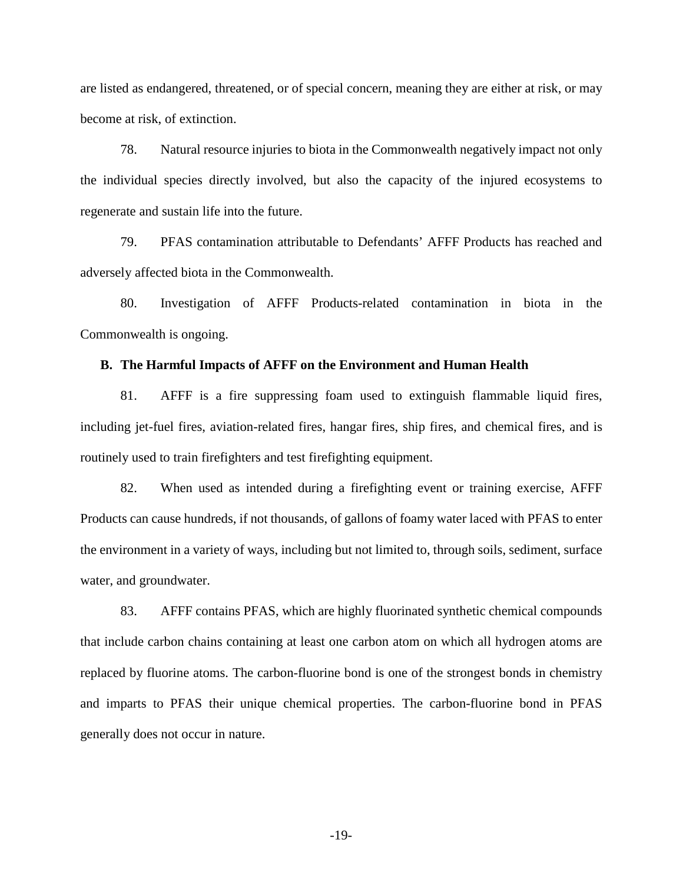are listed as endangered, threatened, or of special concern, meaning they are either at risk, or may become at risk, of extinction.

78. Natural resource injuries to biota in the Commonwealth negatively impact not only the individual species directly involved, but also the capacity of the injured ecosystems to regenerate and sustain life into the future.

79. PFAS contamination attributable to Defendants' AFFF Products has reached and adversely affected biota in the Commonwealth.

80. Investigation of AFFF Products-related contamination in biota in the Commonwealth is ongoing.

### B. The Harmful Impacts of AFFF on the Environment and Human Health

81. AFFF is a fire suppressing foam used to extinguish flammable liquid fires, including jet-fuel fires, aviation-related fires, hangar fires, ship fires, and chemical fires, and is routinely used to train firefighters and test firefighting equipment.

82. When used as intended during a firefighting event or training exercise, AFFF Products can cause hundreds, if not thousands, of gallons of foamy water laced with PFAS to enter the environment in a variety of ways, including but not limited to, through soils, sediment, surface water, and groundwater.

83. AFFF contains PFAS, which are highly fluorinated synthetic chemical compounds that include carbon chains containing at least one carbon atom on which all hydrogen atoms are replaced by fluorine atoms. The carbon-fluorine bond is one of the strongest bonds in chemistry and imparts to PFAS their unique chemical properties. The carbon-fluorine bond in PFAS generally does not occur in nature.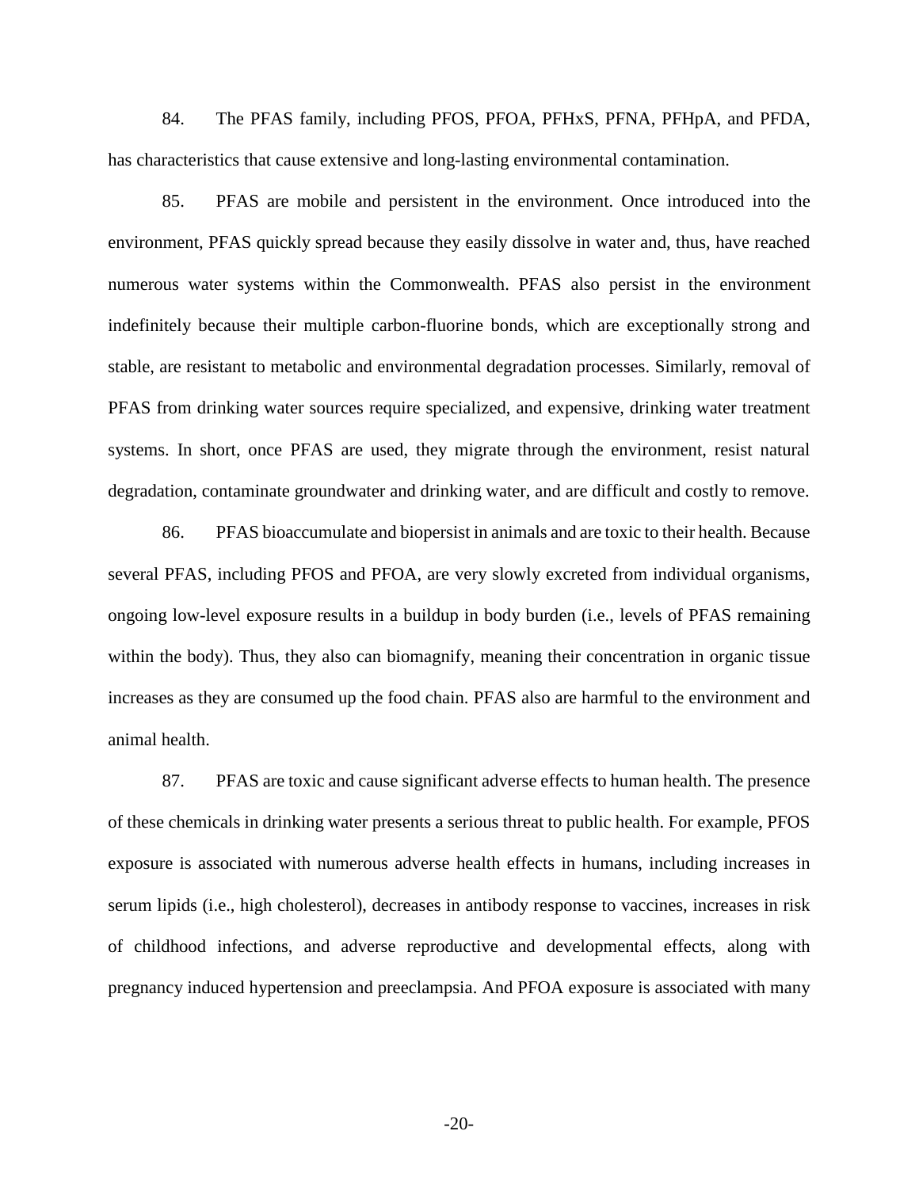84. The PFAS family, including PFOS, PFOA, PFHxS, PFNA, PFHpA, and PFDA, has characteristics that cause extensive and long-lasting environmental contamination.

85. PFAS are mobile and persistent in the environment. Once introduced into the environment, PFAS quickly spread because they easily dissolve in water and, thus, have reached numerous water systems within the Commonwealth. PFAS also persist in the environment indefinitely because their multiple carbon-fluorine bonds, which are exceptionally strong and stable, are resistant to metabolic and environmental degradation processes. Similarly, removal of PFAS from drinking water sources require specialized, and expensive, drinking water treatment systems. In short, once PFAS are used, they migrate through the environment, resist natural degradation, contaminate groundwater and drinking water, and are difficult and costly to remove.

86. PFAS bioaccumulate and biopersist in animals and are toxic to their health. Because several PFAS, including PFOS and PFOA, are very slowly excreted from individual organisms, ongoing low-level exposure results in a buildup in body burden (i.e., levels of PFAS remaining within the body). Thus, they also can biomagnify, meaning their concentration in organic tissue increases as they are consumed up the food chain. PFAS also are harmful to the environment and animal health.

87. PFAS are toxic and cause significant adverse effects to human health. The presence of these chemicals in drinking water presents a serious threat to public health. For example, PFOS exposure is associated with numerous adverse health effects in humans, including increases in serum lipids (i.e., high cholesterol), decreases in antibody response to vaccines, increases in risk of childhood infections, and adverse reproductive and developmental effects, along with pregnancy induced hypertension and preeclampsia. And PFOA exposure is associated with many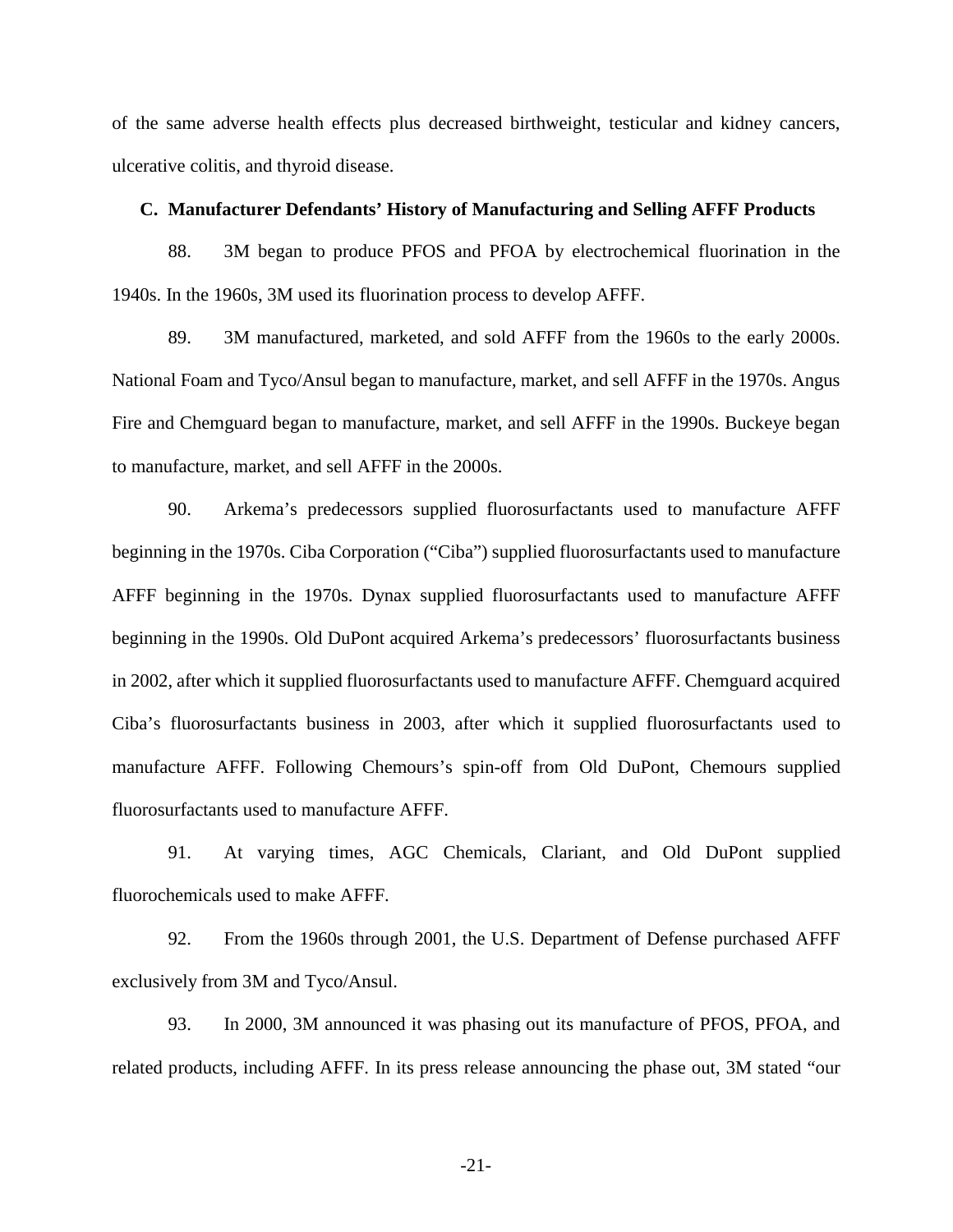of the same adverse health effects plus decreased birthweight, testicular and kidney cancers, ulcerative colitis, and thyroid disease.

### C. Manufacturer Defendants' History of Manufacturing and Selling AFFF Products

88. 3M began to produce PFOS and PFOA by electrochemical fluorination in the 1940s. In the 1960s, 3M used its fluorination process to develop AFFF.

89. 3M manufactured, marketed, and sold AFFF from the 1960s to the early 2000s. National Foam and Tyco/Ansul began to manufacture, market, and sell AFFF in the 1970s. Angus Fire and Chemguard began to manufacture, market, and sell AFFF in the 1990s. Buckeye began to manufacture, market, and sell AFFF in the 2000s.

90. Arkema's predecessors supplied fluorosurfactants used to manufacture AFFF beginning in the 1970s. Ciba Corporation ("Ciba") supplied fluorosurfactants used to manufacture AFFF beginning in the 1970s. Dynax supplied fluorosurfactants used to manufacture AFFF beginning in the 1990s. Old DuPont acquired Arkema's predecessors' fluorosurfactants business in 2002, after which it supplied fluorosurfactants used to manufacture AFFF. Chemguard acquired Ciba's fluorosurfactants business in 2003, after which it supplied fluorosurfactants used to manufacture AFFF. Following Chemours's spin-off from Old DuPont, Chemours supplied fluorosurfactants used to manufacture AFFF.

91. At varying times, AGC Chemicals, Clariant, and Old DuPont supplied fluorochemicals used to make AFFF.

92. From the 1960s through 2001, the U.S. Department of Defense purchased AFFF exclusively from 3M and Tyco/Ansul.

93. In 2000, 3M announced it was phasing out its manufacture of PFOS, PFOA, and related products, including AFFF. In its press release announcing the phase out, 3M stated "our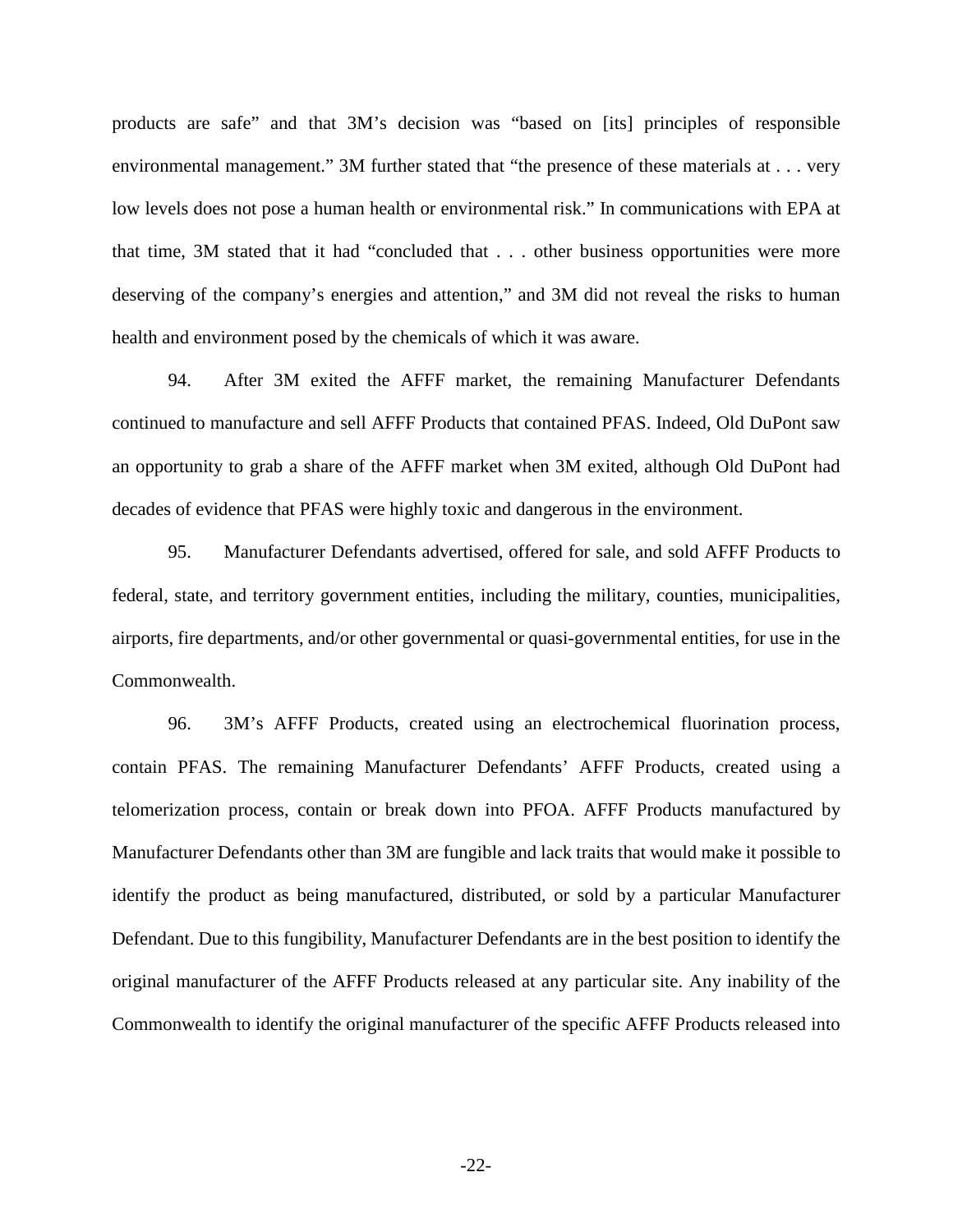products are safe" and that 3M's decision was "based on [its] principles of responsible environmental management." 3M further stated that "the presence of these materials at . . . very low levels does not pose a human health or environmental risk." In communications with EPA at that time, 3M stated that it had "concluded that . . . other business opportunities were more deserving of the company's energies and attention," and 3M did not reveal the risks to human health and environment posed by the chemicals of which it was aware.

94. After 3M exited the AFFF market, the remaining Manufacturer Defendants continued to manufacture and sell AFFF Products that contained PFAS. Indeed, Old DuPont saw an opportunity to grab a share of the AFFF market when 3M exited, although Old DuPont had decades of evidence that PFAS were highly toxic and dangerous in the environment.

95. Manufacturer Defendants advertised, offered for sale, and sold AFFF Products to federal, state, and territory government entities, including the military, counties, municipalities, airports, fire departments, and/or other governmental or quasi-governmental entities, for use in the Commonwealth.

96. 3M's AFFF Products, created using an electrochemical fluorination process, contain PFAS. The remaining Manufacturer Defendants' AFFF Products, created using a telomerization process, contain or break down into PFOA. AFFF Products manufactured by Manufacturer Defendants other than 3M are fungible and lack traits that would make it possible to identify the product as being manufactured, distributed, or sold by a particular Manufacturer Defendant. Due to this fungibility, Manufacturer Defendants are in the best position to identify the original manufacturer of the AFFF Products released at any particular site. Any inability of the Commonwealth to identify the original manufacturer of the specific AFFF Products released into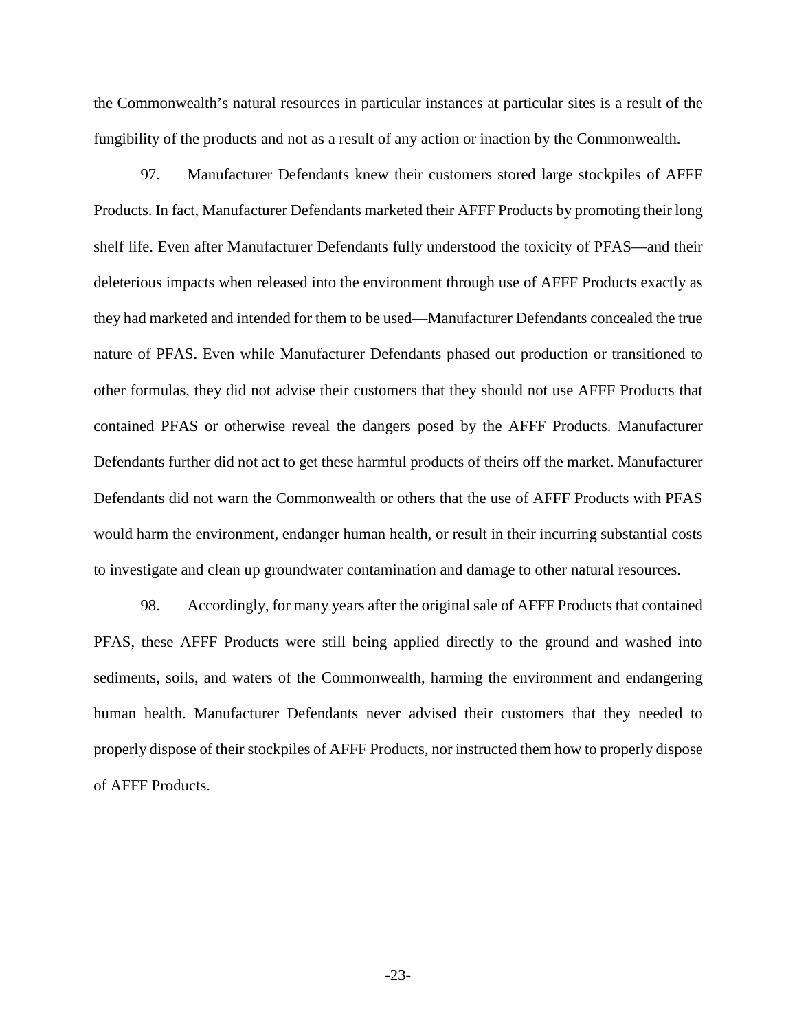the Commonwealth's natural resources in particular instances at particular sites is a result of the fungibility of the products and not as a result of any action or inaction by the Commonwealth.

97. Manufacturer Defendants knew their customers stored large stockpiles of AFFF Products. In fact, Manufacturer Defendants marketed their AFFF Products by promoting their long shelf life. Even after Manufacturer Defendants fully understood the toxicity of PFAS—and their deleterious impacts when released into the environment through use of AFFF Products exactly as they had marketed and intended for them to be used—Manufacturer Defendants concealed the true nature of PFAS. Even while Manufacturer Defendants phased out production or transitioned to other formulas, they did not advise their customers that they should not use AFFF Products that contained PFAS or otherwise reveal the dangers posed by the AFFF Products. Manufacturer Defendants further did not act to get these harmful products of theirs off the market. Manufacturer Defendants did not warn the Commonwealth or others that the use of AFFF Products with PFAS would harm the environment, endanger human health, or result in their incurring substantial costs to investigate and clean up groundwater contamination and damage to other natural resources.

98. Accordingly, for many years after the original sale of AFFF Products that contained PFAS, these AFFF Products were still being applied directly to the ground and washed into sediments, soils, and waters of the Commonwealth, harming the environment and endangering human health. Manufacturer Defendants never advised their customers that they needed to properly dispose of their stockpiles of AFFF Products, nor instructed them how to properly dispose of AFFF Products.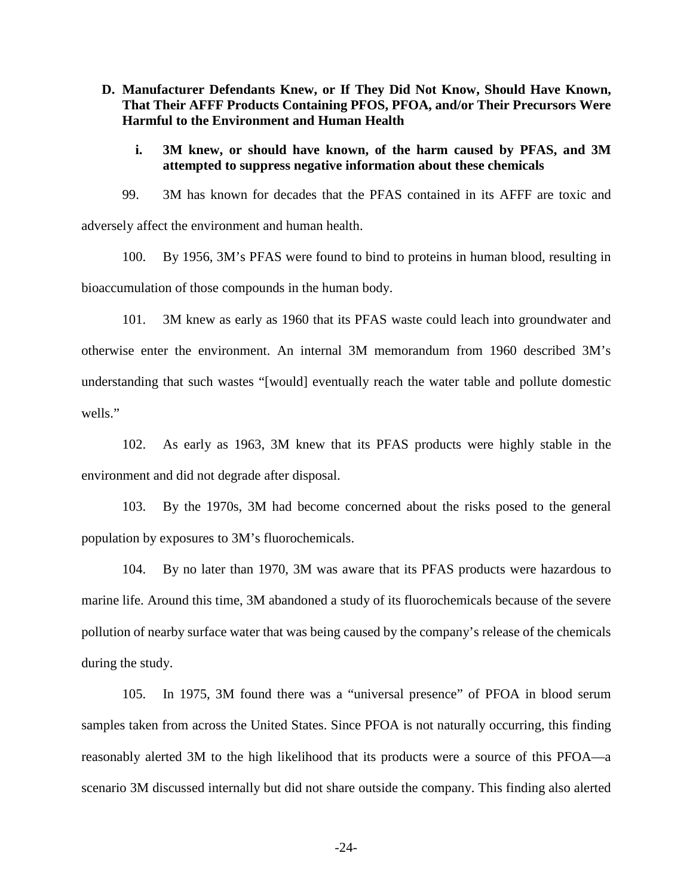### D. Manufacturer Defendants Knew, or If They Did Not Know, Should Have Known, That Their AFFF Products Containing PFOS, PFOA, and/or Their Precursors Were Harmful to the Environment and Human Health

#### i. 3M knew, or should have known, of the harm caused by PFAS, and 3M attempted to suppress negative information about these chemicals

99. 3M has known for decades that the PFAS contained in its AFFF are toxic and adversely affect the environment and human health.

100. By 1956, 3M's PFAS were found to bind to proteins in human blood, resulting in bioaccumulation of those compounds in the human body.

101. 3M knew as early as 1960 that its PFAS waste could leach into groundwater and otherwise enter the environment. An internal 3M memorandum from 1960 described 3M's understanding that such wastes "[would] eventually reach the water table and pollute domestic wells."

102. As early as 1963, 3M knew that its PFAS products were highly stable in the environment and did not degrade after disposal.

103. By the 1970s, 3M had become concerned about the risks posed to the general population by exposures to 3M's fluorochemicals.

104. By no later than 1970, 3M was aware that its PFAS products were hazardous to marine life. Around this time, 3M abandoned a study of its fluorochemicals because of the severe pollution of nearby surface water that was being caused by the company's release of the chemicals during the study.

105. In 1975, 3M found there was a "universal presence" of PFOA in blood serum samples taken from across the United States. Since PFOA is not naturally occurring, this finding reasonably alerted 3M to the high likelihood that its products were a source of this PFOA—a scenario 3M discussed internally but did not share outside the company. This finding also alerted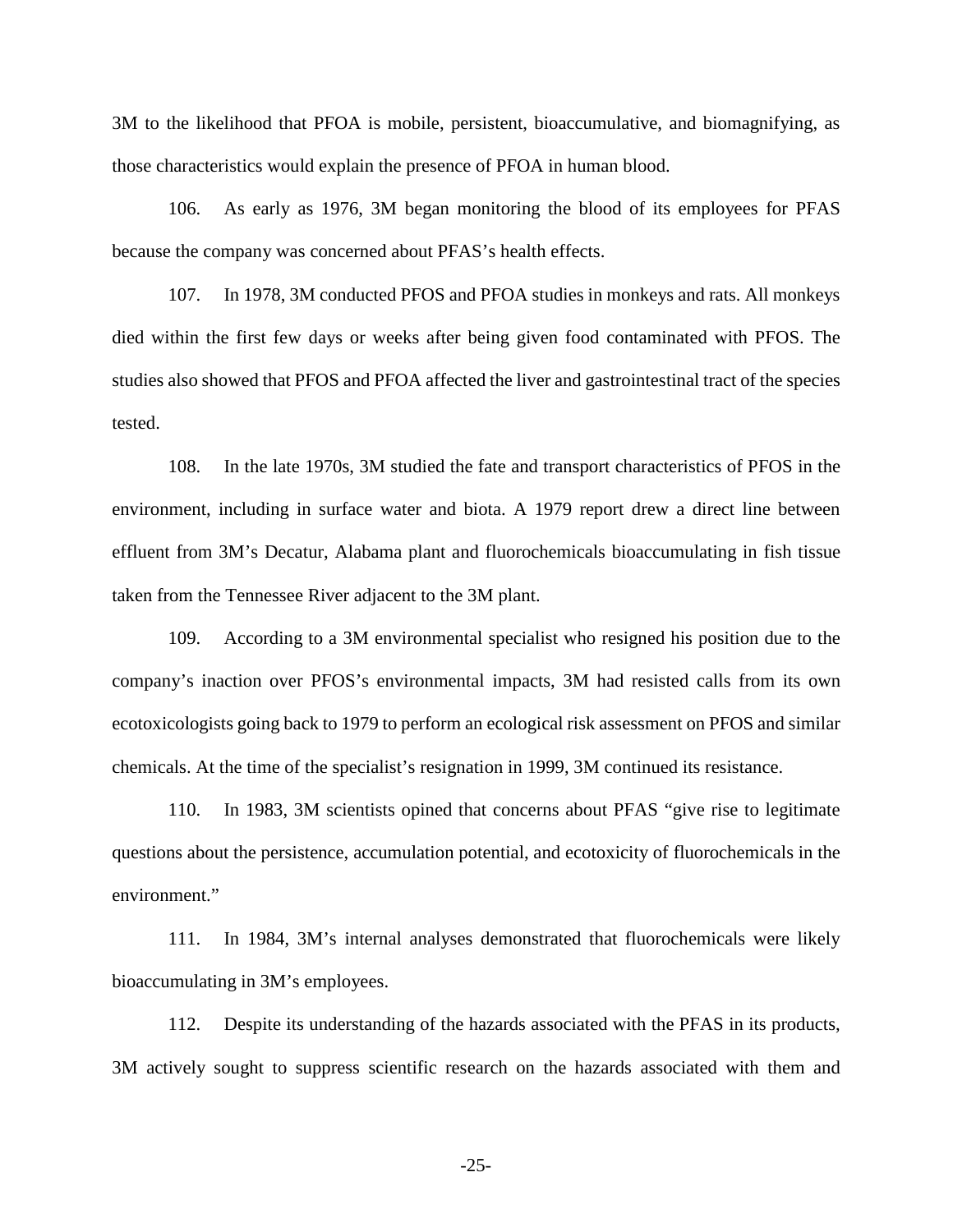3M to the likelihood that PFOA is mobile, persistent, bioaccumulative, and biomagnifying, as those characteristics would explain the presence of PFOA in human blood.

106. As early as 1976, 3M began monitoring the blood of its employees for PFAS because the company was concerned about PFAS's health effects.

107. In 1978, 3M conducted PFOS and PFOA studies in monkeys and rats. All monkeys died within the first few days or weeks after being given food contaminated with PFOS. The studies also showed that PFOS and PFOA affected the liver and gastrointestinal tract of the species tested.

108. In the late 1970s, 3M studied the fate and transport characteristics of PFOS in the environment, including in surface water and biota. A 1979 report drew a direct line between effluent from 3M's Decatur, Alabama plant and fluorochemicals bioaccumulating in fish tissue taken from the Tennessee River adjacent to the 3M plant.

109. According to a 3M environmental specialist who resigned his position due to the company's inaction over PFOS's environmental impacts, 3M had resisted calls from its own ecotoxicologists going back to 1979 to perform an ecological risk assessment on PFOS and similar chemicals. At the time of the specialist's resignation in 1999, 3M continued its resistance.

110. In 1983, 3M scientists opined that concerns about PFAS "give rise to legitimate questions about the persistence, accumulation potential, and ecotoxicity of fluorochemicals in the environment."

111. In 1984, 3M's internal analyses demonstrated that fluorochemicals were likely bioaccumulating in 3M's employees.

112. Despite its understanding of the hazards associated with the PFAS in its products, 3M actively sought to suppress scientific research on the hazards associated with them and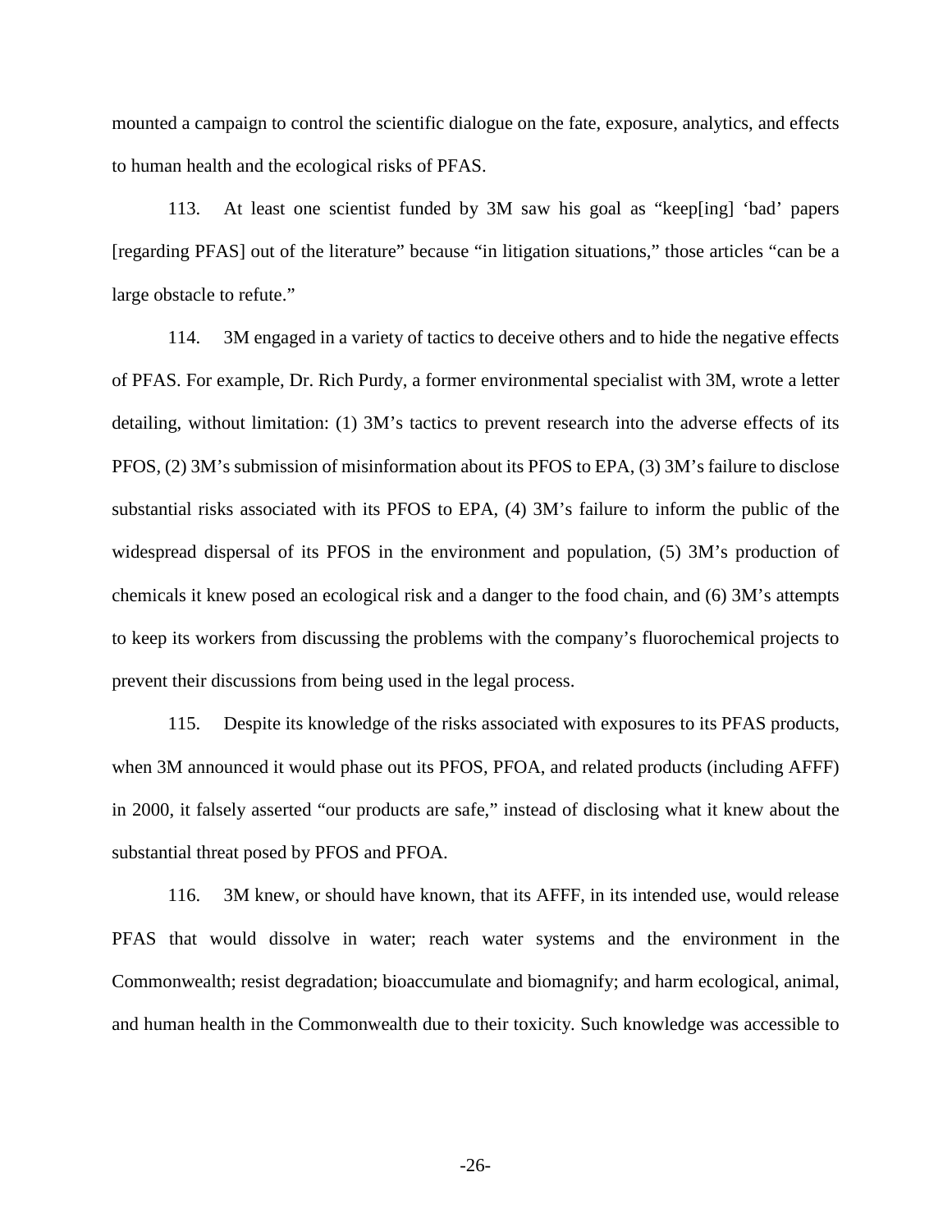mounted a campaign to control the scientific dialogue on the fate, exposure, analytics, and effects to human health and the ecological risks of PFAS.

113. At least one scientist funded by 3M saw his goal as "keep[ing] 'bad' papers [regarding PFAS] out of the literature" because "in litigation situations," those articles "can be a large obstacle to refute."

114. 3M engaged in a variety of tactics to deceive others and to hide the negative effects of PFAS. For example, Dr. Rich Purdy, a former environmental specialist with 3M, wrote a letter detailing, without limitation: (1) 3M's tactics to prevent research into the adverse effects of its PFOS, (2) 3M's submission of misinformation about its PFOS to EPA, (3) 3M's failure to disclose substantial risks associated with its PFOS to EPA, (4) 3M's failure to inform the public of the widespread dispersal of its PFOS in the environment and population, (5) 3M's production of chemicals it knew posed an ecological risk and a danger to the food chain, and (6) 3M's attempts to keep its workers from discussing the problems with the company's fluorochemical projects to prevent their discussions from being used in the legal process.

115. Despite its knowledge of the risks associated with exposures to its PFAS products, when 3M announced it would phase out its PFOS, PFOA, and related products (including AFFF) in 2000, it falsely asserted "our products are safe," instead of disclosing what it knew about the substantial threat posed by PFOS and PFOA.

116. 3M knew, or should have known, that its AFFF, in its intended use, would release PFAS that would dissolve in water; reach water systems and the environment in the Commonwealth; resist degradation; bioaccumulate and biomagnify; and harm ecological, animal, and human health in the Commonwealth due to their toxicity. Such knowledge was accessible to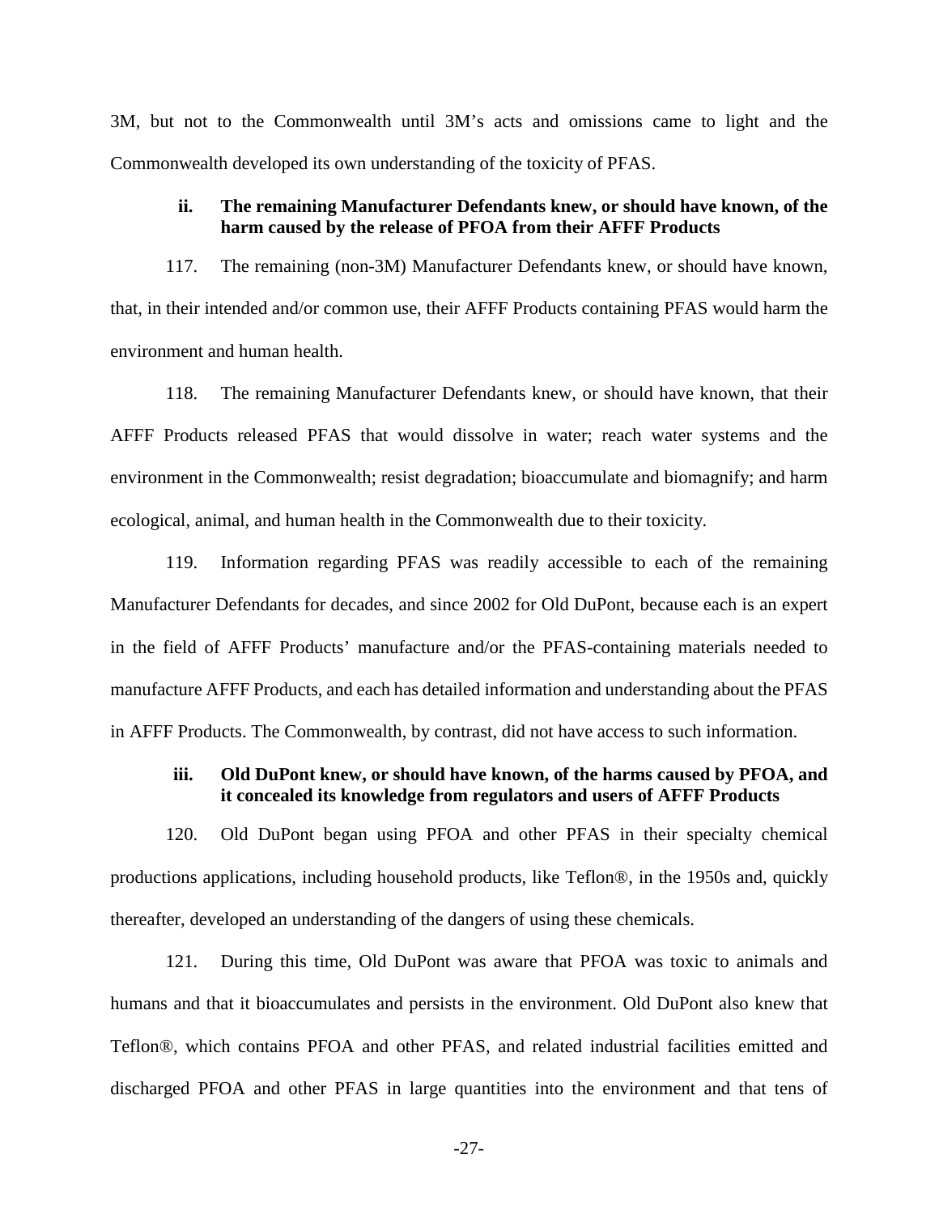3M, but not to the Commonwealth until 3M's acts and omissions came to light and the Commonwealth developed its own understanding of the toxicity of PFAS.

#### ii. The remaining Manufacturer Defendants knew, or should have known, of the harm caused by the release of PFOA from their AFFF Products

117. The remaining (non-3M) Manufacturer Defendants knew, or should have known, that, in their intended and/or common use, their AFFF Products containing PFAS would harm the environment and human health.

118. The remaining Manufacturer Defendants knew, or should have known, that their AFFF Products released PFAS that would dissolve in water; reach water systems and the environment in the Commonwealth; resist degradation; bioaccumulate and biomagnify; and harm ecological, animal, and human health in the Commonwealth due to their toxicity.

119. Information regarding PFAS was readily accessible to each of the remaining Manufacturer Defendants for decades, and since 2002 for Old DuPont, because each is an expert in the field of AFFF Products' manufacture and/or the PFAS-containing materials needed to manufacture AFFF Products, and each has detailed information and understanding about the PFAS in AFFF Products. The Commonwealth, by contrast, did not have access to such information.

#### iii. Old DuPont knew, or should have known, of the harms caused by PFOA, and it concealed its knowledge from regulators and users of AFFF Products

120. Old DuPont began using PFOA and other PFAS in their specialty chemical productions applications, including household products, like Teflon®, in the 1950s and, quickly thereafter, developed an understanding of the dangers of using these chemicals.

121. During this time, Old DuPont was aware that PFOA was toxic to animals and humans and that it bioaccumulates and persists in the environment. Old DuPont also knew that Teflon®, which contains PFOA and other PFAS, and related industrial facilities emitted and discharged PFOA and other PFAS in large quantities into the environment and that tens of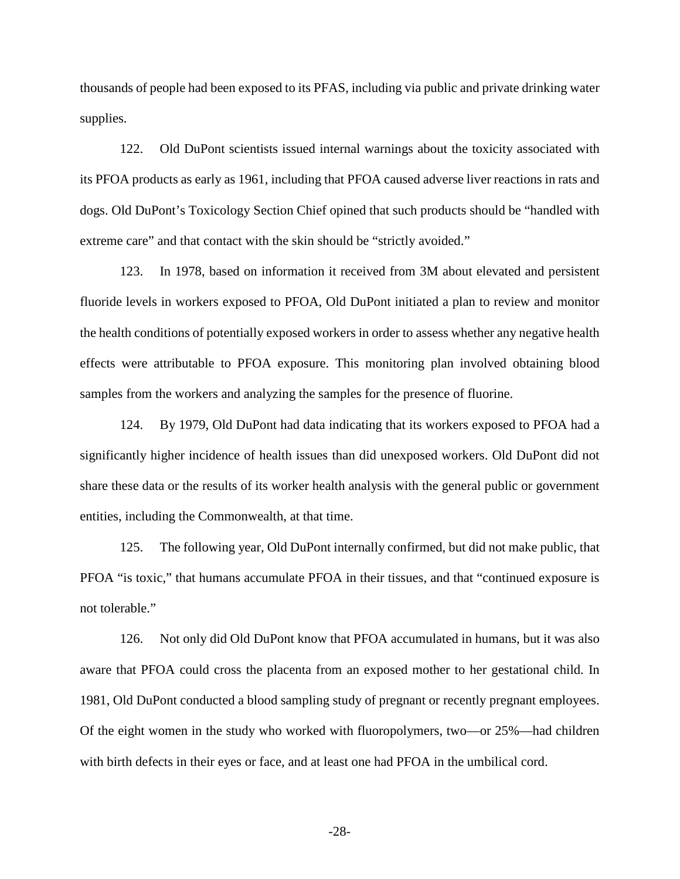thousands of people had been exposed to its PFAS, including via public and private drinking water supplies.

122. Old DuPont scientists issued internal warnings about the toxicity associated with its PFOA products as early as 1961, including that PFOA caused adverse liver reactions in rats and dogs. Old DuPont's Toxicology Section Chief opined that such products should be "handled with extreme care" and that contact with the skin should be "strictly avoided."

123. In 1978, based on information it received from 3M about elevated and persistent fluoride levels in workers exposed to PFOA, Old DuPont initiated a plan to review and monitor the health conditions of potentially exposed workers in order to assess whether any negative health effects were attributable to PFOA exposure. This monitoring plan involved obtaining blood samples from the workers and analyzing the samples for the presence of fluorine.

124. By 1979, Old DuPont had data indicating that its workers exposed to PFOA had a significantly higher incidence of health issues than did unexposed workers. Old DuPont did not share these data or the results of its worker health analysis with the general public or government entities, including the Commonwealth, at that time.

125. The following year, Old DuPont internally confirmed, but did not make public, that PFOA "is toxic," that humans accumulate PFOA in their tissues, and that "continued exposure is not tolerable."

126. Not only did Old DuPont know that PFOA accumulated in humans, but it was also aware that PFOA could cross the placenta from an exposed mother to her gestational child. In 1981, Old DuPont conducted a blood sampling study of pregnant or recently pregnant employees. Of the eight women in the study who worked with fluoropolymers, two—or 25%—had children with birth defects in their eyes or face, and at least one had PFOA in the umbilical cord.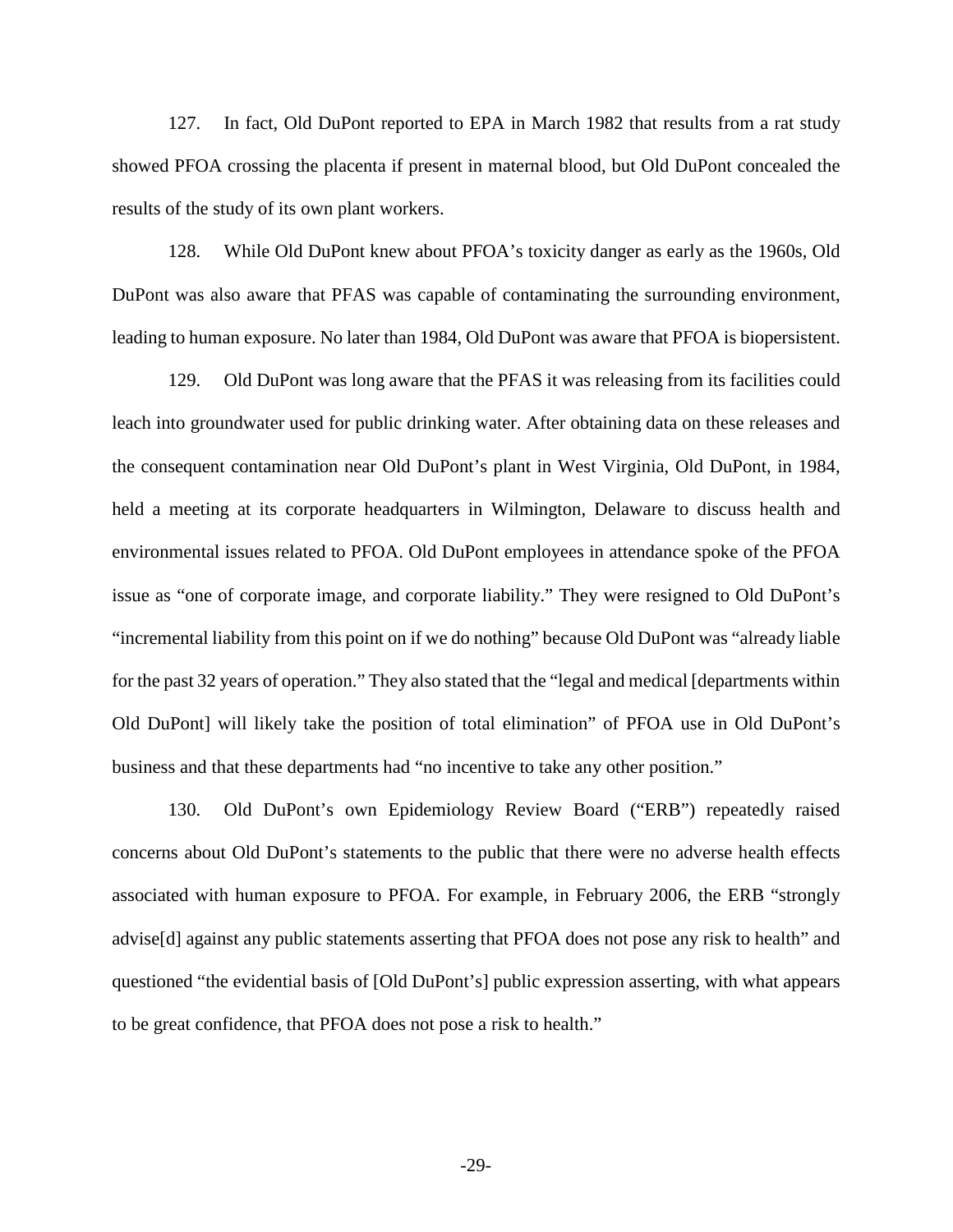127. In fact, Old DuPont reported to EPA in March 1982 that results from a rat study showed PFOA crossing the placenta if present in maternal blood, but Old DuPont concealed the results of the study of its own plant workers.

128. While Old DuPont knew about PFOA's toxicity danger as early as the 1960s, Old DuPont was also aware that PFAS was capable of contaminating the surrounding environment, leading to human exposure. No later than 1984, Old DuPont was aware that PFOA is biopersistent.

129. Old DuPont was long aware that the PFAS it was releasing from its facilities could leach into groundwater used for public drinking water. After obtaining data on these releases and the consequent contamination near Old DuPont's plant in West Virginia, Old DuPont, in 1984, held a meeting at its corporate headquarters in Wilmington, Delaware to discuss health and environmental issues related to PFOA. Old DuPont employees in attendance spoke of the PFOA issue as "one of corporate image, and corporate liability." They were resigned to Old DuPont's "incremental liability from this point on if we do nothing" because Old DuPont was "already liable for the past 32 years of operation." They also stated that the "legal and medical [departments within Old DuPont] will likely take the position of total elimination" of PFOA use in Old DuPont's business and that these departments had "no incentive to take any other position."

130. Old DuPont's own Epidemiology Review Board ("ERB") repeatedly raised concerns about Old DuPont's statements to the public that there were no adverse health effects associated with human exposure to PFOA. For example, in February 2006, the ERB "strongly advise[d] against any public statements asserting that PFOA does not pose any risk to health" and questioned "the evidential basis of [Old DuPont's] public expression asserting, with what appears to be great confidence, that PFOA does not pose a risk to health."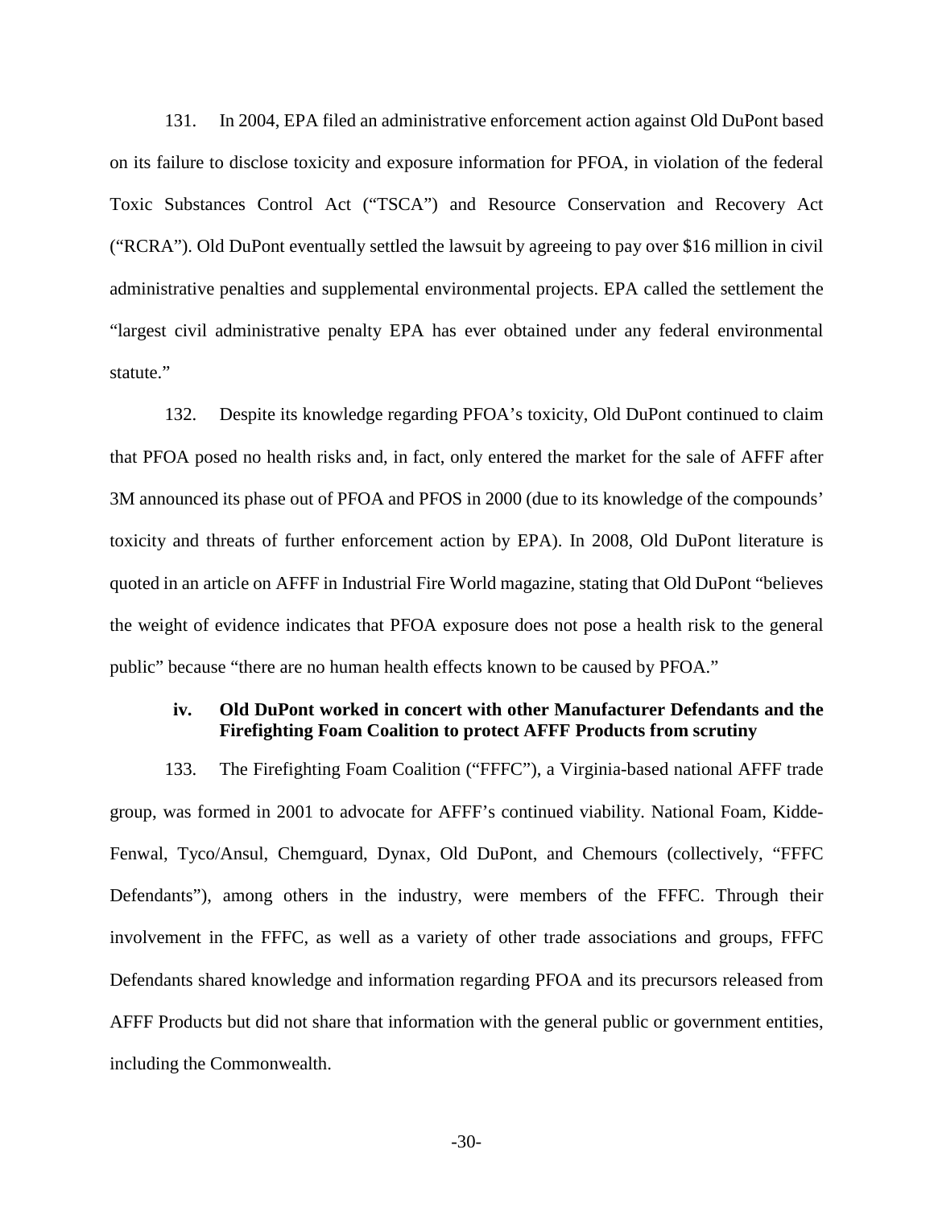131. In 2004, EPA filed an administrative enforcement action against Old DuPont based on its failure to disclose toxicity and exposure information for PFOA, in violation of the federal Toxic Substances Control Act ("TSCA") and Resource Conservation and Recovery Act ("RCRA"). Old DuPont eventually settled the lawsuit by agreeing to pay over $16 million in civil administrative penalties and supplemental environmental projects. EPA called the settlement the "largest civil administrative penalty EPA has ever obtained under any federal environmental statute."

132. Despite its knowledge regarding PFOA's toxicity, Old DuPont continued to claim that PFOA posed no health risks and, in fact, only entered the market for the sale of AFFF after 3M announced its phase out of PFOA and PFOS in 2000 (due to its knowledge of the compounds' toxicity and threats of further enforcement action by EPA). In 2008, Old DuPont literature is quoted in an article on AFFF in Industrial Fire World magazine, stating that Old DuPont "believes the weight of evidence indicates that PFOA exposure does not pose a health risk to the general public" because "there are no human health effects known to be caused by PFOA."

#### iv. Old DuPont worked in concert with other Manufacturer Defendants and the Firefighting Foam Coalition to protect AFFF Products from scrutiny

133. The Firefighting Foam Coalition ("FFFC"), a Virginia-based national AFFF trade group, was formed in 2001 to advocate for AFFF's continued viability. National Foam, Kidde-Fenwal, Tyco/Ansul, Chemguard, Dynax, Old DuPont, and Chemours (collectively, "FFFC Defendants"), among others in the industry, were members of the FFFC. Through their involvement in the FFFC, as well as a variety of other trade associations and groups, FFFC Defendants shared knowledge and information regarding PFOA and its precursors released from AFFF Products but did not share that information with the general public or government entities, including the Commonwealth.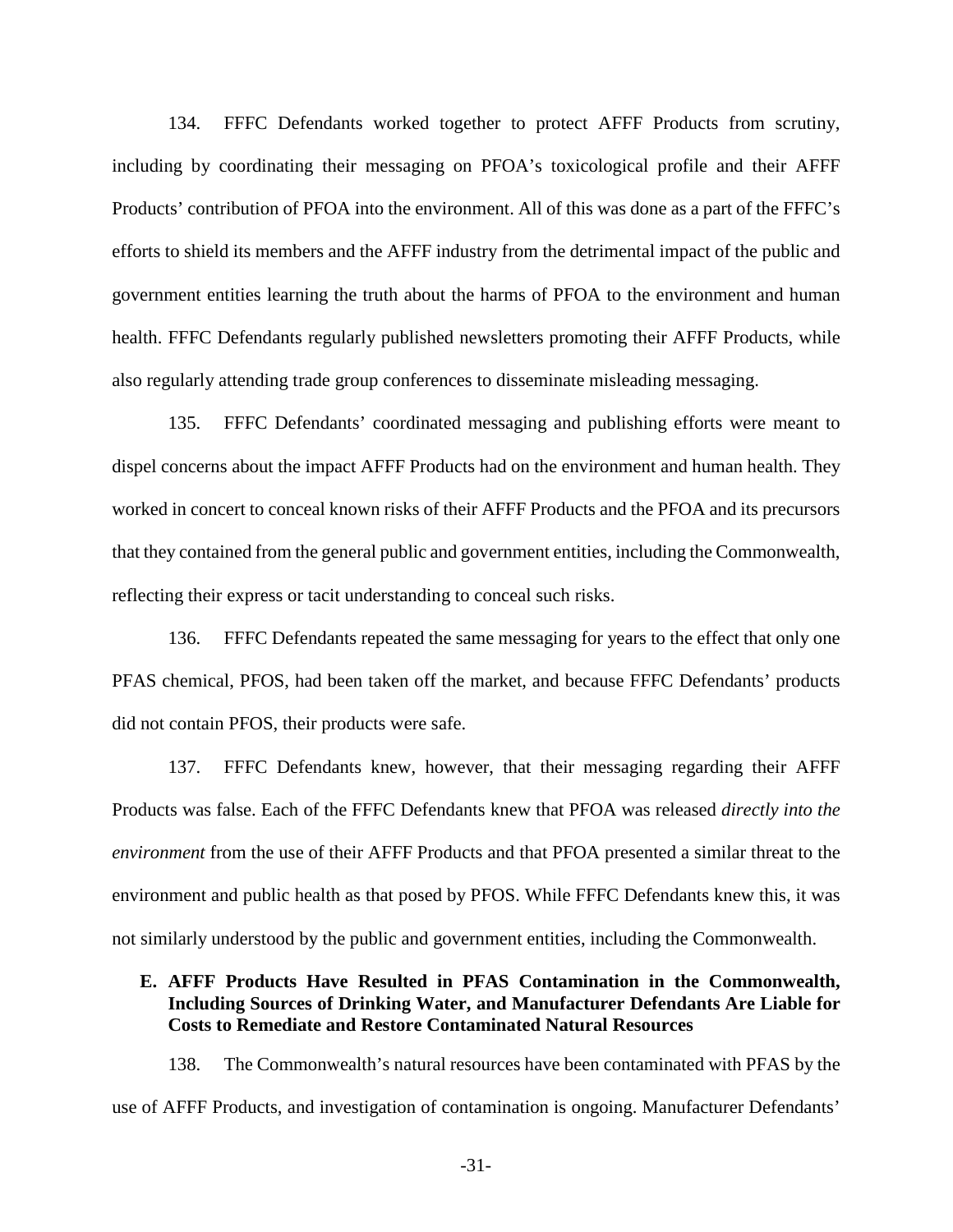134. FFFC Defendants worked together to protect AFFF Products from scrutiny, including by coordinating their messaging on PFOA's toxicological profile and their AFFF Products' contribution of PFOA into the environment. All of this was done as a part of the FFFC's efforts to shield its members and the AFFF industry from the detrimental impact of the public and government entities learning the truth about the harms of PFOA to the environment and human health. FFFC Defendants regularly published newsletters promoting their AFFF Products, while also regularly attending trade group conferences to disseminate misleading messaging.

135. FFFC Defendants' coordinated messaging and publishing efforts were meant to dispel concerns about the impact AFFF Products had on the environment and human health. They worked in concert to conceal known risks of their AFFF Products and the PFOA and its precursors that they contained from the general public and government entities, including the Commonwealth, reflecting their express or tacit understanding to conceal such risks.

136. FFFC Defendants repeated the same messaging for years to the effect that only one PFAS chemical, PFOS, had been taken off the market, and because FFFC Defendants' products did not contain PFOS, their products were safe.

137. FFFC Defendants knew, however, that their messaging regarding their AFFF Products was false. Each of the FFFC Defendants knew that PFOA was released *directly into the environment* from the use of their AFFF Products and that PFOA presented a similar threat to the environment and public health as that posed by PFOS. While FFFC Defendants knew this, it was not similarly understood by the public and government entities, including the Commonwealth.

### E. AFFF Products Have Resulted in PFAS Contamination in the Commonwealth, Including Sources of Drinking Water, and Manufacturer Defendants Are Liable for Costs to Remediate and Restore Contaminated Natural Resources

138. The Commonwealth's natural resources have been contaminated with PFAS by the use of AFFF Products, and investigation of contamination is ongoing. Manufacturer Defendants'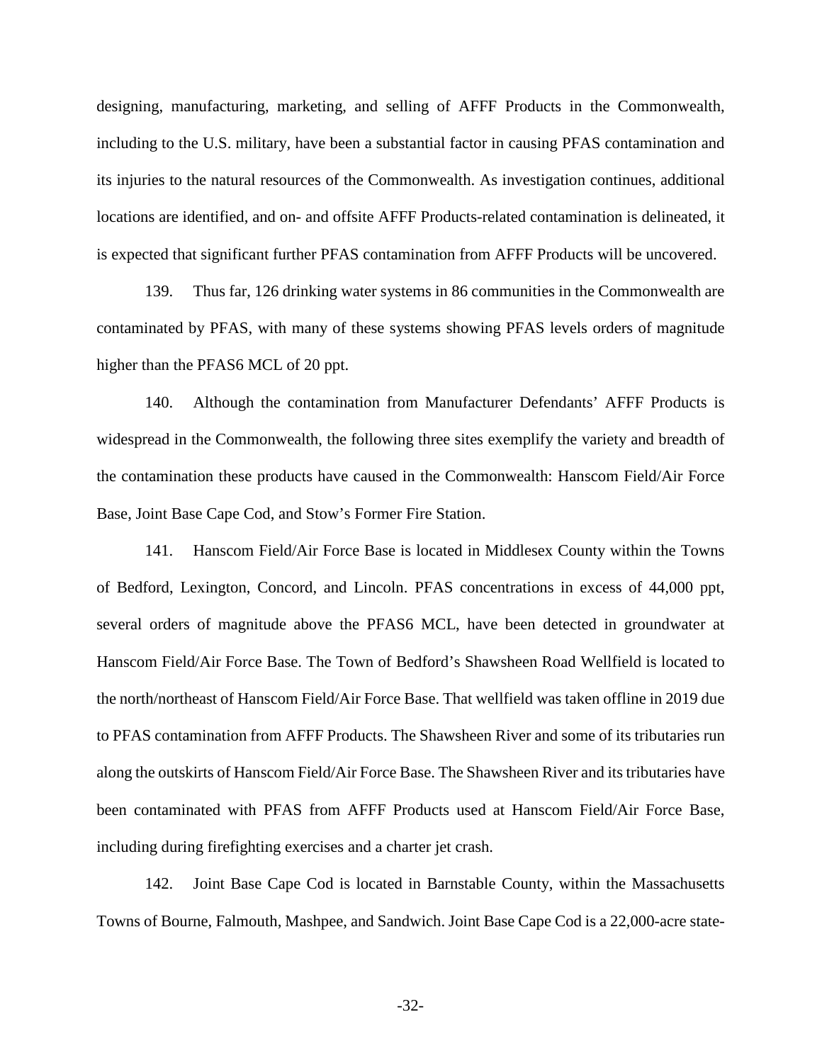designing, manufacturing, marketing, and selling of AFFF Products in the Commonwealth, including to the U.S. military, have been a substantial factor in causing PFAS contamination and its injuries to the natural resources of the Commonwealth. As investigation continues, additional locations are identified, and on- and offsite AFFF Products-related contamination is delineated, it is expected that significant further PFAS contamination from AFFF Products will be uncovered.

139. Thus far, 126 drinking water systems in 86 communities in the Commonwealth are contaminated by PFAS, with many of these systems showing PFAS levels orders of magnitude higher than the PFAS6 MCL of 20 ppt.

140. Although the contamination from Manufacturer Defendants' AFFF Products is widespread in the Commonwealth, the following three sites exemplify the variety and breadth of the contamination these products have caused in the Commonwealth: Hanscom Field/Air Force Base, Joint Base Cape Cod, and Stow's Former Fire Station.

141. Hanscom Field/Air Force Base is located in Middlesex County within the Towns of Bedford, Lexington, Concord, and Lincoln. PFAS concentrations in excess of 44,000 ppt, several orders of magnitude above the PFAS6 MCL, have been detected in groundwater at Hanscom Field/Air Force Base. The Town of Bedford's Shawsheen Road Wellfield is located to the north/northeast of Hanscom Field/Air Force Base. That wellfield was taken offline in 2019 due to PFAS contamination from AFFF Products. The Shawsheen River and some of its tributaries run along the outskirts of Hanscom Field/Air Force Base. The Shawsheen River and its tributaries have been contaminated with PFAS from AFFF Products used at Hanscom Field/Air Force Base, including during firefighting exercises and a charter jet crash.

142. Joint Base Cape Cod is located in Barnstable County, within the Massachusetts Towns of Bourne, Falmouth, Mashpee, and Sandwich. Joint Base Cape Cod is a 22,000-acre state-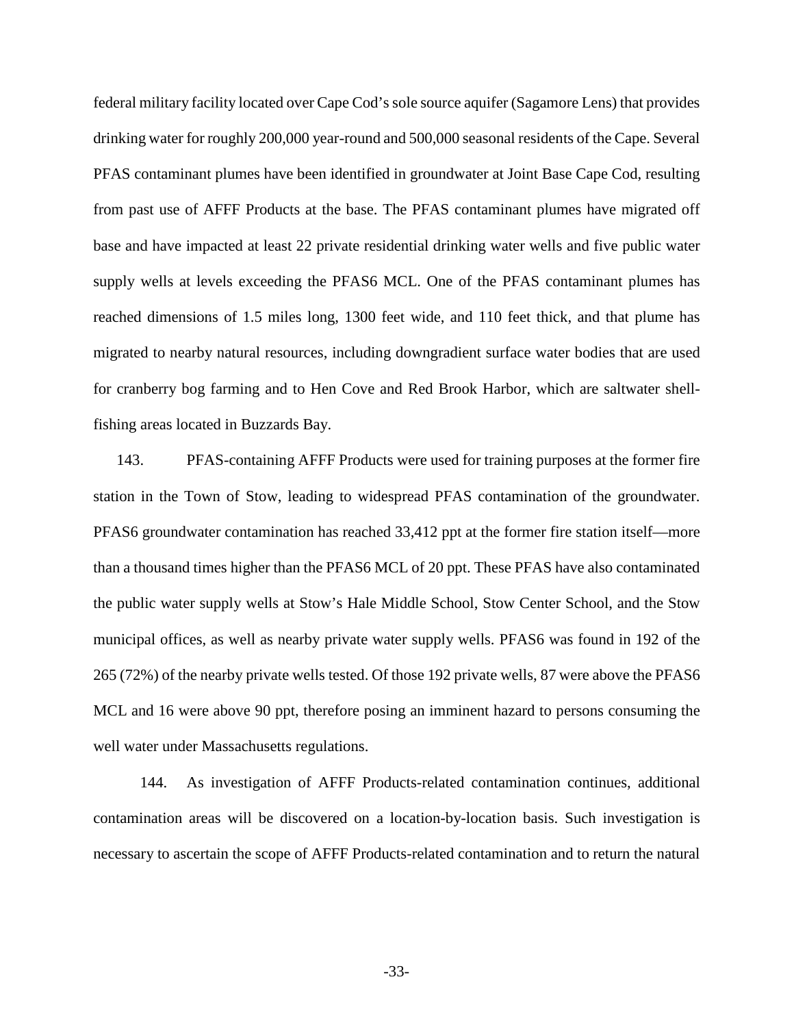federal military facility located over Cape Cod's sole source aquifer (Sagamore Lens) that provides drinking water for roughly 200,000 year-round and 500,000 seasonal residents of the Cape. Several PFAS contaminant plumes have been identified in groundwater at Joint Base Cape Cod, resulting from past use of AFFF Products at the base. The PFAS contaminant plumes have migrated off base and have impacted at least 22 private residential drinking water wells and five public water supply wells at levels exceeding the PFAS6 MCL. One of the PFAS contaminant plumes has reached dimensions of 1.5 miles long, 1300 feet wide, and 110 feet thick, and that plume has migrated to nearby natural resources, including downgradient surface water bodies that are used for cranberry bog farming and to Hen Cove and Red Brook Harbor, which are saltwater shell-fishing areas located in Buzzards Bay.

143. PFAS-containing AFFF Products were used for training purposes at the former fire station in the Town of Stow, leading to widespread PFAS contamination of the groundwater. PFAS6 groundwater contamination has reached 33,412 ppt at the former fire station itself—more than a thousand times higher than the PFAS6 MCL of 20 ppt. These PFAS have also contaminated the public water supply wells at Stow's Hale Middle School, Stow Center School, and the Stow municipal offices, as well as nearby private water supply wells. PFAS6 was found in 192 of the 265 (72%) of the nearby private wells tested. Of those 192 private wells, 87 were above the PFAS6 MCL and 16 were above 90 ppt, therefore posing an imminent hazard to persons consuming the well water under Massachusetts regulations.

144. As investigation of AFFF Products-related contamination continues, additional contamination areas will be discovered on a location-by-location basis. Such investigation is necessary to ascertain the scope of AFFF Products-related contamination and to return the natural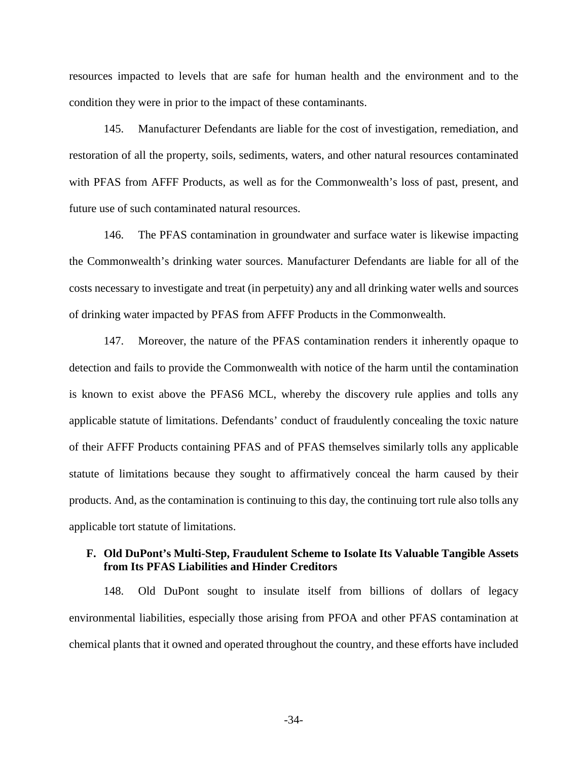resources impacted to levels that are safe for human health and the environment and to the condition they were in prior to the impact of these contaminants.

145. Manufacturer Defendants are liable for the cost of investigation, remediation, and restoration of all the property, soils, sediments, waters, and other natural resources contaminated with PFAS from AFFF Products, as well as for the Commonwealth's loss of past, present, and future use of such contaminated natural resources.

146. The PFAS contamination in groundwater and surface water is likewise impacting the Commonwealth's drinking water sources. Manufacturer Defendants are liable for all of the costs necessary to investigate and treat (in perpetuity) any and all drinking water wells and sources of drinking water impacted by PFAS from AFFF Products in the Commonwealth.

147. Moreover, the nature of the PFAS contamination renders it inherently opaque to detection and fails to provide the Commonwealth with notice of the harm until the contamination is known to exist above the PFAS6 MCL, whereby the discovery rule applies and tolls any applicable statute of limitations. Defendants' conduct of fraudulently concealing the toxic nature of their AFFF Products containing PFAS and of PFAS themselves similarly tolls any applicable statute of limitations because they sought to affirmatively conceal the harm caused by their products. And, as the contamination is continuing to this day, the continuing tort rule also tolls any applicable tort statute of limitations.

### F. Old DuPont's Multi-Step, Fraudulent Scheme to Isolate Its Valuable Tangible Assets from Its PFAS Liabilities and Hinder Creditors

148. Old DuPont sought to insulate itself from billions of dollars of legacy environmental liabilities, especially those arising from PFOA and other PFAS contamination at chemical plants that it owned and operated throughout the country, and these efforts have included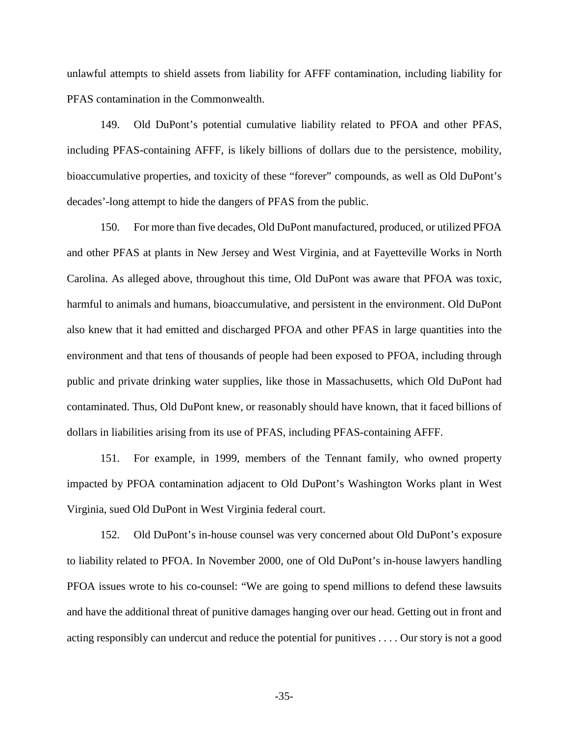unlawful attempts to shield assets from liability for AFFF contamination, including liability for PFAS contamination in the Commonwealth.

149. Old DuPont's potential cumulative liability related to PFOA and other PFAS, including PFAS-containing AFFF, is likely billions of dollars due to the persistence, mobility, bioaccumulative properties, and toxicity of these "forever" compounds, as well as Old DuPont's decades'-long attempt to hide the dangers of PFAS from the public.

150. For more than five decades, Old DuPont manufactured, produced, or utilized PFOA and other PFAS at plants in New Jersey and West Virginia, and at Fayetteville Works in North Carolina. As alleged above, throughout this time, Old DuPont was aware that PFOA was toxic, harmful to animals and humans, bioaccumulative, and persistent in the environment. Old DuPont also knew that it had emitted and discharged PFOA and other PFAS in large quantities into the environment and that tens of thousands of people had been exposed to PFOA, including through public and private drinking water supplies, like those in Massachusetts, which Old DuPont had contaminated. Thus, Old DuPont knew, or reasonably should have known, that it faced billions of dollars in liabilities arising from its use of PFAS, including PFAS-containing AFFF.

151. For example, in 1999, members of the Tennant family, who owned property impacted by PFOA contamination adjacent to Old DuPont's Washington Works plant in West Virginia, sued Old DuPont in West Virginia federal court.

152. Old DuPont's in-house counsel was very concerned about Old DuPont's exposure to liability related to PFOA. In November 2000, one of Old DuPont's in-house lawyers handling PFOA issues wrote to his co-counsel: "We are going to spend millions to defend these lawsuits and have the additional threat of punitive damages hanging over our head. Getting out in front and acting responsibly can undercut and reduce the potential for punitives . . . . Our story is not a good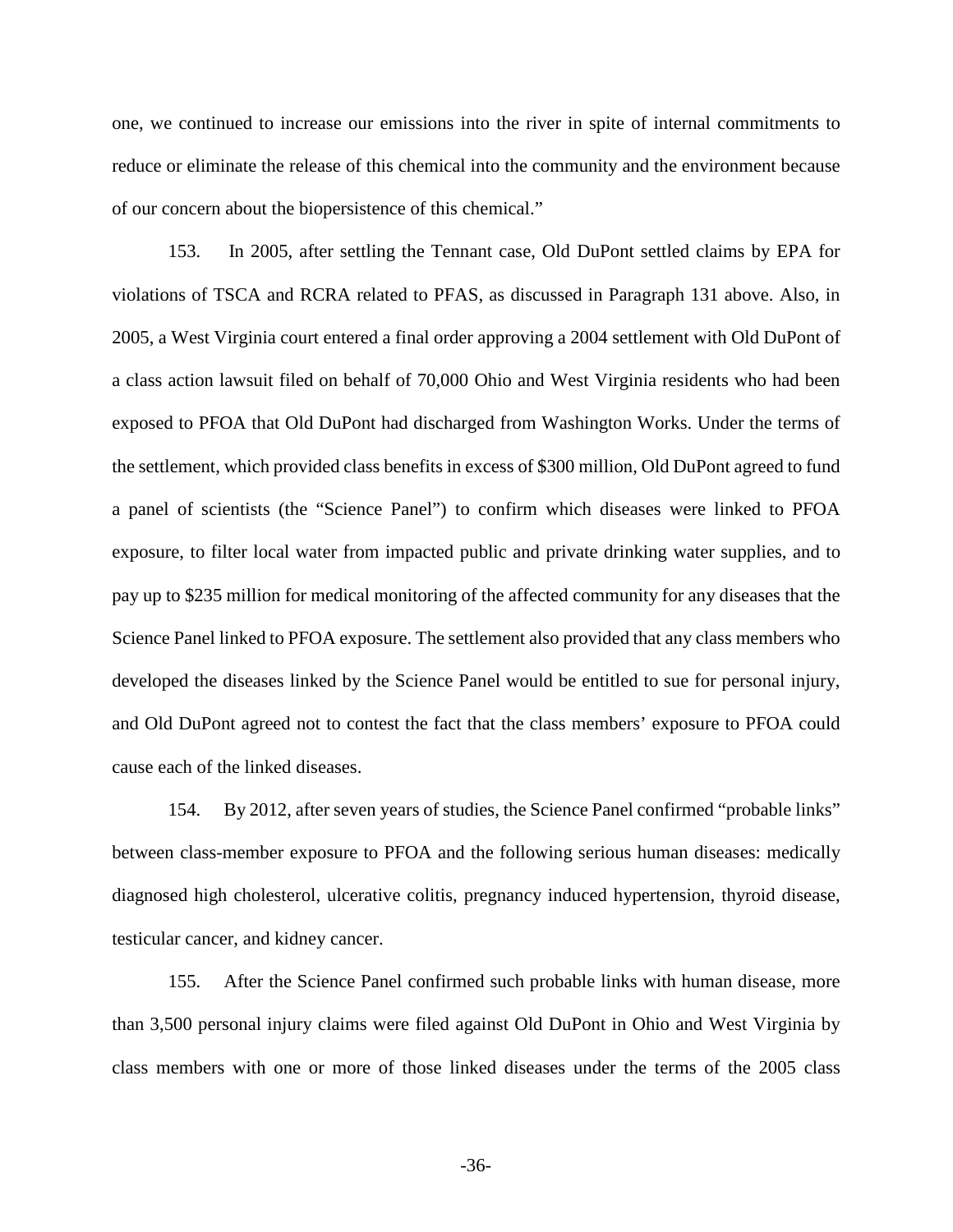one, we continued to increase our emissions into the river in spite of internal commitments to reduce or eliminate the release of this chemical into the community and the environment because of our concern about the biopersistence of this chemical."

153. In 2005, after settling the Tennant case, Old DuPont settled claims by EPA for violations of TSCA and RCRA related to PFAS, as discussed in Paragraph 131 above. Also, in 2005, a West Virginia court entered a final order approving a 2004 settlement with Old DuPont of a class action lawsuit filed on behalf of 70,000 Ohio and West Virginia residents who had been exposed to PFOA that Old DuPont had discharged from Washington Works. Under the terms of the settlement, which provided class benefits in excess of $300 million, Old DuPont agreed to fund a panel of scientists (the "Science Panel") to confirm which diseases were linked to PFOA exposure, to filter local water from impacted public and private drinking water supplies, and to pay up to $235 million for medical monitoring of the affected community for any diseases that the Science Panel linked to PFOA exposure. The settlement also provided that any class members who developed the diseases linked by the Science Panel would be entitled to sue for personal injury, and Old DuPont agreed not to contest the fact that the class members' exposure to PFOA could cause each of the linked diseases.

154. By 2012, after seven years of studies, the Science Panel confirmed "probable links" between class-member exposure to PFOA and the following serious human diseases: medically diagnosed high cholesterol, ulcerative colitis, pregnancy induced hypertension, thyroid disease, testicular cancer, and kidney cancer.

155. After the Science Panel confirmed such probable links with human disease, more than 3,500 personal injury claims were filed against Old DuPont in Ohio and West Virginia by class members with one or more of those linked diseases under the terms of the 2005 class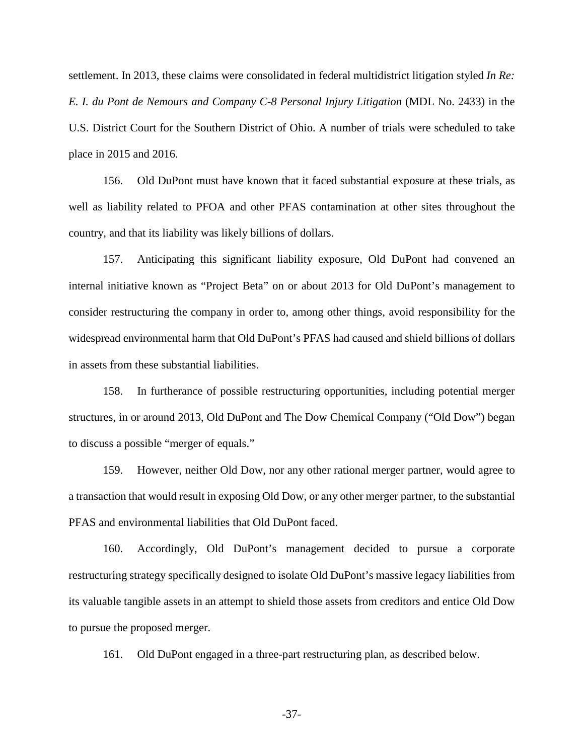settlement. In 2013, these claims were consolidated in federal multidistrict litigation styled *In Re: E. I. du Pont de Nemours and Company C-8 Personal Injury Litigation* (MDL No. 2433) in the U.S. District Court for the Southern District of Ohio. A number of trials were scheduled to take place in 2015 and 2016.

156. Old DuPont must have known that it faced substantial exposure at these trials, as well as liability related to PFOA and other PFAS contamination at other sites throughout the country, and that its liability was likely billions of dollars.

157. Anticipating this significant liability exposure, Old DuPont had convened an internal initiative known as "Project Beta" on or about 2013 for Old DuPont's management to consider restructuring the company in order to, among other things, avoid responsibility for the widespread environmental harm that Old DuPont's PFAS had caused and shield billions of dollars in assets from these substantial liabilities.

158. In furtherance of possible restructuring opportunities, including potential merger structures, in or around 2013, Old DuPont and The Dow Chemical Company ("Old Dow") began to discuss a possible "merger of equals."

159. However, neither Old Dow, nor any other rational merger partner, would agree to a transaction that would result in exposing Old Dow, or any other merger partner, to the substantial PFAS and environmental liabilities that Old DuPont faced.

160. Accordingly, Old DuPont's management decided to pursue a corporate restructuring strategy specifically designed to isolate Old DuPont's massive legacy liabilities from its valuable tangible assets in an attempt to shield those assets from creditors and entice Old Dow to pursue the proposed merger.

161. Old DuPont engaged in a three-part restructuring plan, as described below.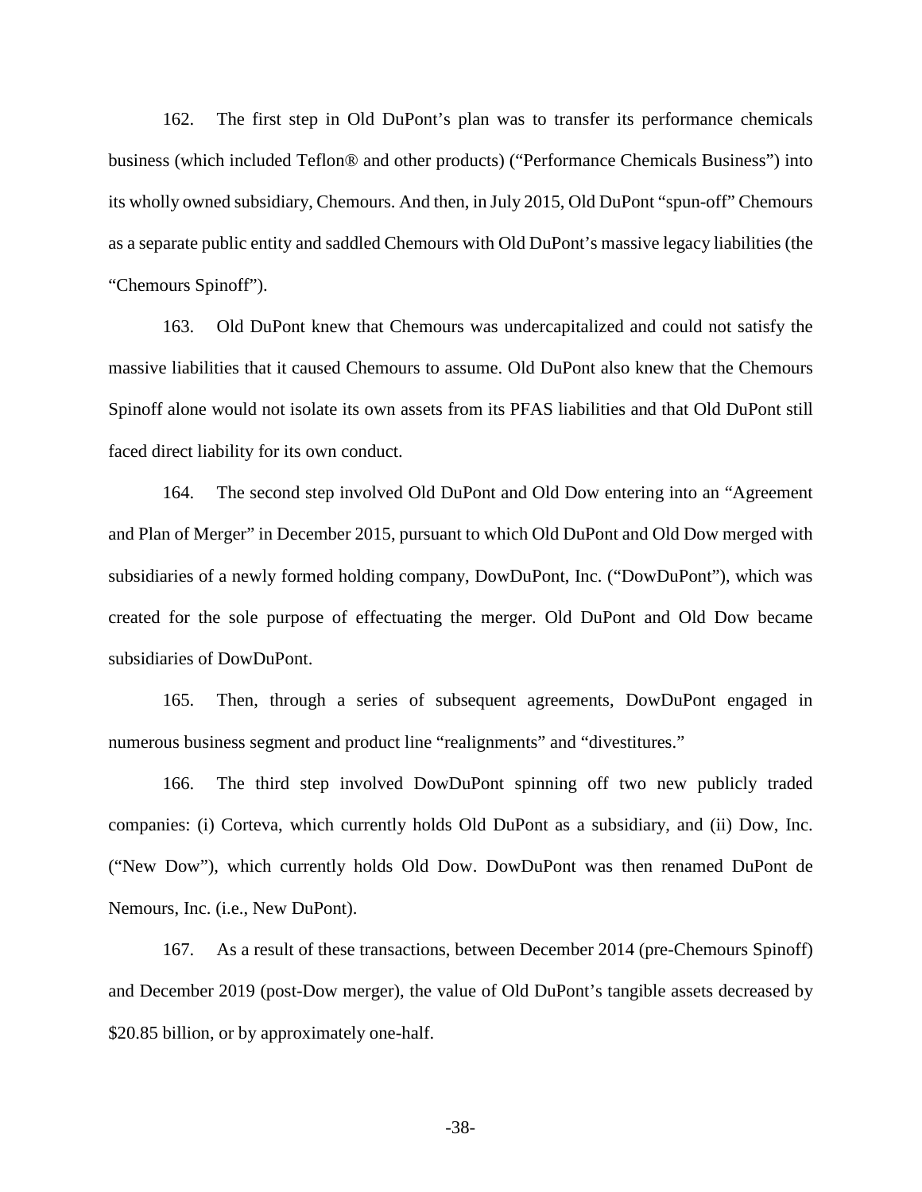162. The first step in Old DuPont's plan was to transfer its performance chemicals business (which included Teflon® and other products) ("Performance Chemicals Business") into its wholly owned subsidiary, Chemours. And then, in July 2015, Old DuPont "spun-off" Chemours as a separate public entity and saddled Chemours with Old DuPont's massive legacy liabilities (the "Chemours Spinoff").

163. Old DuPont knew that Chemours was undercapitalized and could not satisfy the massive liabilities that it caused Chemours to assume. Old DuPont also knew that the Chemours Spinoff alone would not isolate its own assets from its PFAS liabilities and that Old DuPont still faced direct liability for its own conduct.

164. The second step involved Old DuPont and Old Dow entering into an "Agreement and Plan of Merger" in December 2015, pursuant to which Old DuPont and Old Dow merged with subsidiaries of a newly formed holding company, DowDuPont, Inc. ("DowDuPont"), which was created for the sole purpose of effectuating the merger. Old DuPont and Old Dow became subsidiaries of DowDuPont.

165. Then, through a series of subsequent agreements, DowDuPont engaged in numerous business segment and product line "realignments" and "divestitures."

166. The third step involved DowDuPont spinning off two new publicly traded companies: (i) Corteva, which currently holds Old DuPont as a subsidiary, and (ii) Dow, Inc. ("New Dow"), which currently holds Old Dow. DowDuPont was then renamed DuPont de Nemours, Inc. (i.e., New DuPont).

167. As a result of these transactions, between December 2014 (pre-Chemours Spinoff) and December 2019 (post-Dow merger), the value of Old DuPont's tangible assets decreased by $20.85 billion, or by approximately one-half.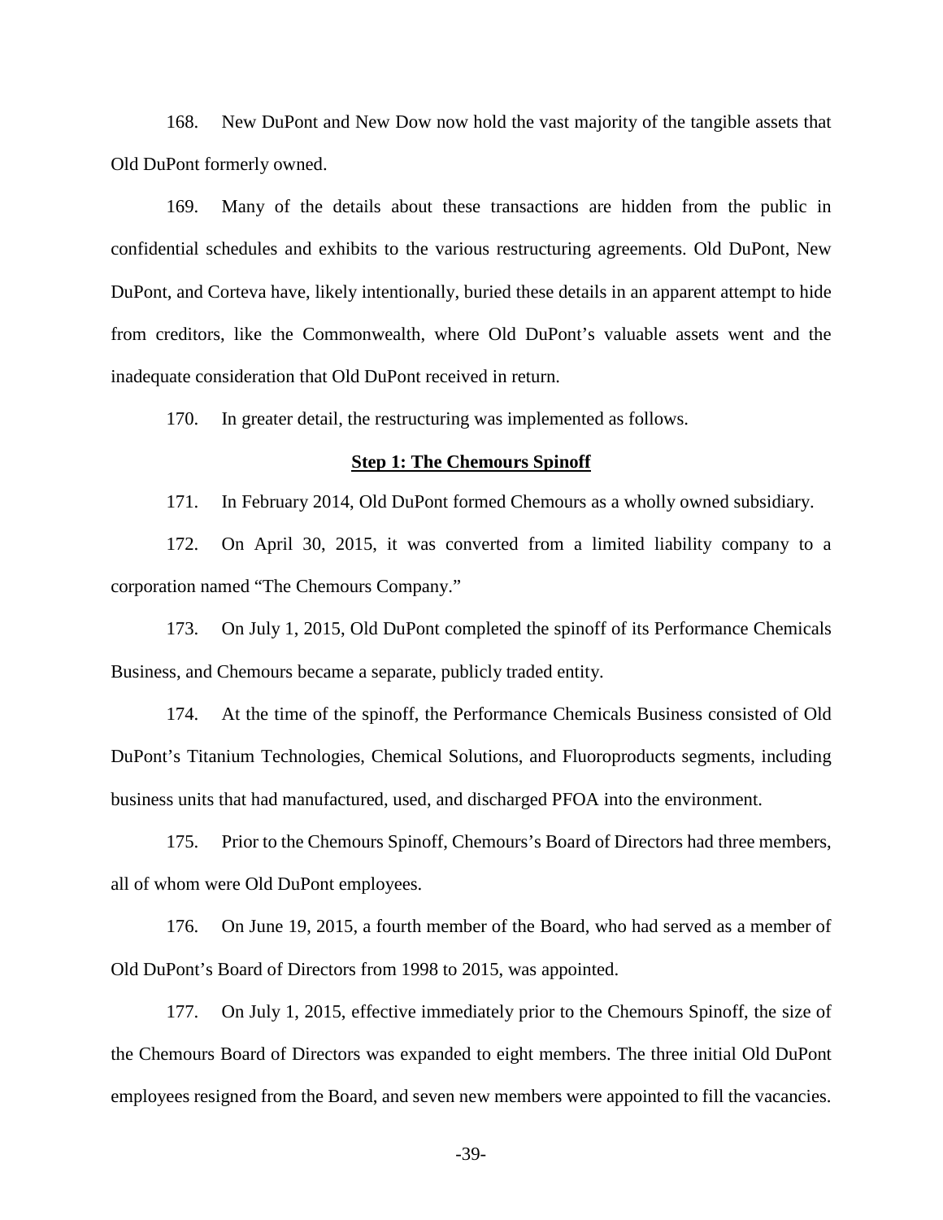168. New DuPont and New Dow now hold the vast majority of the tangible assets that Old DuPont formerly owned.

169. Many of the details about these transactions are hidden from the public in confidential schedules and exhibits to the various restructuring agreements. Old DuPont, New DuPont, and Corteva have, likely intentionally, buried these details in an apparent attempt to hide from creditors, like the Commonwealth, where Old DuPont's valuable assets went and the inadequate consideration that Old DuPont received in return.

170. In greater detail, the restructuring was implemented as follows.

**Step 1: The Chemours Spinoff**

171. In February 2014, Old DuPont formed Chemours as a wholly owned subsidiary.

172. On April 30, 2015, it was converted from a limited liability company to a corporation named "The Chemours Company."

173. On July 1, 2015, Old DuPont completed the spinoff of its Performance Chemicals Business, and Chemours became a separate, publicly traded entity.

174. At the time of the spinoff, the Performance Chemicals Business consisted of Old DuPont's Titanium Technologies, Chemical Solutions, and Fluoroproducts segments, including business units that had manufactured, used, and discharged PFOA into the environment.

175. Prior to the Chemours Spinoff, Chemours's Board of Directors had three members, all of whom were Old DuPont employees.

176. On June 19, 2015, a fourth member of the Board, who had served as a member of Old DuPont's Board of Directors from 1998 to 2015, was appointed.

177. On July 1, 2015, effective immediately prior to the Chemours Spinoff, the size of the Chemours Board of Directors was expanded to eight members. The three initial Old DuPont employees resigned from the Board, and seven new members were appointed to fill the vacancies.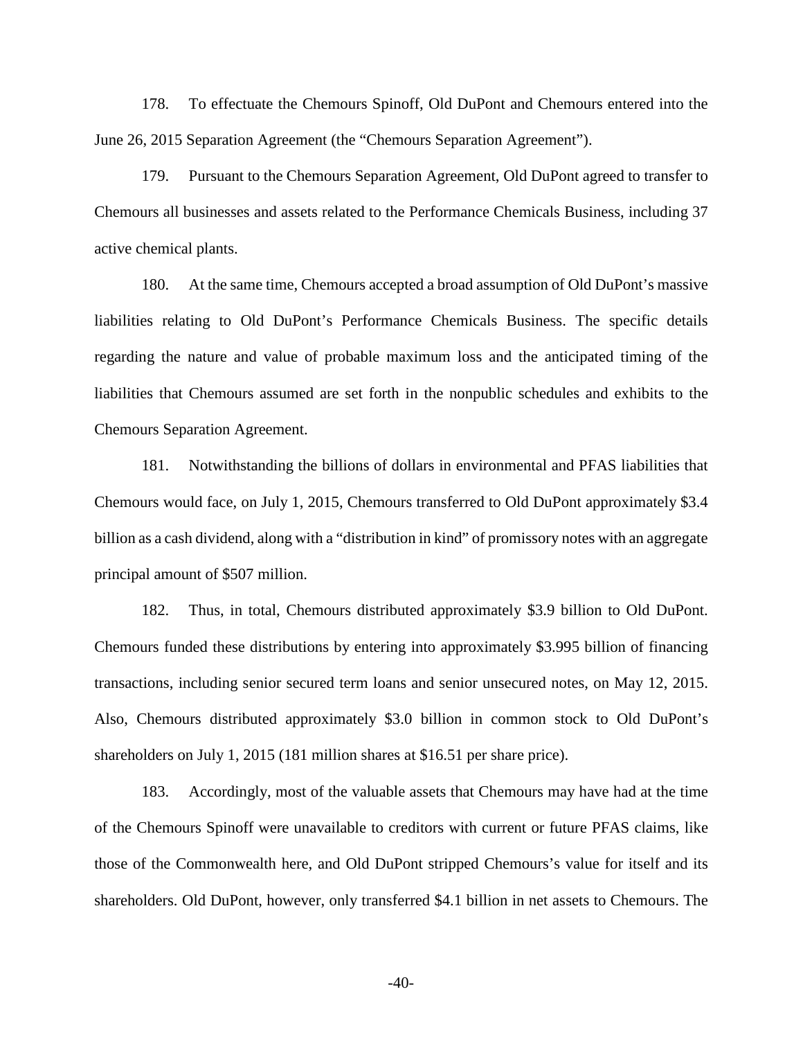178. To effectuate the Chemours Spinoff, Old DuPont and Chemours entered into the June 26, 2015 Separation Agreement (the "Chemours Separation Agreement").

179. Pursuant to the Chemours Separation Agreement, Old DuPont agreed to transfer to Chemours all businesses and assets related to the Performance Chemicals Business, including 37 active chemical plants.

180. At the same time, Chemours accepted a broad assumption of Old DuPont's massive liabilities relating to Old DuPont's Performance Chemicals Business. The specific details regarding the nature and value of probable maximum loss and the anticipated timing of the liabilities that Chemours assumed are set forth in the nonpublic schedules and exhibits to the Chemours Separation Agreement.

181. Notwithstanding the billions of dollars in environmental and PFAS liabilities that Chemours would face, on July 1, 2015, Chemours transferred to Old DuPont approximately $3.4 billion as a cash dividend, along with a "distribution in kind" of promissory notes with an aggregate principal amount of $507 million.

182. Thus, in total, Chemours distributed approximately $3.9 billion to Old DuPont. Chemours funded these distributions by entering into approximately $3.995 billion of financing transactions, including senior secured term loans and senior unsecured notes, on May 12, 2015. Also, Chemours distributed approximately $3.0 billion in common stock to Old DuPont's shareholders on July 1, 2015 (181 million shares at $16.51 per share price).

183. Accordingly, most of the valuable assets that Chemours may have had at the time of the Chemours Spinoff were unavailable to creditors with current or future PFAS claims, like those of the Commonwealth here, and Old DuPont stripped Chemours's value for itself and its shareholders. Old DuPont, however, only transferred $4.1 billion in net assets to Chemours. The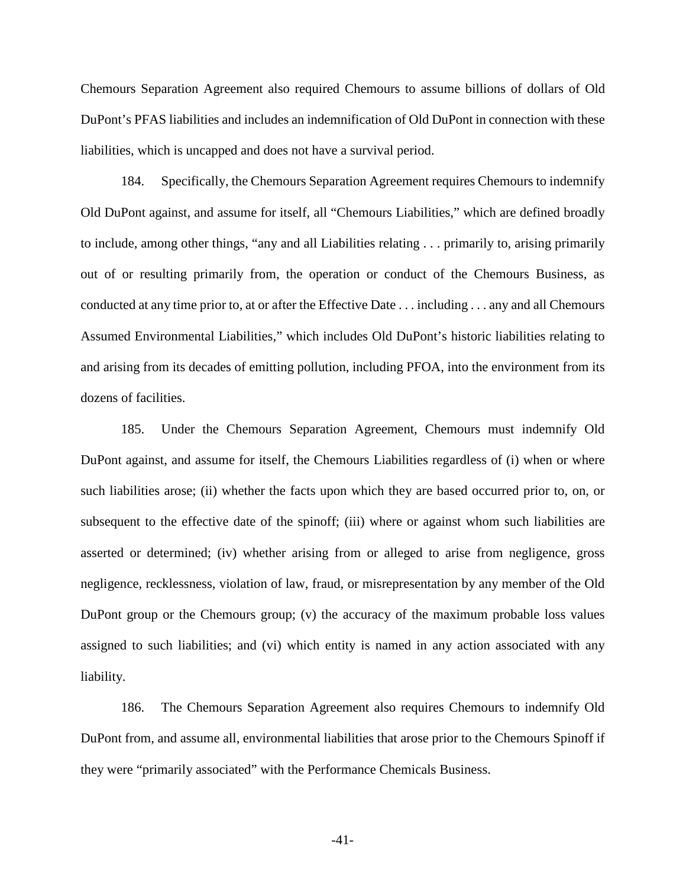Chemours Separation Agreement also required Chemours to assume billions of dollars of Old DuPont's PFAS liabilities and includes an indemnification of Old DuPont in connection with these liabilities, which is uncapped and does not have a survival period.

184. Specifically, the Chemours Separation Agreement requires Chemours to indemnify Old DuPont against, and assume for itself, all "Chemours Liabilities," which are defined broadly to include, among other things, "any and all Liabilities relating . . . primarily to, arising primarily out of or resulting primarily from, the operation or conduct of the Chemours Business, as conducted at any time prior to, at or after the Effective Date . . . including . . . any and all Chemours Assumed Environmental Liabilities," which includes Old DuPont's historic liabilities relating to and arising from its decades of emitting pollution, including PFOA, into the environment from its dozens of facilities.

185. Under the Chemours Separation Agreement, Chemours must indemnify Old DuPont against, and assume for itself, the Chemours Liabilities regardless of (i) when or where such liabilities arose; (ii) whether the facts upon which they are based occurred prior to, on, or subsequent to the effective date of the spinoff; (iii) where or against whom such liabilities are asserted or determined; (iv) whether arising from or alleged to arise from negligence, gross negligence, recklessness, violation of law, fraud, or misrepresentation by any member of the Old DuPont group or the Chemours group; (v) the accuracy of the maximum probable loss values assigned to such liabilities; and (vi) which entity is named in any action associated with any liability.

186. The Chemours Separation Agreement also requires Chemours to indemnify Old DuPont from, and assume all, environmental liabilities that arose prior to the Chemours Spinoff if they were "primarily associated" with the Performance Chemicals Business.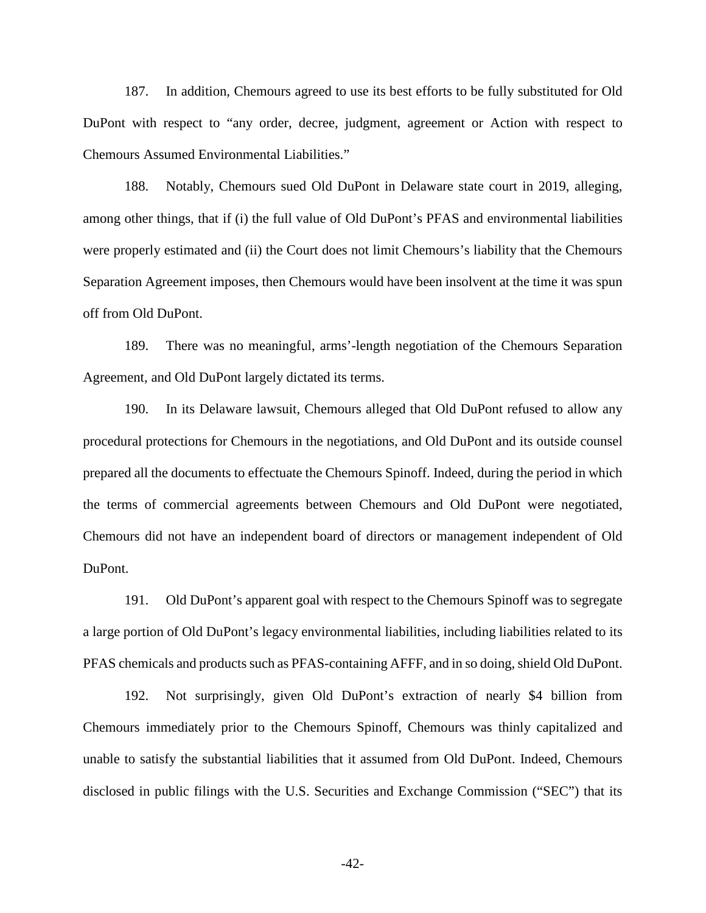187. In addition, Chemours agreed to use its best efforts to be fully substituted for Old DuPont with respect to "any order, decree, judgment, agreement or Action with respect to Chemours Assumed Environmental Liabilities."

188. Notably, Chemours sued Old DuPont in Delaware state court in 2019, alleging, among other things, that if (i) the full value of Old DuPont's PFAS and environmental liabilities were properly estimated and (ii) the Court does not limit Chemours's liability that the Chemours Separation Agreement imposes, then Chemours would have been insolvent at the time it was spun off from Old DuPont.

189. There was no meaningful, arms'-length negotiation of the Chemours Separation Agreement, and Old DuPont largely dictated its terms.

190. In its Delaware lawsuit, Chemours alleged that Old DuPont refused to allow any procedural protections for Chemours in the negotiations, and Old DuPont and its outside counsel prepared all the documents to effectuate the Chemours Spinoff. Indeed, during the period in which the terms of commercial agreements between Chemours and Old DuPont were negotiated, Chemours did not have an independent board of directors or management independent of Old DuPont.

191. Old DuPont's apparent goal with respect to the Chemours Spinoff was to segregate a large portion of Old DuPont's legacy environmental liabilities, including liabilities related to its PFAS chemicals and products such as PFAS-containing AFFF, and in so doing, shield Old DuPont.

192. Not surprisingly, given Old DuPont's extraction of nearly $4 billion from Chemours immediately prior to the Chemours Spinoff, Chemours was thinly capitalized and unable to satisfy the substantial liabilities that it assumed from Old DuPont. Indeed, Chemours disclosed in public filings with the U.S. Securities and Exchange Commission ("SEC") that its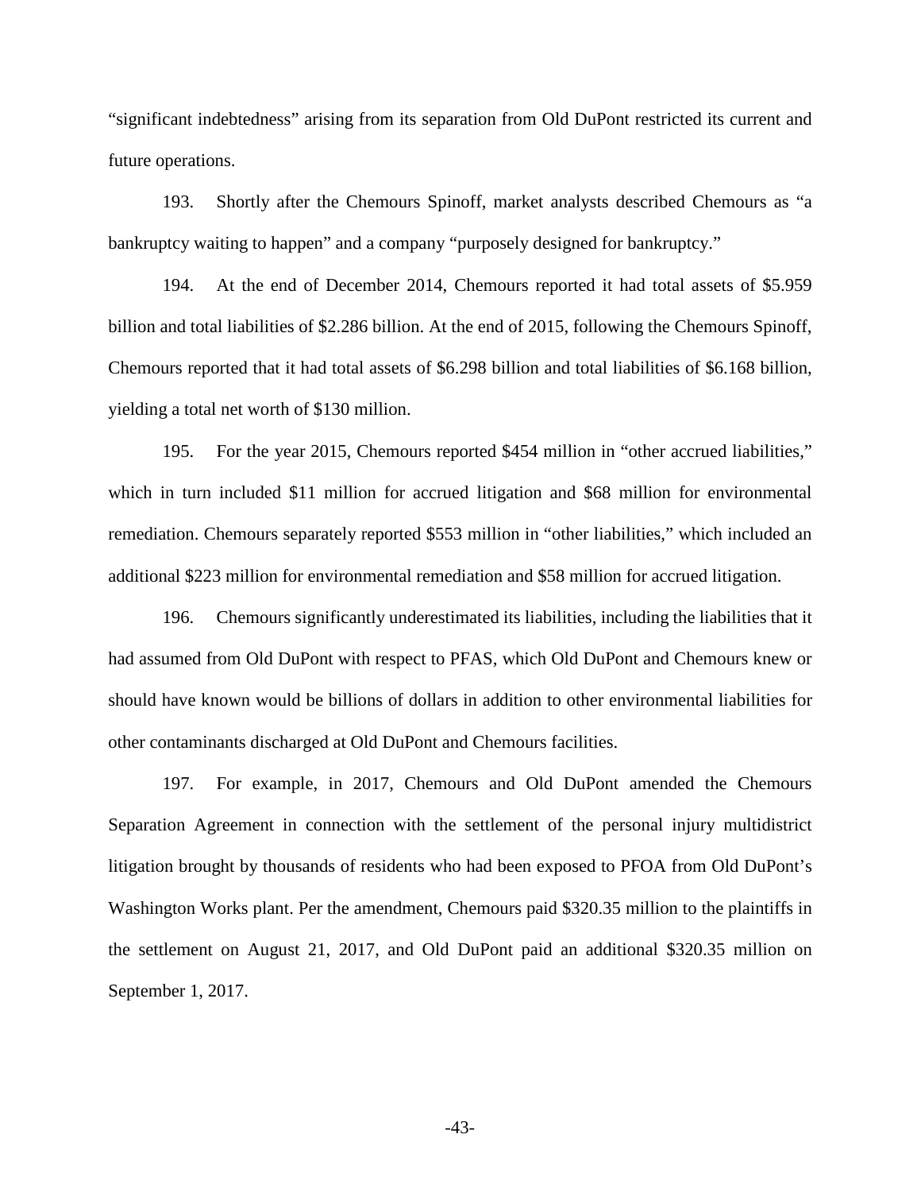"significant indebtedness" arising from its separation from Old DuPont restricted its current and future operations.

193. Shortly after the Chemours Spinoff, market analysts described Chemours as "a bankruptcy waiting to happen" and a company "purposely designed for bankruptcy."

194. At the end of December 2014, Chemours reported it had total assets of $5.959 billion and total liabilities of $2.286 billion. At the end of 2015, following the Chemours Spinoff, Chemours reported that it had total assets of $6.298 billion and total liabilities of $6.168 billion, yielding a total net worth of $130 million.

195. For the year 2015, Chemours reported $454 million in "other accrued liabilities," which in turn included $11 million for accrued litigation and $68 million for environmental remediation. Chemours separately reported $553 million in "other liabilities," which included an additional $223 million for environmental remediation and $58 million for accrued litigation.

196. Chemours significantly underestimated its liabilities, including the liabilities that it had assumed from Old DuPont with respect to PFAS, which Old DuPont and Chemours knew or should have known would be billions of dollars in addition to other environmental liabilities for other contaminants discharged at Old DuPont and Chemours facilities.

197. For example, in 2017, Chemours and Old DuPont amended the Chemours Separation Agreement in connection with the settlement of the personal injury multidistrict litigation brought by thousands of residents who had been exposed to PFOA from Old DuPont's Washington Works plant. Per the amendment, Chemours paid $320.35 million to the plaintiffs in the settlement on August 21, 2017, and Old DuPont paid an additional $320.35 million on September 1, 2017.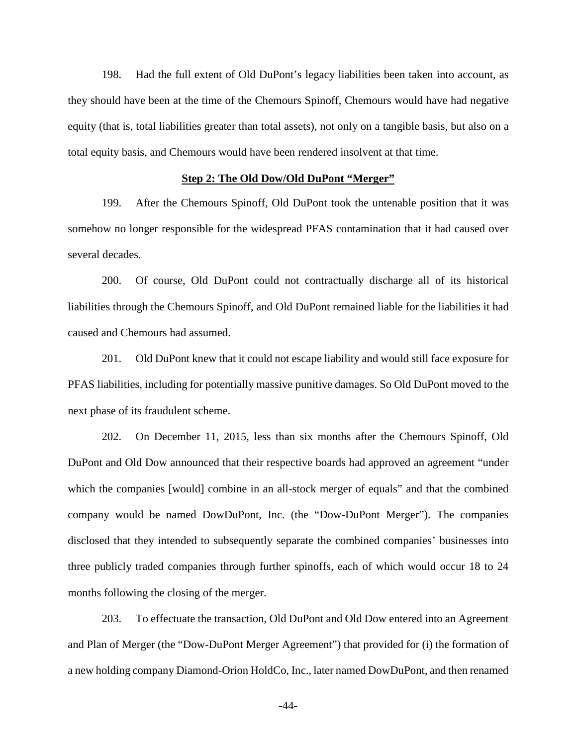198. Had the full extent of Old DuPont's legacy liabilities been taken into account, as they should have been at the time of the Chemours Spinoff, Chemours would have had negative equity (that is, total liabilities greater than total assets), not only on a tangible basis, but also on a total equity basis, and Chemours would have been rendered insolvent at that time.

**Step 2: The Old Dow/Old DuPont "Merger"**

199. After the Chemours Spinoff, Old DuPont took the untenable position that it was somehow no longer responsible for the widespread PFAS contamination that it had caused over several decades.

200. Of course, Old DuPont could not contractually discharge all of its historical liabilities through the Chemours Spinoff, and Old DuPont remained liable for the liabilities it had caused and Chemours had assumed.

201. Old DuPont knew that it could not escape liability and would still face exposure for PFAS liabilities, including for potentially massive punitive damages. So Old DuPont moved to the next phase of its fraudulent scheme.

202. On December 11, 2015, less than six months after the Chemours Spinoff, Old DuPont and Old Dow announced that their respective boards had approved an agreement "under which the companies [would] combine in an all-stock merger of equals" and that the combined company would be named DowDuPont, Inc. (the "Dow-DuPont Merger"). The companies disclosed that they intended to subsequently separate the combined companies' businesses into three publicly traded companies through further spinoffs, each of which would occur 18 to 24 months following the closing of the merger.

203. To effectuate the transaction, Old DuPont and Old Dow entered into an Agreement and Plan of Merger (the "Dow-DuPont Merger Agreement") that provided for (i) the formation of a new holding company Diamond-Orion HoldCo, Inc., later named DowDuPont, and then renamed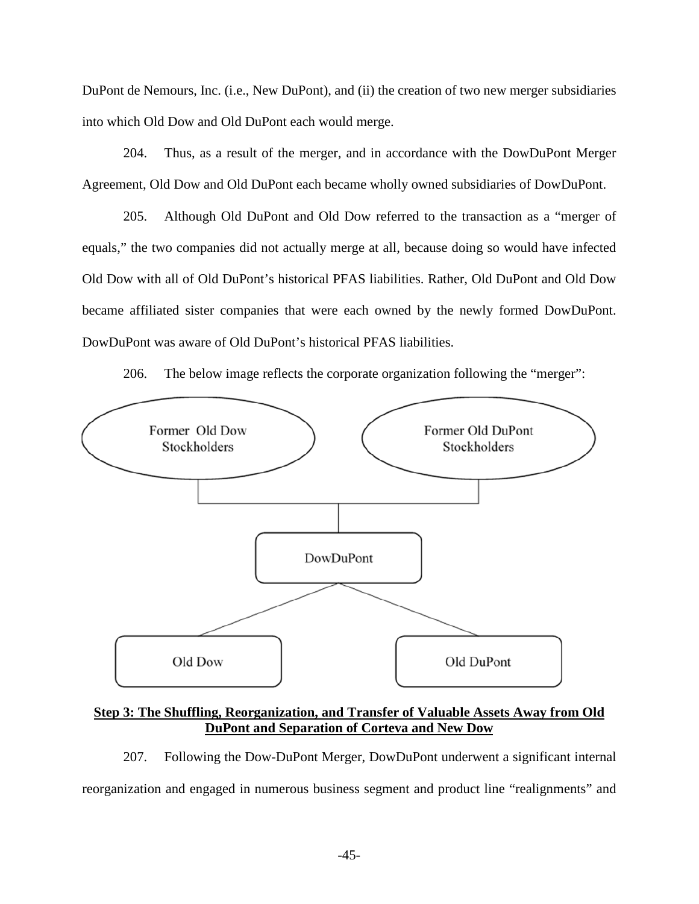DuPont de Nemours, Inc. (i.e., New DuPont), and (ii) the creation of two new merger subsidiaries into which Old Dow and Old DuPont each would merge.

204. Thus, as a result of the merger, and in accordance with the DowDuPont Merger Agreement, Old Dow and Old DuPont each became wholly owned subsidiaries of DowDuPont.

205. Although Old DuPont and Old Dow referred to the transaction as a "merger of equals," the two companies did not actually merge at all, because doing so would have infected Old Dow with all of Old DuPont's historical PFAS liabilities. Rather, Old DuPont and Old Dow became affiliated sister companies that were each owned by the newly formed DowDuPont. DowDuPont was aware of Old DuPont's historical PFAS liabilities.

206. The below image reflects the corporate organization following the "merger":

Former Old Dow Stockholders

Former Old DuPont Stockholders

DowDuPont

Old Dow

Old DuPont

**Step 3: The Shuffling, Reorganization, and Transfer of Valuable Assets Away from Old DuPont and Separation of Corteva and New Dow**

207. Following the Dow-DuPont Merger, DowDuPont underwent a significant internal reorganization and engaged in numerous business segment and product line "realignments" and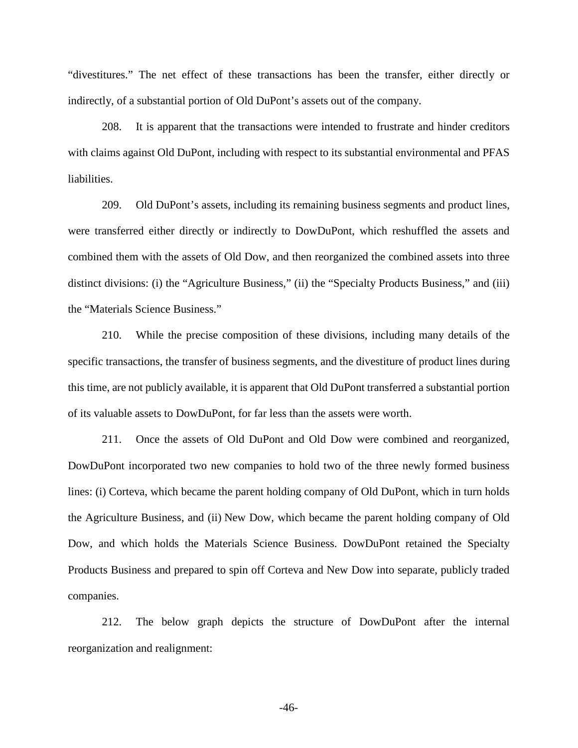"divestitures." The net effect of these transactions has been the transfer, either directly or indirectly, of a substantial portion of Old DuPont's assets out of the company.

208. It is apparent that the transactions were intended to frustrate and hinder creditors with claims against Old DuPont, including with respect to its substantial environmental and PFAS liabilities.

209. Old DuPont's assets, including its remaining business segments and product lines, were transferred either directly or indirectly to DowDuPont, which reshuffled the assets and combined them with the assets of Old Dow, and then reorganized the combined assets into three distinct divisions: (i) the "Agriculture Business," (ii) the "Specialty Products Business," and (iii) the "Materials Science Business."

210. While the precise composition of these divisions, including many details of the specific transactions, the transfer of business segments, and the divestiture of product lines during this time, are not publicly available, it is apparent that Old DuPont transferred a substantial portion of its valuable assets to DowDuPont, for far less than the assets were worth.

211. Once the assets of Old DuPont and Old Dow were combined and reorganized, DowDuPont incorporated two new companies to hold two of the three newly formed business lines: (i) Corteva, which became the parent holding company of Old DuPont, which in turn holds the Agriculture Business, and (ii) New Dow, which became the parent holding company of Old Dow, and which holds the Materials Science Business. DowDuPont retained the Specialty Products Business and prepared to spin off Corteva and New Dow into separate, publicly traded companies.

212. The below graph depicts the structure of DowDuPont after the internal reorganization and realignment: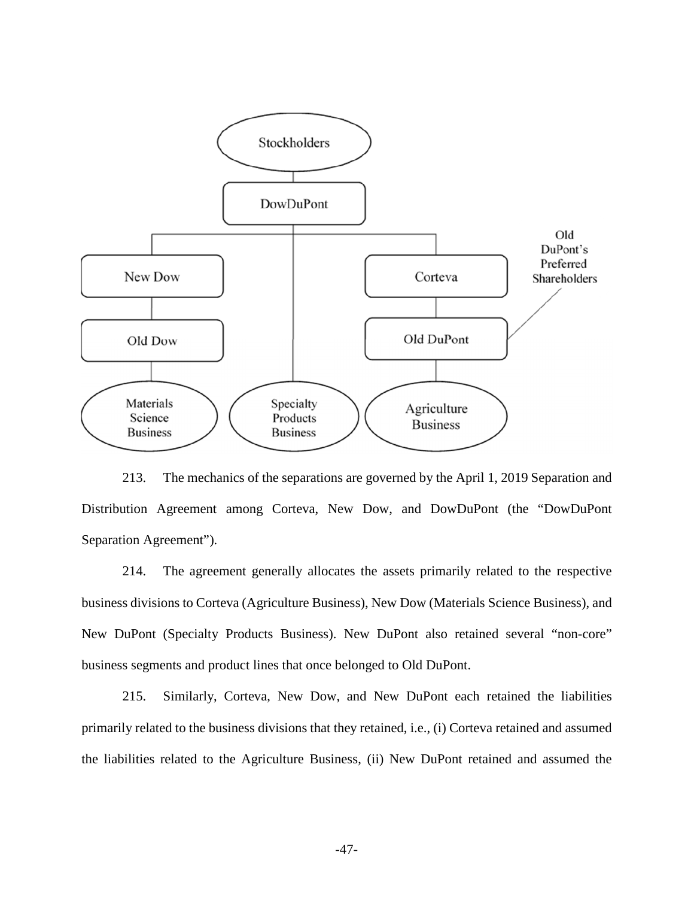213. The mechanics of the separations are governed by the April 1, 2019 Separation and Distribution Agreement among Corteva, New Dow, and DowDuPont (the "DowDuPont Separation Agreement").

214. The agreement generally allocates the assets primarily related to the respective business divisions to Corteva (Agriculture Business), New Dow (Materials Science Business), and New DuPont (Specialty Products Business). New DuPont also retained several "non-core" business segments and product lines that once belonged to Old DuPont.

215. Similarly, Corteva, New Dow, and New DuPont each retained the liabilities primarily related to the business divisions that they retained, i.e., (i) Corteva retained and assumed the liabilities related to the Agriculture Business, (ii) New DuPont retained and assumed the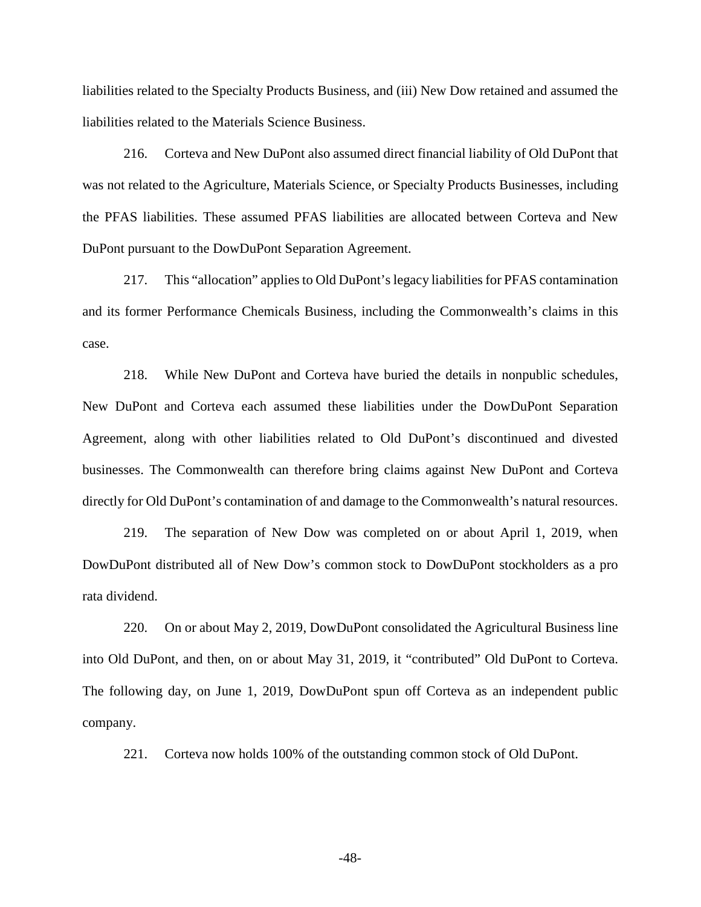liabilities related to the Specialty Products Business, and (iii) New Dow retained and assumed the liabilities related to the Materials Science Business.

216. Corteva and New DuPont also assumed direct financial liability of Old DuPont that was not related to the Agriculture, Materials Science, or Specialty Products Businesses, including the PFAS liabilities. These assumed PFAS liabilities are allocated between Corteva and New DuPont pursuant to the DowDuPont Separation Agreement.

217. This "allocation" applies to Old DuPont's legacy liabilities for PFAS contamination and its former Performance Chemicals Business, including the Commonwealth's claims in this case.

218. While New DuPont and Corteva have buried the details in nonpublic schedules, New DuPont and Corteva each assumed these liabilities under the DowDuPont Separation Agreement, along with other liabilities related to Old DuPont's discontinued and divested businesses. The Commonwealth can therefore bring claims against New DuPont and Corteva directly for Old DuPont's contamination of and damage to the Commonwealth's natural resources.

219. The separation of New Dow was completed on or about April 1, 2019, when DowDuPont distributed all of New Dow's common stock to DowDuPont stockholders as a pro rata dividend.

220. On or about May 2, 2019, DowDuPont consolidated the Agricultural Business line into Old DuPont, and then, on or about May 31, 2019, it "contributed" Old DuPont to Corteva. The following day, on June 1, 2019, DowDuPont spun off Corteva as an independent public company.

221. Corteva now holds 100% of the outstanding common stock of Old DuPont.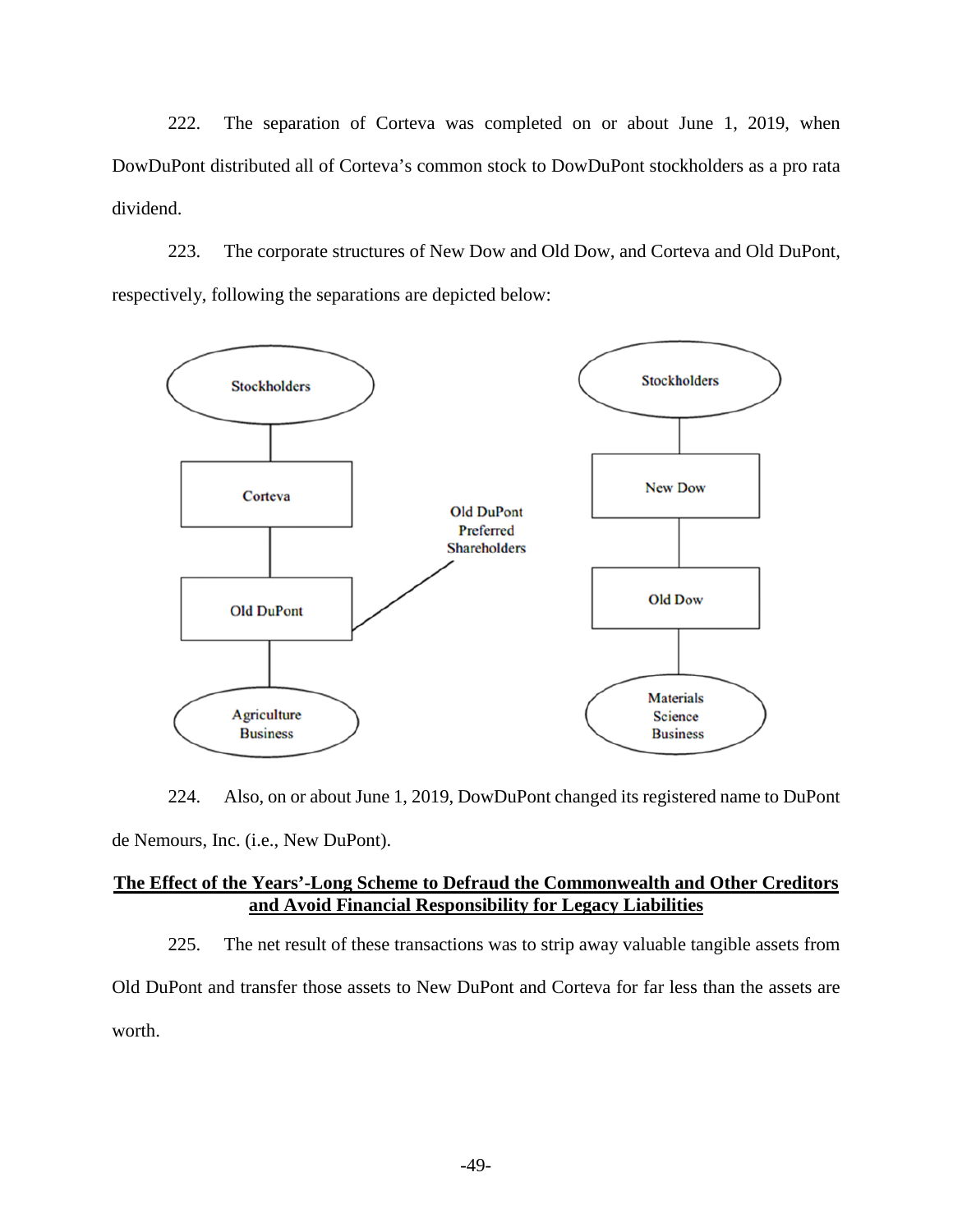222. The separation of Corteva was completed on or about June 1, 2019, when DowDuPont distributed all of Corteva's common stock to DowDuPont stockholders as a pro rata dividend.

223. The corporate structures of New Dow and Old Dow, and Corteva and Old DuPont, respectively, following the separations are depicted below:

Stockholders

Corteva

Old DuPont

Agriculture Business

Old DuPont Preferred Shareholders

Stockholders

New Dow

Old Dow

Materials Science Business

224. Also, on or about June 1, 2019, DowDuPont changed its registered name to DuPont de Nemours, Inc. (i.e., New DuPont).

**The Effect of the Years'-Long Scheme to Defraud the Commonwealth and Other Creditors and Avoid Financial Responsibility for Legacy Liabilities**

225. The net result of these transactions was to strip away valuable tangible assets from Old DuPont and transfer those assets to New DuPont and Corteva for far less than the assets are worth.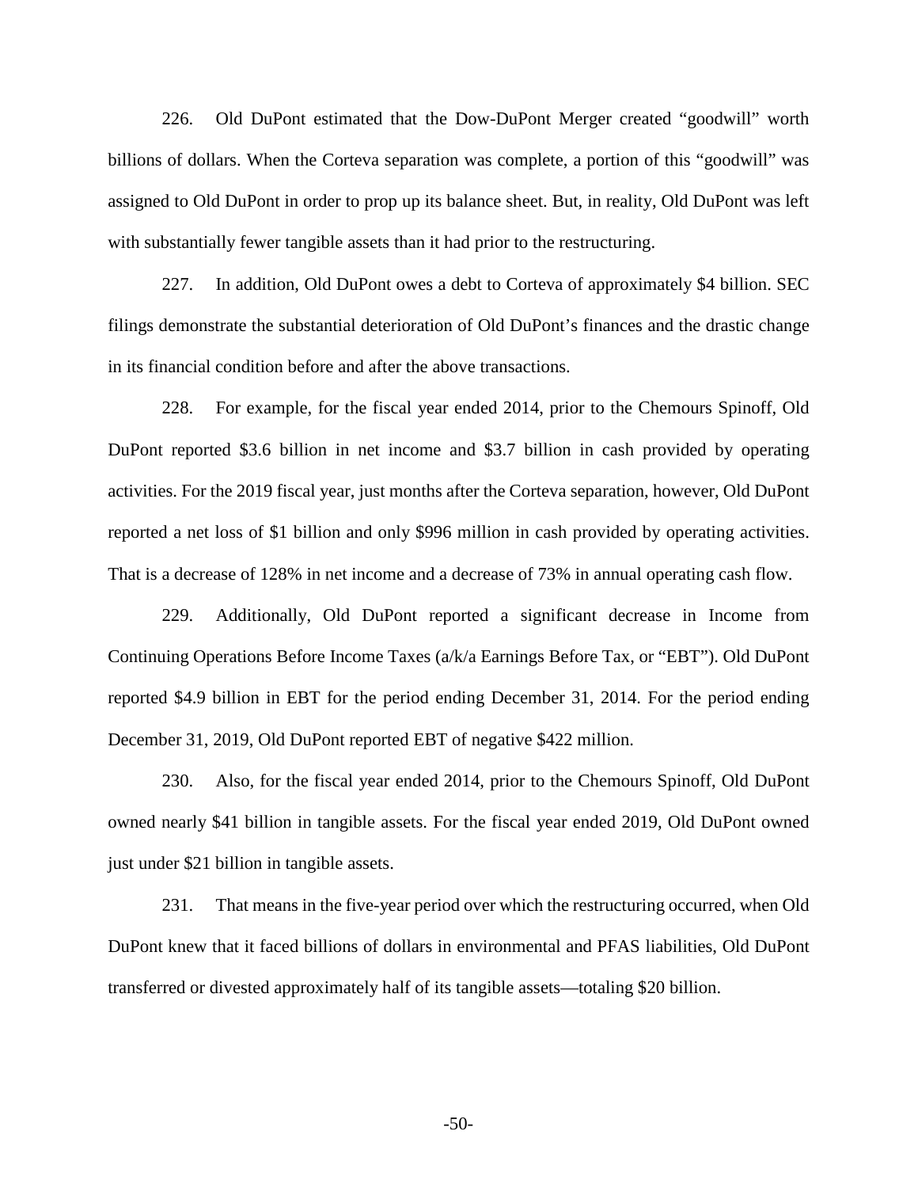226. Old DuPont estimated that the Dow-DuPont Merger created "goodwill" worth billions of dollars. When the Corteva separation was complete, a portion of this "goodwill" was assigned to Old DuPont in order to prop up its balance sheet. But, in reality, Old DuPont was left with substantially fewer tangible assets than it had prior to the restructuring.

227. In addition, Old DuPont owes a debt to Corteva of approximately $4 billion. SEC filings demonstrate the substantial deterioration of Old DuPont's finances and the drastic change in its financial condition before and after the above transactions.

228. For example, for the fiscal year ended 2014, prior to the Chemours Spinoff, Old DuPont reported $3.6 billion in net income and $3.7 billion in cash provided by operating activities. For the 2019 fiscal year, just months after the Corteva separation, however, Old DuPont reported a net loss of $1 billion and only $996 million in cash provided by operating activities. That is a decrease of 128% in net income and a decrease of 73% in annual operating cash flow.

229. Additionally, Old DuPont reported a significant decrease in Income from Continuing Operations Before Income Taxes (a/k/a Earnings Before Tax, or "EBT"). Old DuPont reported $4.9 billion in EBT for the period ending December 31, 2014. For the period ending December 31, 2019, Old DuPont reported EBT of negative $422 million.

230. Also, for the fiscal year ended 2014, prior to the Chemours Spinoff, Old DuPont owned nearly $41 billion in tangible assets. For the fiscal year ended 2019, Old DuPont owned just under $21 billion in tangible assets.

231. That means in the five-year period over which the restructuring occurred, when Old DuPont knew that it faced billions of dollars in environmental and PFAS liabilities, Old DuPont transferred or divested approximately half of its tangible assets—totaling $20 billion.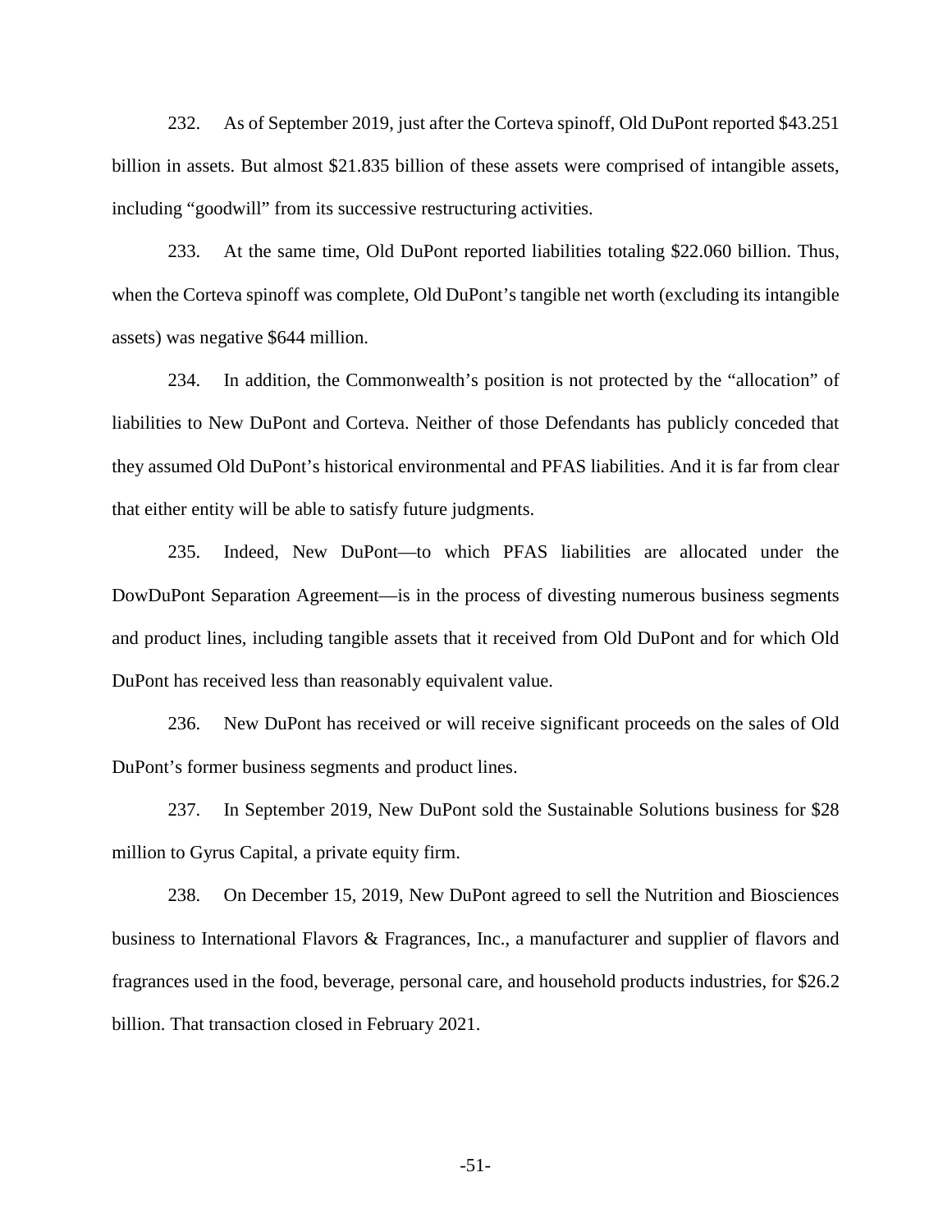232. As of September 2019, just after the Corteva spinoff, Old DuPont reported $43.251 billion in assets. But almost $21.835 billion of these assets were comprised of intangible assets, including "goodwill" from its successive restructuring activities.

233. At the same time, Old DuPont reported liabilities totaling $22.060 billion. Thus, when the Corteva spinoff was complete, Old DuPont's tangible net worth (excluding its intangible assets) was negative $644 million.

234. In addition, the Commonwealth's position is not protected by the "allocation" of liabilities to New DuPont and Corteva. Neither of those Defendants has publicly conceded that they assumed Old DuPont's historical environmental and PFAS liabilities. And it is far from clear that either entity will be able to satisfy future judgments.

235. Indeed, New DuPont—to which PFAS liabilities are allocated under the DowDuPont Separation Agreement—is in the process of divesting numerous business segments and product lines, including tangible assets that it received from Old DuPont and for which Old DuPont has received less than reasonably equivalent value.

236. New DuPont has received or will receive significant proceeds on the sales of Old DuPont's former business segments and product lines.

237. In September 2019, New DuPont sold the Sustainable Solutions business for $28 million to Gyrus Capital, a private equity firm.

238. On December 15, 2019, New DuPont agreed to sell the Nutrition and Biosciences business to International Flavors & Fragrances, Inc., a manufacturer and supplier of flavors and fragrances used in the food, beverage, personal care, and household products industries, for $26.2 billion. That transaction closed in February 2021.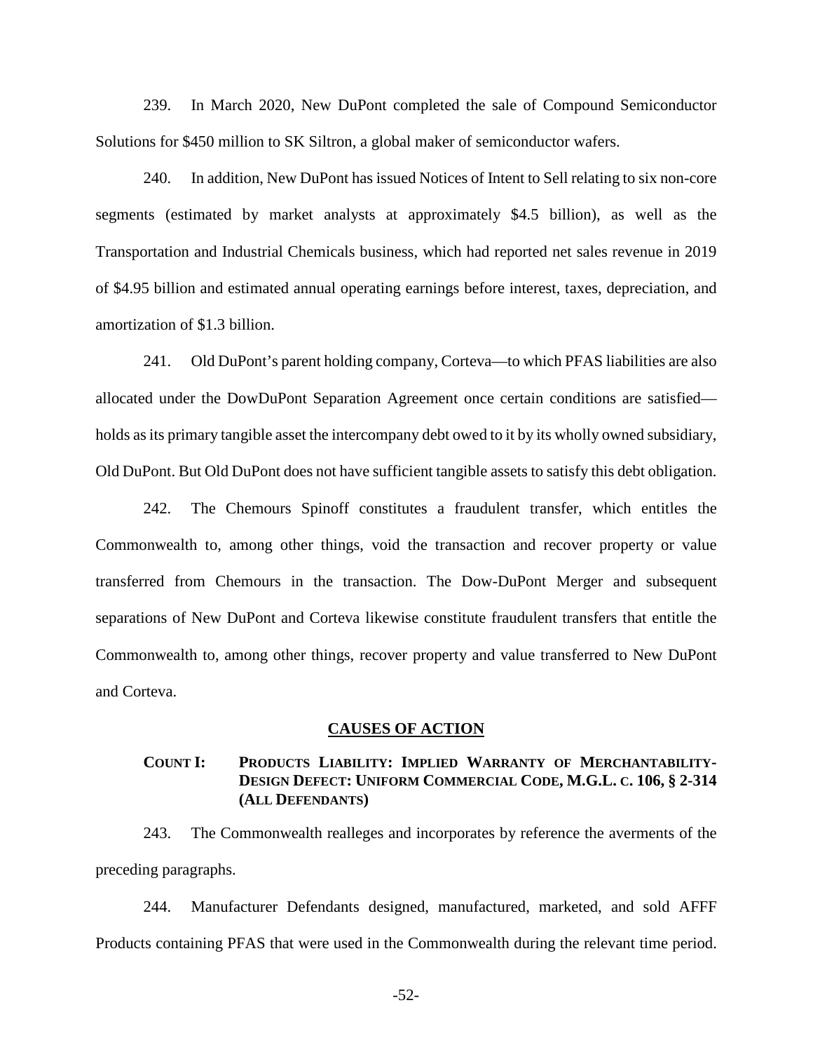239. In March 2020, New DuPont completed the sale of Compound Semiconductor Solutions for $450 million to SK Siltron, a global maker of semiconductor wafers.

240. In addition, New DuPont has issued Notices of Intent to Sell relating to six non-core segments (estimated by market analysts at approximately $4.5 billion), as well as the Transportation and Industrial Chemicals business, which had reported net sales revenue in 2019 of $4.95 billion and estimated annual operating earnings before interest, taxes, depreciation, and amortization of $1.3 billion.

241. Old DuPont's parent holding company, Corteva—to which PFAS liabilities are also allocated under the DowDuPont Separation Agreement once certain conditions are satisfied—holds as its primary tangible asset the intercompany debt owed to it by its wholly owned subsidiary, Old DuPont. But Old DuPont does not have sufficient tangible assets to satisfy this debt obligation.

242. The Chemours Spinoff constitutes a fraudulent transfer, which entitles the Commonwealth to, among other things, void the transaction and recover property or value transferred from Chemours in the transaction. The Dow-DuPont Merger and subsequent separations of New DuPont and Corteva likewise constitute fraudulent transfers that entitle the Commonwealth to, among other things, recover property and value transferred to New DuPont and Corteva.

## CAUSES OF ACTION

### COUNT I: PRODUCTS LIABILITY: IMPLIED WARRANTY OF MERCHANTABILITY-DESIGN DEFECT: UNIFORM COMMERCIAL CODE, M.G.L. c. 106, § 2-314 (ALL DEFENDANTS)

243. The Commonwealth realleges and incorporates by reference the averments of the preceding paragraphs.

244. Manufacturer Defendants designed, manufactured, marketed, and sold AFFF Products containing PFAS that were used in the Commonwealth during the relevant time period.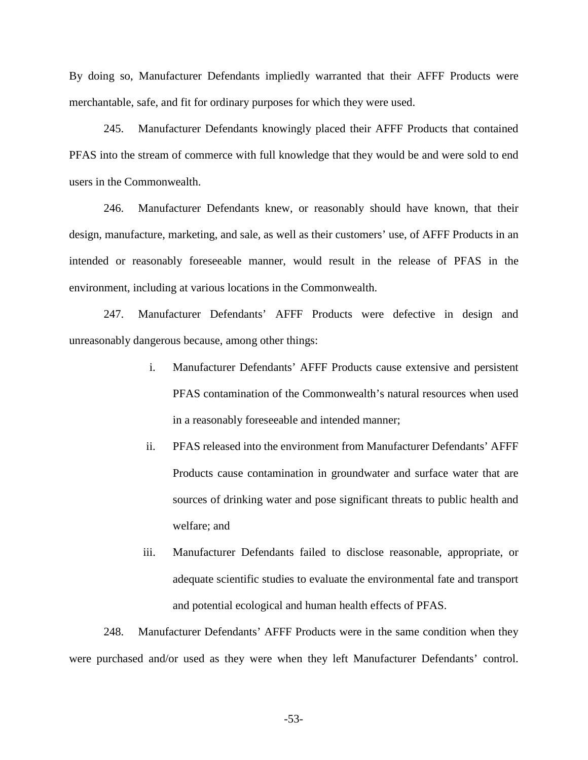By doing so, Manufacturer Defendants impliedly warranted that their AFFF Products were merchantable, safe, and fit for ordinary purposes for which they were used.

245. Manufacturer Defendants knowingly placed their AFFF Products that contained PFAS into the stream of commerce with full knowledge that they would be and were sold to end users in the Commonwealth.

246. Manufacturer Defendants knew, or reasonably should have known, that their design, manufacture, marketing, and sale, as well as their customers' use, of AFFF Products in an intended or reasonably foreseeable manner, would result in the release of PFAS in the environment, including at various locations in the Commonwealth.

247. Manufacturer Defendants' AFFF Products were defective in design and unreasonably dangerous because, among other things:

i. Manufacturer Defendants' AFFF Products cause extensive and persistent PFAS contamination of the Commonwealth's natural resources when used in a reasonably foreseeable and intended manner;

ii. PFAS released into the environment from Manufacturer Defendants' AFFF Products cause contamination in groundwater and surface water that are sources of drinking water and pose significant threats to public health and welfare; and

iii. Manufacturer Defendants failed to disclose reasonable, appropriate, or adequate scientific studies to evaluate the environmental fate and transport and potential ecological and human health effects of PFAS.

248. Manufacturer Defendants' AFFF Products were in the same condition when they were purchased and/or used as they were when they left Manufacturer Defendants' control.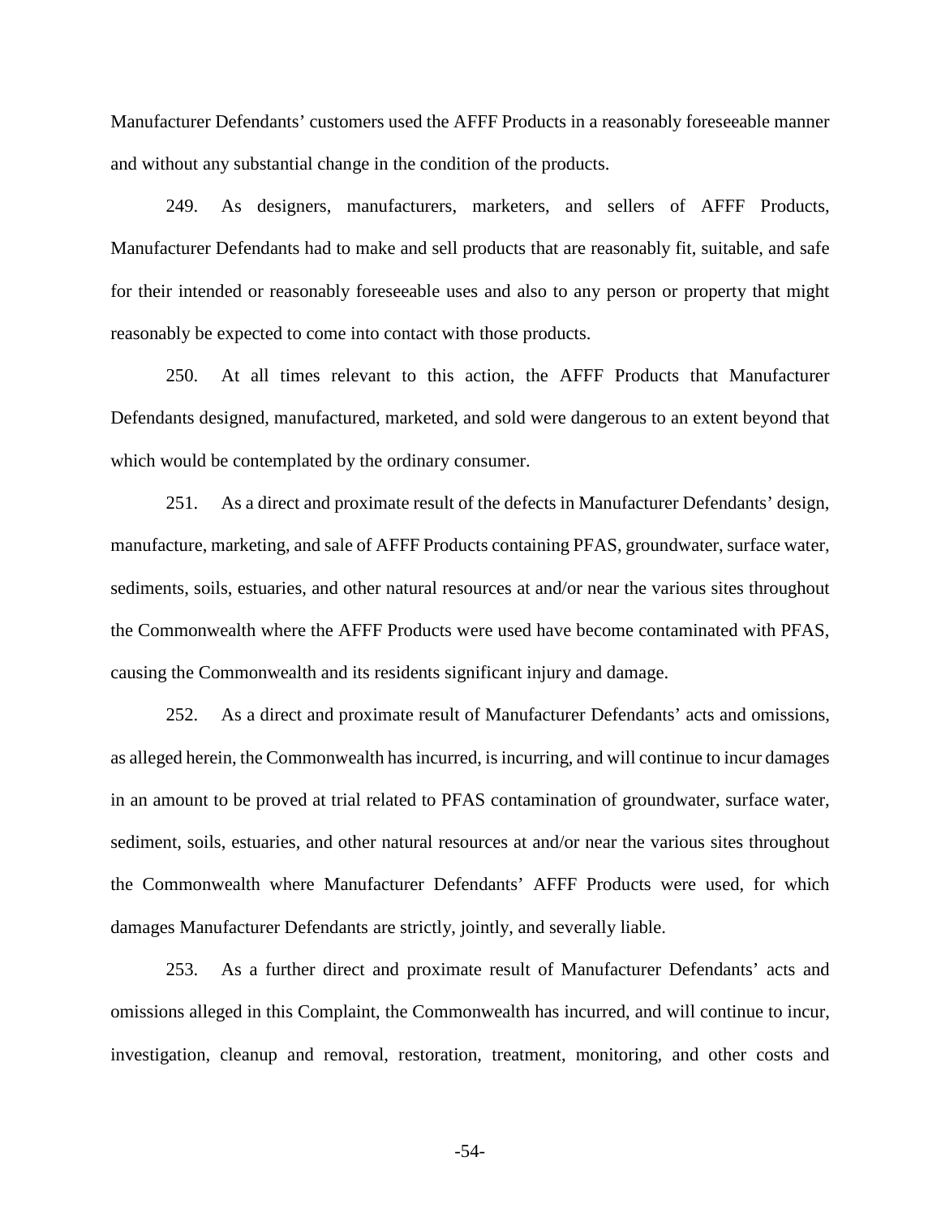Manufacturer Defendants' customers used the AFFF Products in a reasonably foreseeable manner and without any substantial change in the condition of the products.

249. As designers, manufacturers, marketers, and sellers of AFFF Products, Manufacturer Defendants had to make and sell products that are reasonably fit, suitable, and safe for their intended or reasonably foreseeable uses and also to any person or property that might reasonably be expected to come into contact with those products.

250. At all times relevant to this action, the AFFF Products that Manufacturer Defendants designed, manufactured, marketed, and sold were dangerous to an extent beyond that which would be contemplated by the ordinary consumer.

251. As a direct and proximate result of the defects in Manufacturer Defendants' design, manufacture, marketing, and sale of AFFF Products containing PFAS, groundwater, surface water, sediments, soils, estuaries, and other natural resources at and/or near the various sites throughout the Commonwealth where the AFFF Products were used have become contaminated with PFAS, causing the Commonwealth and its residents significant injury and damage.

252. As a direct and proximate result of Manufacturer Defendants' acts and omissions, as alleged herein, the Commonwealth has incurred, is incurring, and will continue to incur damages in an amount to be proved at trial related to PFAS contamination of groundwater, surface water, sediment, soils, estuaries, and other natural resources at and/or near the various sites throughout the Commonwealth where Manufacturer Defendants' AFFF Products were used, for which damages Manufacturer Defendants are strictly, jointly, and severally liable.

253. As a further direct and proximate result of Manufacturer Defendants' acts and omissions alleged in this Complaint, the Commonwealth has incurred, and will continue to incur, investigation, cleanup and removal, restoration, treatment, monitoring, and other costs and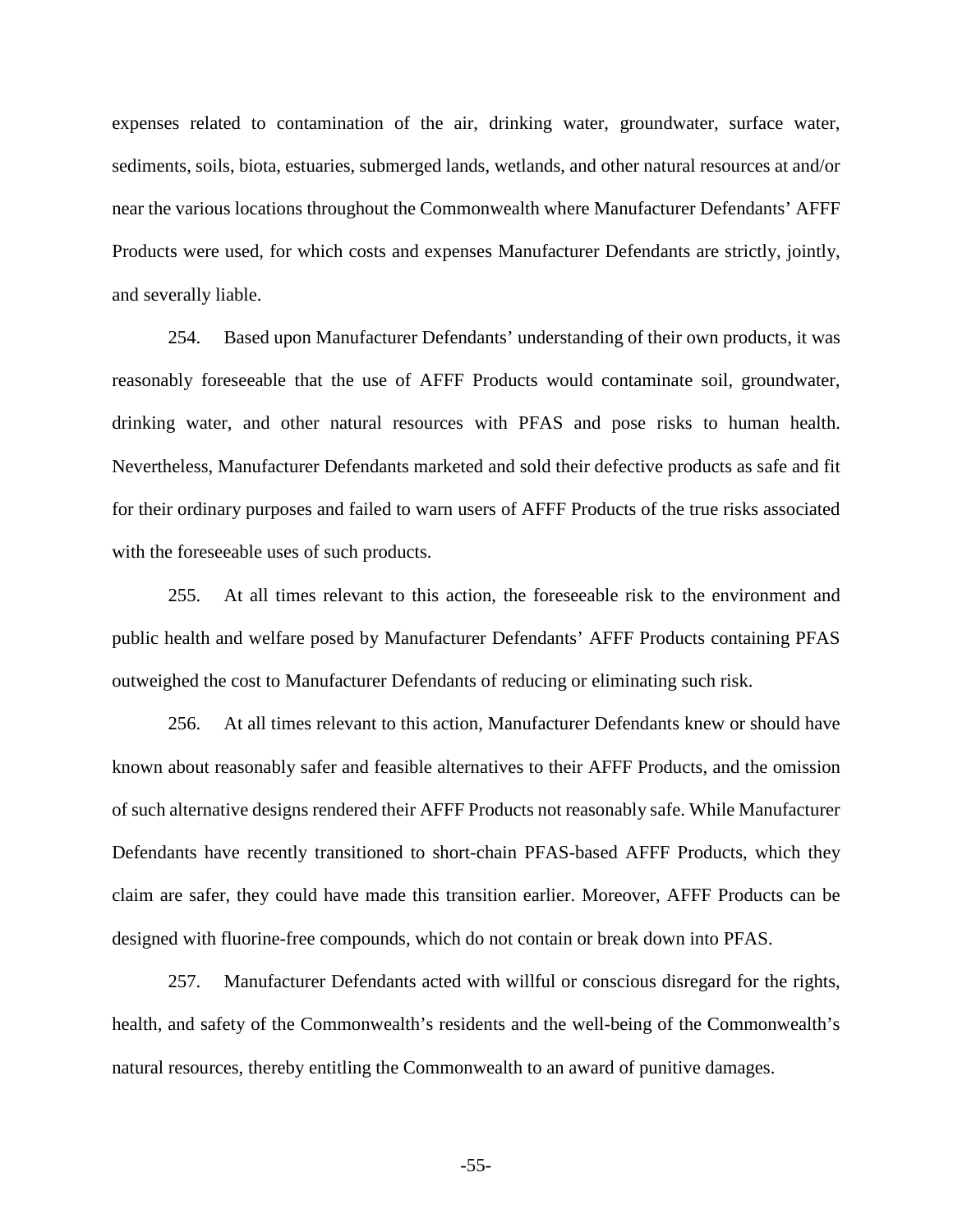expenses related to contamination of the air, drinking water, groundwater, surface water, sediments, soils, biota, estuaries, submerged lands, wetlands, and other natural resources at and/or near the various locations throughout the Commonwealth where Manufacturer Defendants' AFFF Products were used, for which costs and expenses Manufacturer Defendants are strictly, jointly, and severally liable.

254. Based upon Manufacturer Defendants' understanding of their own products, it was reasonably foreseeable that the use of AFFF Products would contaminate soil, groundwater, drinking water, and other natural resources with PFAS and pose risks to human health. Nevertheless, Manufacturer Defendants marketed and sold their defective products as safe and fit for their ordinary purposes and failed to warn users of AFFF Products of the true risks associated with the foreseeable uses of such products.

255. At all times relevant to this action, the foreseeable risk to the environment and public health and welfare posed by Manufacturer Defendants' AFFF Products containing PFAS outweighed the cost to Manufacturer Defendants of reducing or eliminating such risk.

256. At all times relevant to this action, Manufacturer Defendants knew or should have known about reasonably safer and feasible alternatives to their AFFF Products, and the omission of such alternative designs rendered their AFFF Products not reasonably safe. While Manufacturer Defendants have recently transitioned to short-chain PFAS-based AFFF Products, which they claim are safer, they could have made this transition earlier. Moreover, AFFF Products can be designed with fluorine-free compounds, which do not contain or break down into PFAS.

257. Manufacturer Defendants acted with willful or conscious disregard for the rights, health, and safety of the Commonwealth's residents and the well-being of the Commonwealth's natural resources, thereby entitling the Commonwealth to an award of punitive damages.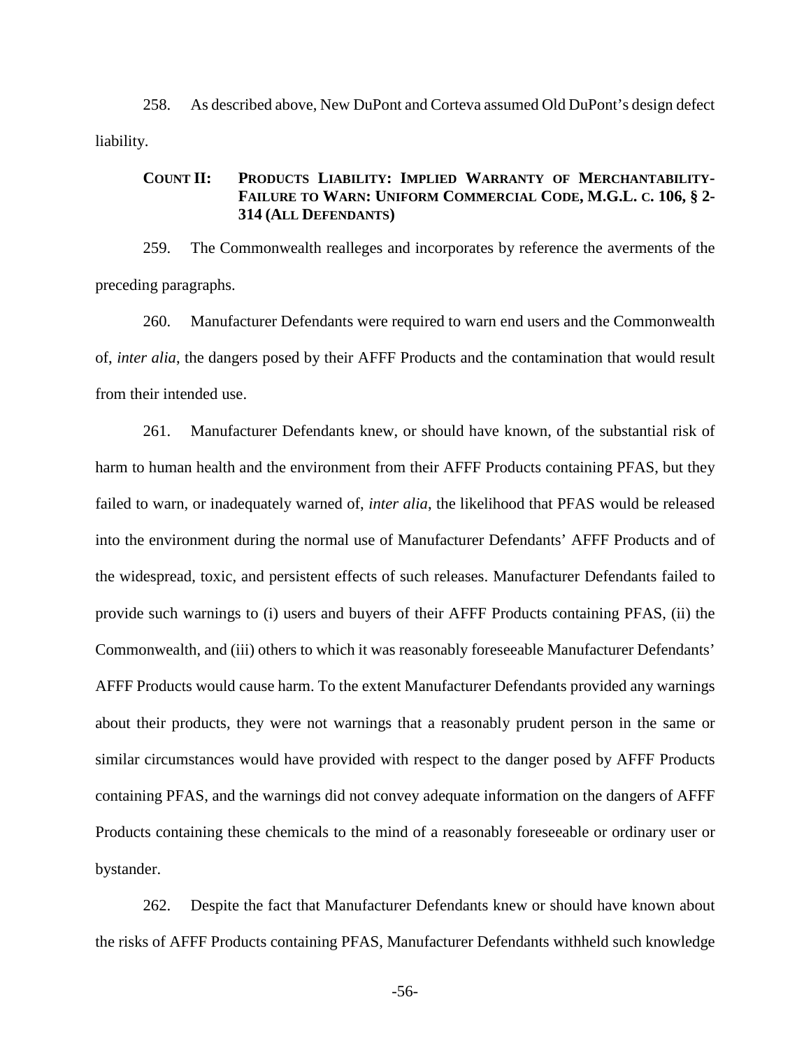258. As described above, New DuPont and Corteva assumed Old DuPont's design defect liability.

### COUNT II: PRODUCTS LIABILITY: IMPLIED WARRANTY OF MERCHANTABILITY-FAILURE TO WARN: UNIFORM COMMERCIAL CODE, M.G.L. C. 106, § 2-314 (ALL DEFENDANTS)

259. The Commonwealth realleges and incorporates by reference the averments of the preceding paragraphs.

260. Manufacturer Defendants were required to warn end users and the Commonwealth of, *inter alia*, the dangers posed by their AFFF Products and the contamination that would result from their intended use.

261. Manufacturer Defendants knew, or should have known, of the substantial risk of harm to human health and the environment from their AFFF Products containing PFAS, but they failed to warn, or inadequately warned of, *inter alia*, the likelihood that PFAS would be released into the environment during the normal use of Manufacturer Defendants' AFFF Products and of the widespread, toxic, and persistent effects of such releases. Manufacturer Defendants failed to provide such warnings to (i) users and buyers of their AFFF Products containing PFAS, (ii) the Commonwealth, and (iii) others to which it was reasonably foreseeable Manufacturer Defendants' AFFF Products would cause harm. To the extent Manufacturer Defendants provided any warnings about their products, they were not warnings that a reasonably prudent person in the same or similar circumstances would have provided with respect to the danger posed by AFFF Products containing PFAS, and the warnings did not convey adequate information on the dangers of AFFF Products containing these chemicals to the mind of a reasonably foreseeable or ordinary user or bystander.

262. Despite the fact that Manufacturer Defendants knew or should have known about the risks of AFFF Products containing PFAS, Manufacturer Defendants withheld such knowledge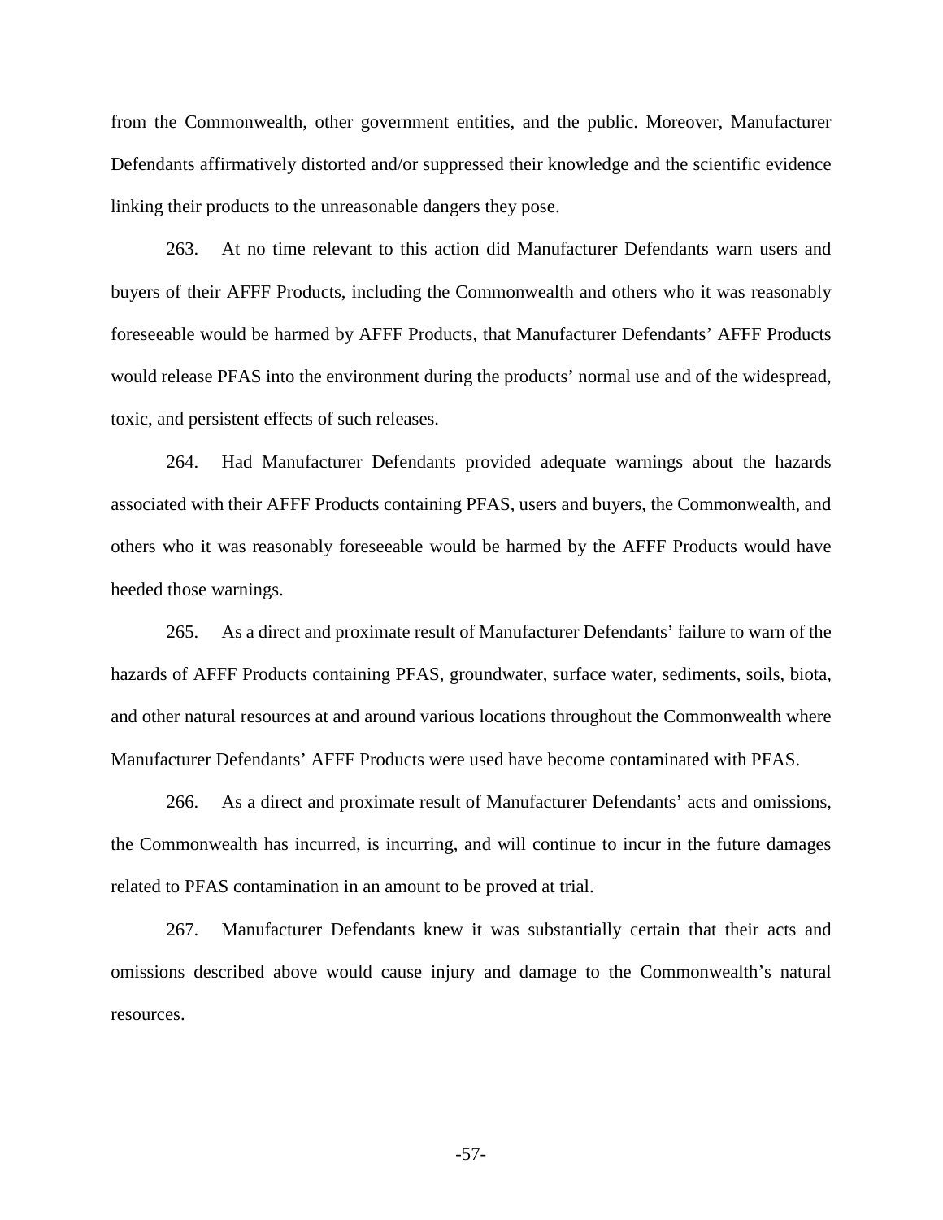from the Commonwealth, other government entities, and the public. Moreover, Manufacturer Defendants affirmatively distorted and/or suppressed their knowledge and the scientific evidence linking their products to the unreasonable dangers they pose.

263. At no time relevant to this action did Manufacturer Defendants warn users and buyers of their AFFF Products, including the Commonwealth and others who it was reasonably foreseeable would be harmed by AFFF Products, that Manufacturer Defendants' AFFF Products would release PFAS into the environment during the products' normal use and of the widespread, toxic, and persistent effects of such releases.

264. Had Manufacturer Defendants provided adequate warnings about the hazards associated with their AFFF Products containing PFAS, users and buyers, the Commonwealth, and others who it was reasonably foreseeable would be harmed by the AFFF Products would have heeded those warnings.

265. As a direct and proximate result of Manufacturer Defendants' failure to warn of the hazards of AFFF Products containing PFAS, groundwater, surface water, sediments, soils, biota, and other natural resources at and around various locations throughout the Commonwealth where Manufacturer Defendants' AFFF Products were used have become contaminated with PFAS.

266. As a direct and proximate result of Manufacturer Defendants' acts and omissions, the Commonwealth has incurred, is incurring, and will continue to incur in the future damages related to PFAS contamination in an amount to be proved at trial.

267. Manufacturer Defendants knew it was substantially certain that their acts and omissions described above would cause injury and damage to the Commonwealth's natural resources.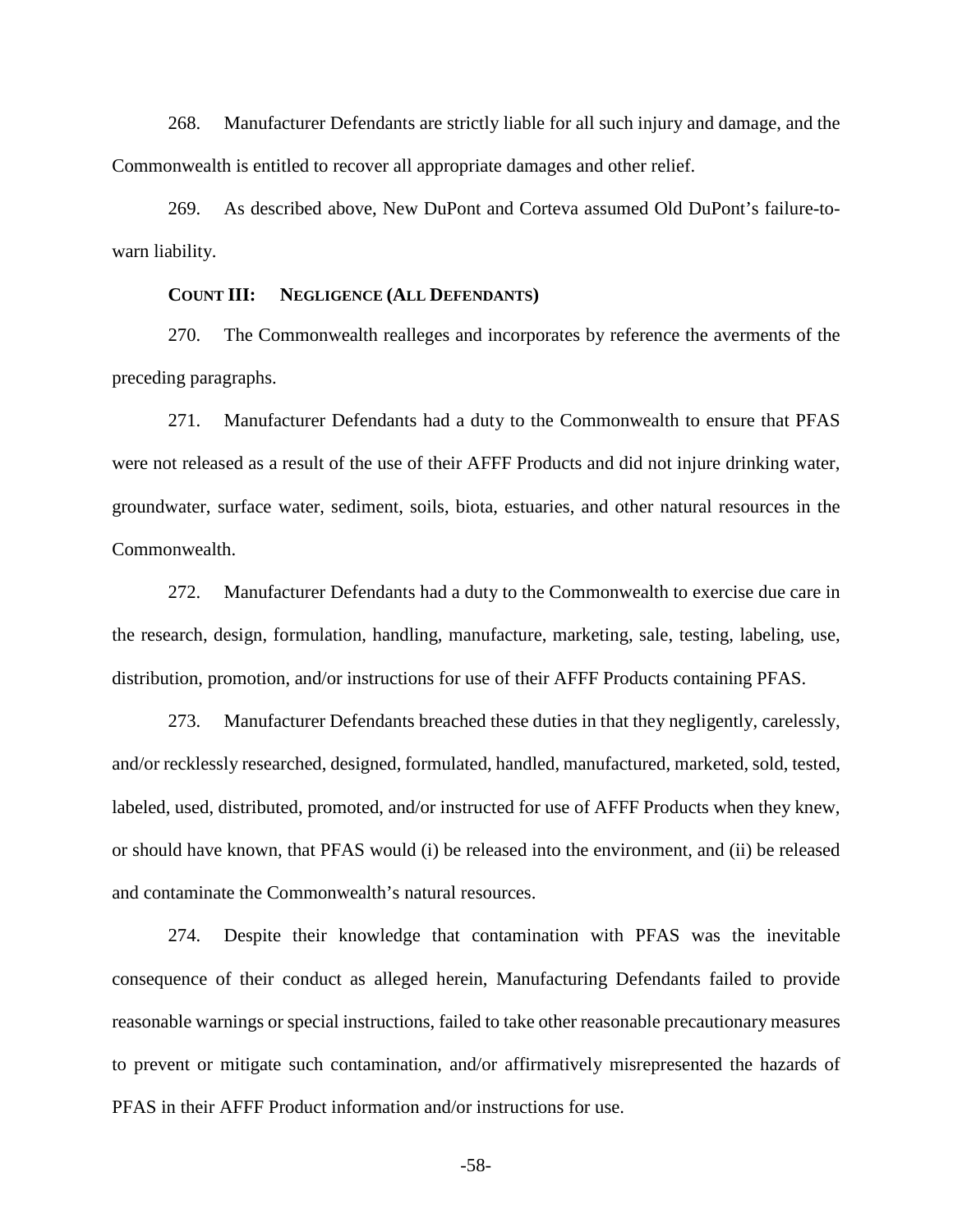268. Manufacturer Defendants are strictly liable for all such injury and damage, and the Commonwealth is entitled to recover all appropriate damages and other relief.

269. As described above, New DuPont and Corteva assumed Old DuPont's failure-to-warn liability.

### COUNT III: NEGLIGENCE (ALL DEFENDANTS)

270. The Commonwealth realleges and incorporates by reference the averments of the preceding paragraphs.

271. Manufacturer Defendants had a duty to the Commonwealth to ensure that PFAS were not released as a result of the use of their AFFF Products and did not injure drinking water, groundwater, surface water, sediment, soils, biota, estuaries, and other natural resources in the Commonwealth.

272. Manufacturer Defendants had a duty to the Commonwealth to exercise due care in the research, design, formulation, handling, manufacture, marketing, sale, testing, labeling, use, distribution, promotion, and/or instructions for use of their AFFF Products containing PFAS.

273. Manufacturer Defendants breached these duties in that they negligently, carelessly, and/or recklessly researched, designed, formulated, handled, manufactured, marketed, sold, tested, labeled, used, distributed, promoted, and/or instructed for use of AFFF Products when they knew, or should have known, that PFAS would (i) be released into the environment, and (ii) be released and contaminate the Commonwealth's natural resources.

274. Despite their knowledge that contamination with PFAS was the inevitable consequence of their conduct as alleged herein, Manufacturing Defendants failed to provide reasonable warnings or special instructions, failed to take other reasonable precautionary measures to prevent or mitigate such contamination, and/or affirmatively misrepresented the hazards of PFAS in their AFFF Product information and/or instructions for use.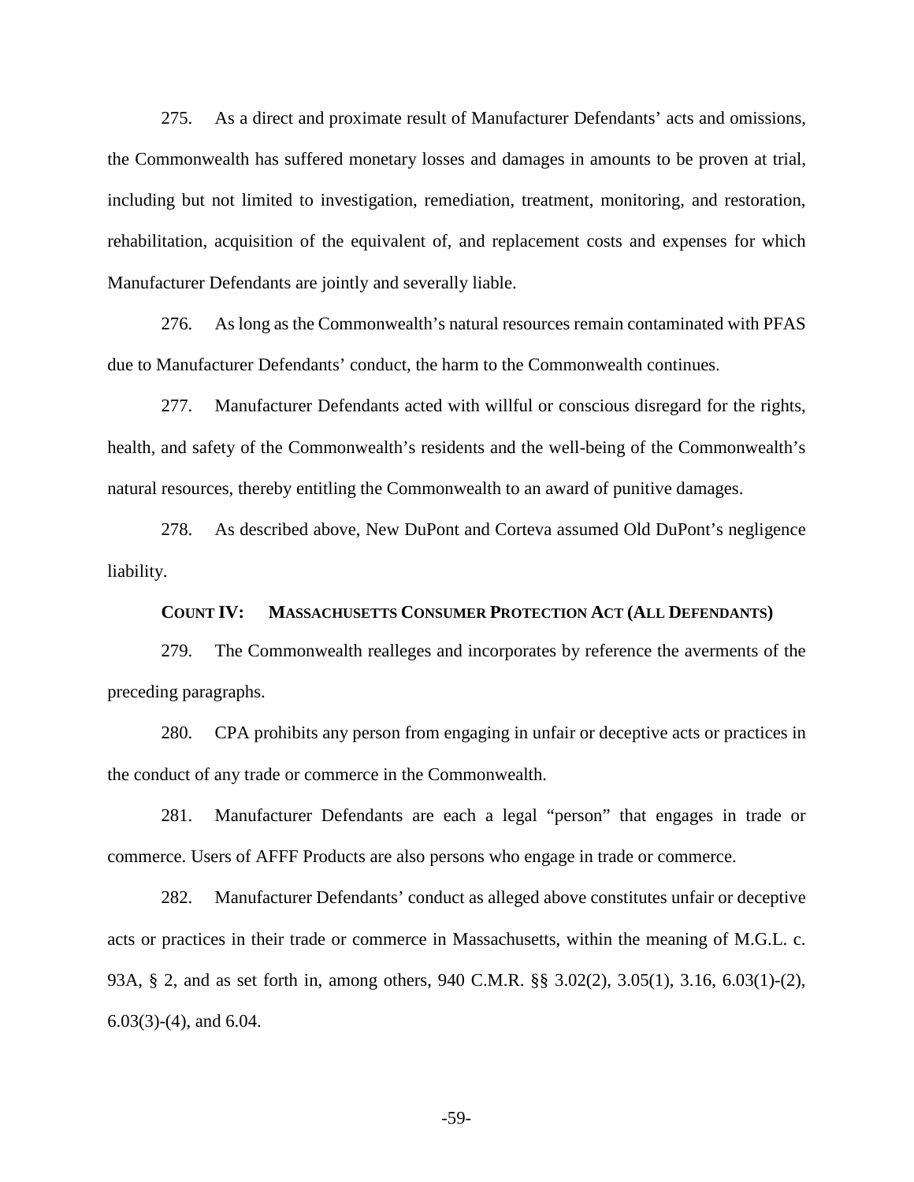275. As a direct and proximate result of Manufacturer Defendants' acts and omissions, the Commonwealth has suffered monetary losses and damages in amounts to be proven at trial, including but not limited to investigation, remediation, treatment, monitoring, and restoration, rehabilitation, acquisition of the equivalent of, and replacement costs and expenses for which Manufacturer Defendants are jointly and severally liable.

276. As long as the Commonwealth's natural resources remain contaminated with PFAS due to Manufacturer Defendants' conduct, the harm to the Commonwealth continues.

277. Manufacturer Defendants acted with willful or conscious disregard for the rights, health, and safety of the Commonwealth's residents and the well-being of the Commonwealth's natural resources, thereby entitling the Commonwealth to an award of punitive damages.

278. As described above, New DuPont and Corteva assumed Old DuPont's negligence liability.

### COUNT IV: MASSACHUSETTS CONSUMER PROTECTION ACT (ALL DEFENDANTS)

279. The Commonwealth realleges and incorporates by reference the averments of the preceding paragraphs.

280. CPA prohibits any person from engaging in unfair or deceptive acts or practices in the conduct of any trade or commerce in the Commonwealth.

281. Manufacturer Defendants are each a legal "person" that engages in trade or commerce. Users of AFFF Products are also persons who engage in trade or commerce.

282. Manufacturer Defendants' conduct as alleged above constitutes unfair or deceptive acts or practices in their trade or commerce in Massachusetts, within the meaning of M.G.L. c. 93A, § 2, and as set forth in, among others, 940 C.M.R. §§ 3.02(2), 3.05(1), 3.16, 6.03(1)-(2), 6.03(3)-(4), and 6.04.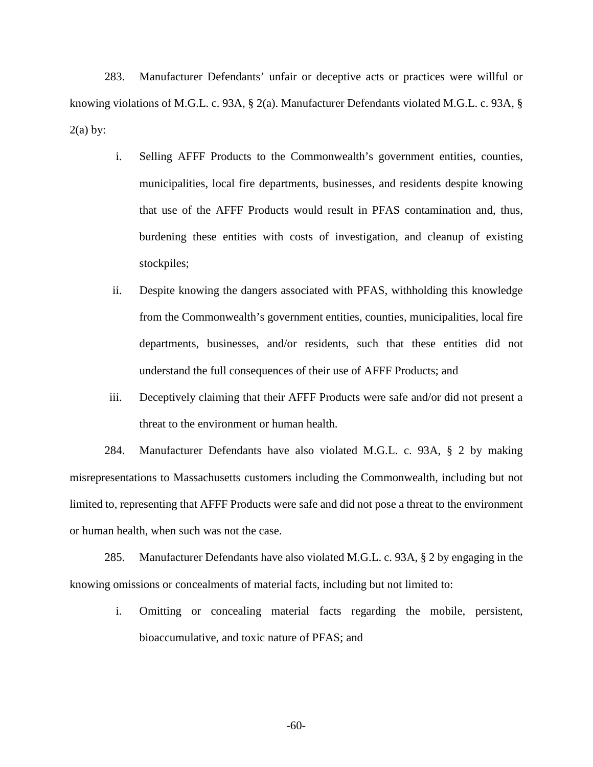283. Manufacturer Defendants' unfair or deceptive acts or practices were willful or knowing violations of M.G.L. c. 93A, § 2(a). Manufacturer Defendants violated M.G.L. c. 93A, § 2(a) by:

i. Selling AFFF Products to the Commonwealth's government entities, counties, municipalities, local fire departments, businesses, and residents despite knowing that use of the AFFF Products would result in PFAS contamination and, thus, burdening these entities with costs of investigation, and cleanup of existing stockpiles;

ii. Despite knowing the dangers associated with PFAS, withholding this knowledge from the Commonwealth's government entities, counties, municipalities, local fire departments, businesses, and/or residents, such that these entities did not understand the full consequences of their use of AFFF Products; and

iii. Deceptively claiming that their AFFF Products were safe and/or did not present a threat to the environment or human health.

284. Manufacturer Defendants have also violated M.G.L. c. 93A, § 2 by making misrepresentations to Massachusetts customers including the Commonwealth, including but not limited to, representing that AFFF Products were safe and did not pose a threat to the environment or human health, when such was not the case.

285. Manufacturer Defendants have also violated M.G.L. c. 93A, § 2 by engaging in the knowing omissions or concealments of material facts, including but not limited to:

i. Omitting or concealing material facts regarding the mobile, persistent, bioaccumulative, and toxic nature of PFAS; and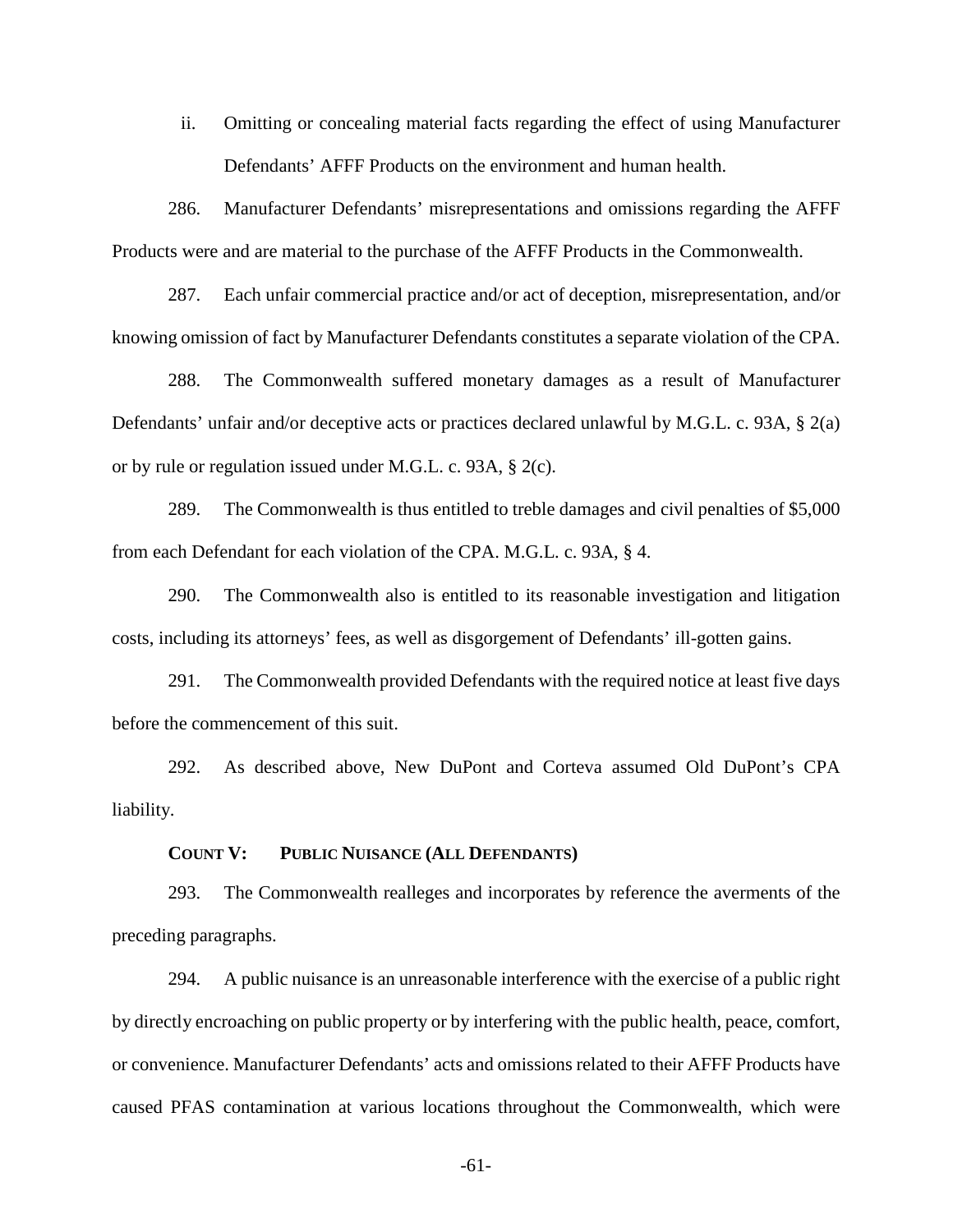ii. Omitting or concealing material facts regarding the effect of using Manufacturer Defendants' AFFF Products on the environment and human health.

286. Manufacturer Defendants' misrepresentations and omissions regarding the AFFF Products were and are material to the purchase of the AFFF Products in the Commonwealth.

287. Each unfair commercial practice and/or act of deception, misrepresentation, and/or knowing omission of fact by Manufacturer Defendants constitutes a separate violation of the CPA.

288. The Commonwealth suffered monetary damages as a result of Manufacturer Defendants' unfair and/or deceptive acts or practices declared unlawful by M.G.L. c. 93A, § 2(a) or by rule or regulation issued under M.G.L. c. 93A, § 2(c).

289. The Commonwealth is thus entitled to treble damages and civil penalties of $5,000 from each Defendant for each violation of the CPA. M.G.L. c. 93A, § 4.

290. The Commonwealth also is entitled to its reasonable investigation and litigation costs, including its attorneys' fees, as well as disgorgement of Defendants' ill-gotten gains.

291. The Commonwealth provided Defendants with the required notice at least five days before the commencement of this suit.

292. As described above, New DuPont and Corteva assumed Old DuPont's CPA liability.

### COUNT V: PUBLIC NUISANCE (ALL DEFENDANTS)

293. The Commonwealth realleges and incorporates by reference the averments of the preceding paragraphs.

294. A public nuisance is an unreasonable interference with the exercise of a public right by directly encroaching on public property or by interfering with the public health, peace, comfort, or convenience. Manufacturer Defendants' acts and omissions related to their AFFF Products have caused PFAS contamination at various locations throughout the Commonwealth, which were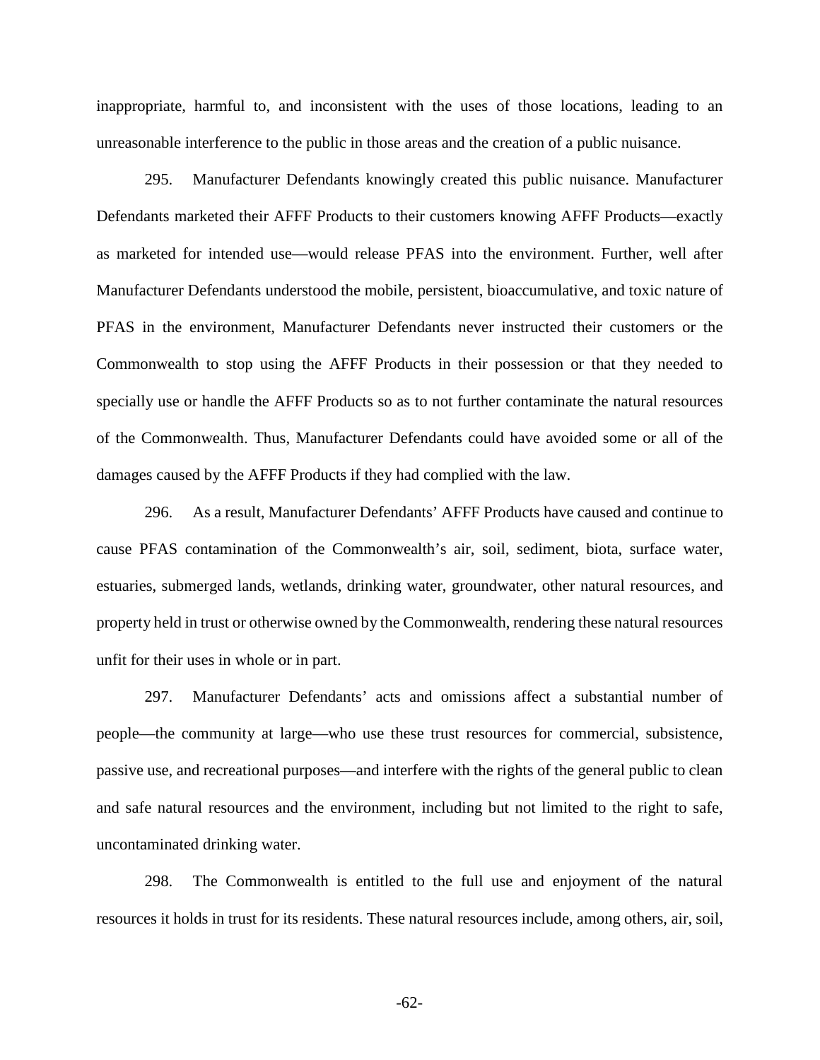inappropriate, harmful to, and inconsistent with the uses of those locations, leading to an unreasonable interference to the public in those areas and the creation of a public nuisance.

295. Manufacturer Defendants knowingly created this public nuisance. Manufacturer Defendants marketed their AFFF Products to their customers knowing AFFF Products—exactly as marketed for intended use—would release PFAS into the environment. Further, well after Manufacturer Defendants understood the mobile, persistent, bioaccumulative, and toxic nature of PFAS in the environment, Manufacturer Defendants never instructed their customers or the Commonwealth to stop using the AFFF Products in their possession or that they needed to specially use or handle the AFFF Products so as to not further contaminate the natural resources of the Commonwealth. Thus, Manufacturer Defendants could have avoided some or all of the damages caused by the AFFF Products if they had complied with the law.

296. As a result, Manufacturer Defendants' AFFF Products have caused and continue to cause PFAS contamination of the Commonwealth's air, soil, sediment, biota, surface water, estuaries, submerged lands, wetlands, drinking water, groundwater, other natural resources, and property held in trust or otherwise owned by the Commonwealth, rendering these natural resources unfit for their uses in whole or in part.

297. Manufacturer Defendants' acts and omissions affect a substantial number of people—the community at large—who use these trust resources for commercial, subsistence, passive use, and recreational purposes—and interfere with the rights of the general public to clean and safe natural resources and the environment, including but not limited to the right to safe, uncontaminated drinking water.

298. The Commonwealth is entitled to the full use and enjoyment of the natural resources it holds in trust for its residents. These natural resources include, among others, air, soil,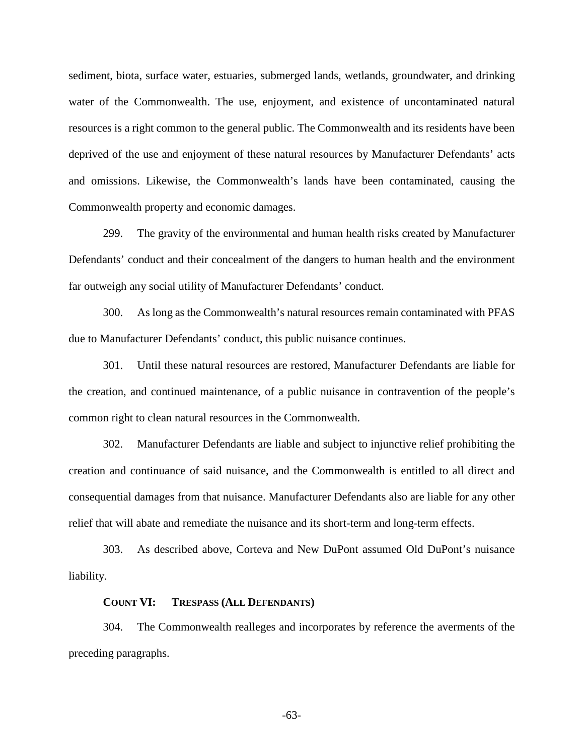sediment, biota, surface water, estuaries, submerged lands, wetlands, groundwater, and drinking water of the Commonwealth. The use, enjoyment, and existence of uncontaminated natural resources is a right common to the general public. The Commonwealth and its residents have been deprived of the use and enjoyment of these natural resources by Manufacturer Defendants' acts and omissions. Likewise, the Commonwealth's lands have been contaminated, causing the Commonwealth property and economic damages.

299. The gravity of the environmental and human health risks created by Manufacturer Defendants' conduct and their concealment of the dangers to human health and the environment far outweigh any social utility of Manufacturer Defendants' conduct.

300. As long as the Commonwealth's natural resources remain contaminated with PFAS due to Manufacturer Defendants' conduct, this public nuisance continues.

301. Until these natural resources are restored, Manufacturer Defendants are liable for the creation, and continued maintenance, of a public nuisance in contravention of the people's common right to clean natural resources in the Commonwealth.

302. Manufacturer Defendants are liable and subject to injunctive relief prohibiting the creation and continuance of said nuisance, and the Commonwealth is entitled to all direct and consequential damages from that nuisance. Manufacturer Defendants also are liable for any other relief that will abate and remediate the nuisance and its short-term and long-term effects.

303. As described above, Corteva and New DuPont assumed Old DuPont's nuisance liability.

**COUNT VI: TRESPASS (ALL DEFENDANTS)**

304. The Commonwealth realleges and incorporates by reference the averments of the preceding paragraphs.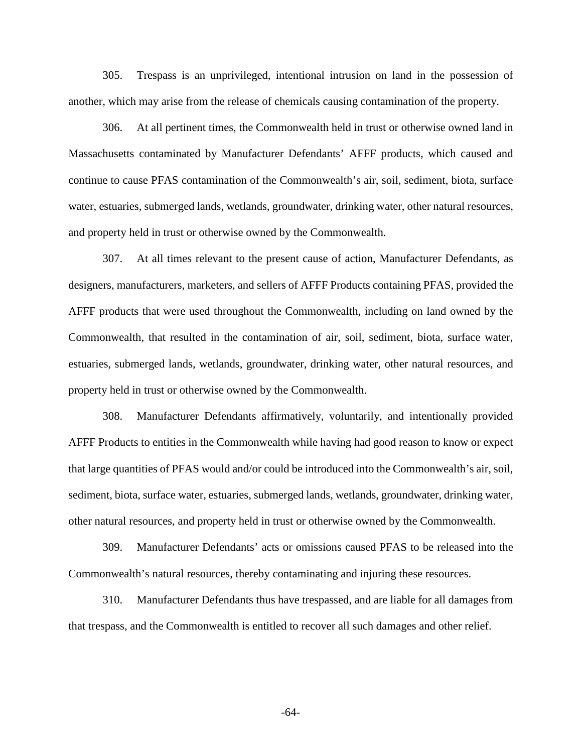305. Trespass is an unprivileged, intentional intrusion on land in the possession of another, which may arise from the release of chemicals causing contamination of the property.

306. At all pertinent times, the Commonwealth held in trust or otherwise owned land in Massachusetts contaminated by Manufacturer Defendants' AFFF products, which caused and continue to cause PFAS contamination of the Commonwealth's air, soil, sediment, biota, surface water, estuaries, submerged lands, wetlands, groundwater, drinking water, other natural resources, and property held in trust or otherwise owned by the Commonwealth.

307. At all times relevant to the present cause of action, Manufacturer Defendants, as designers, manufacturers, marketers, and sellers of AFFF Products containing PFAS, provided the AFFF products that were used throughout the Commonwealth, including on land owned by the Commonwealth, that resulted in the contamination of air, soil, sediment, biota, surface water, estuaries, submerged lands, wetlands, groundwater, drinking water, other natural resources, and property held in trust or otherwise owned by the Commonwealth.

308. Manufacturer Defendants affirmatively, voluntarily, and intentionally provided AFFF Products to entities in the Commonwealth while having had good reason to know or expect that large quantities of PFAS would and/or could be introduced into the Commonwealth's air, soil, sediment, biota, surface water, estuaries, submerged lands, wetlands, groundwater, drinking water, other natural resources, and property held in trust or otherwise owned by the Commonwealth.

309. Manufacturer Defendants' acts or omissions caused PFAS to be released into the Commonwealth's natural resources, thereby contaminating and injuring these resources.

310. Manufacturer Defendants thus have trespassed, and are liable for all damages from that trespass, and the Commonwealth is entitled to recover all such damages and other relief.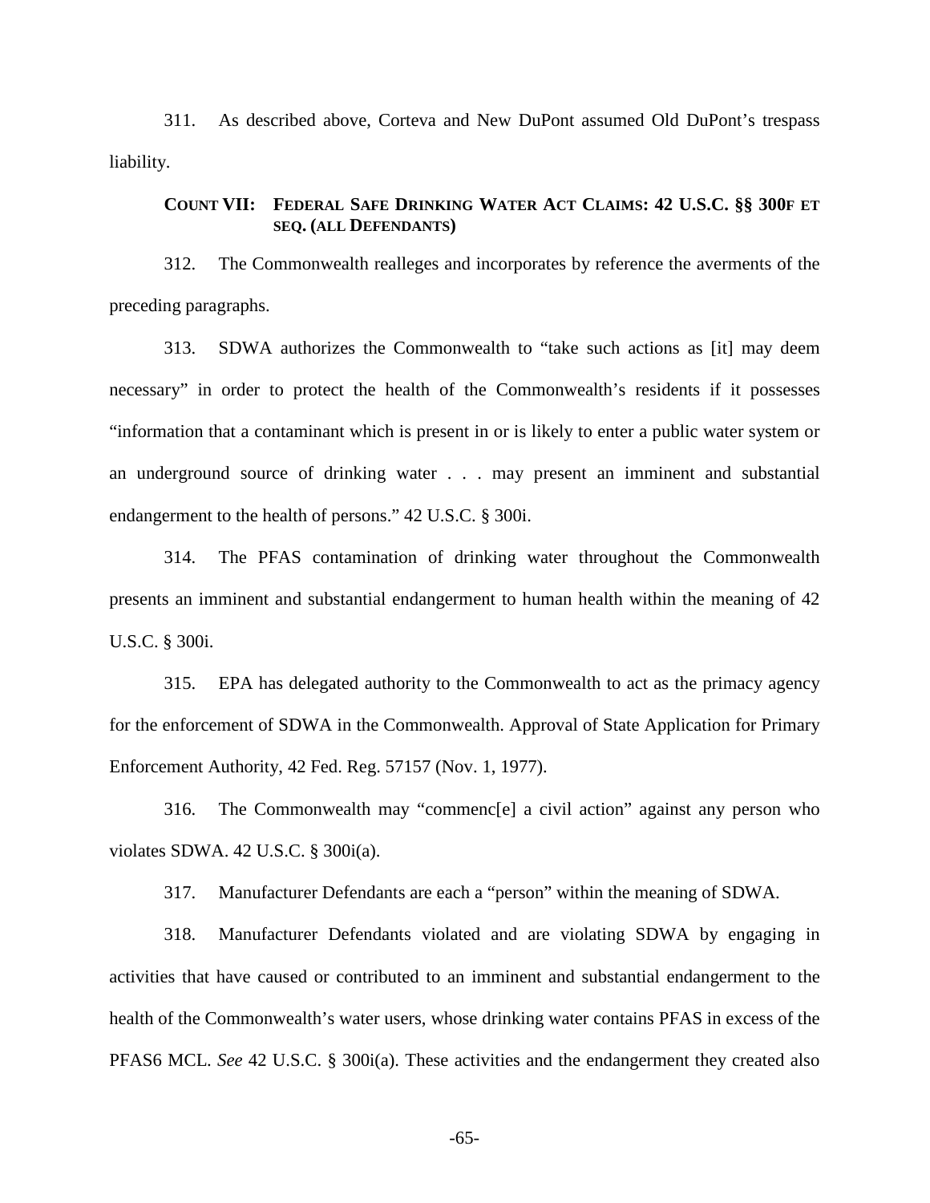311. As described above, Corteva and New DuPont assumed Old DuPont's trespass liability.

### COUNT VII: FEDERAL SAFE DRINKING WATER ACT CLAIMS: 42 U.S.C. §§ 300F ET SEQ. (ALL DEFENDANTS)

312. The Commonwealth realleges and incorporates by reference the averments of the preceding paragraphs.

313. SDWA authorizes the Commonwealth to "take such actions as [it] may deem necessary" in order to protect the health of the Commonwealth's residents if it possesses "information that a contaminant which is present in or is likely to enter a public water system or an underground source of drinking water . . . may present an imminent and substantial endangerment to the health of persons." 42 U.S.C. § 300i.

314. The PFAS contamination of drinking water throughout the Commonwealth presents an imminent and substantial endangerment to human health within the meaning of 42 U.S.C. § 300i.

315. EPA has delegated authority to the Commonwealth to act as the primacy agency for the enforcement of SDWA in the Commonwealth. Approval of State Application for Primary Enforcement Authority, 42 Fed. Reg. 57157 (Nov. 1, 1977).

316. The Commonwealth may "commenc[e] a civil action" against any person who violates SDWA. 42 U.S.C. § 300i(a).

317. Manufacturer Defendants are each a "person" within the meaning of SDWA.

318. Manufacturer Defendants violated and are violating SDWA by engaging in activities that have caused or contributed to an imminent and substantial endangerment to the health of the Commonwealth's water users, whose drinking water contains PFAS in excess of the PFAS6 MCL. *See* 42 U.S.C. § 300i(a). These activities and the endangerment they created also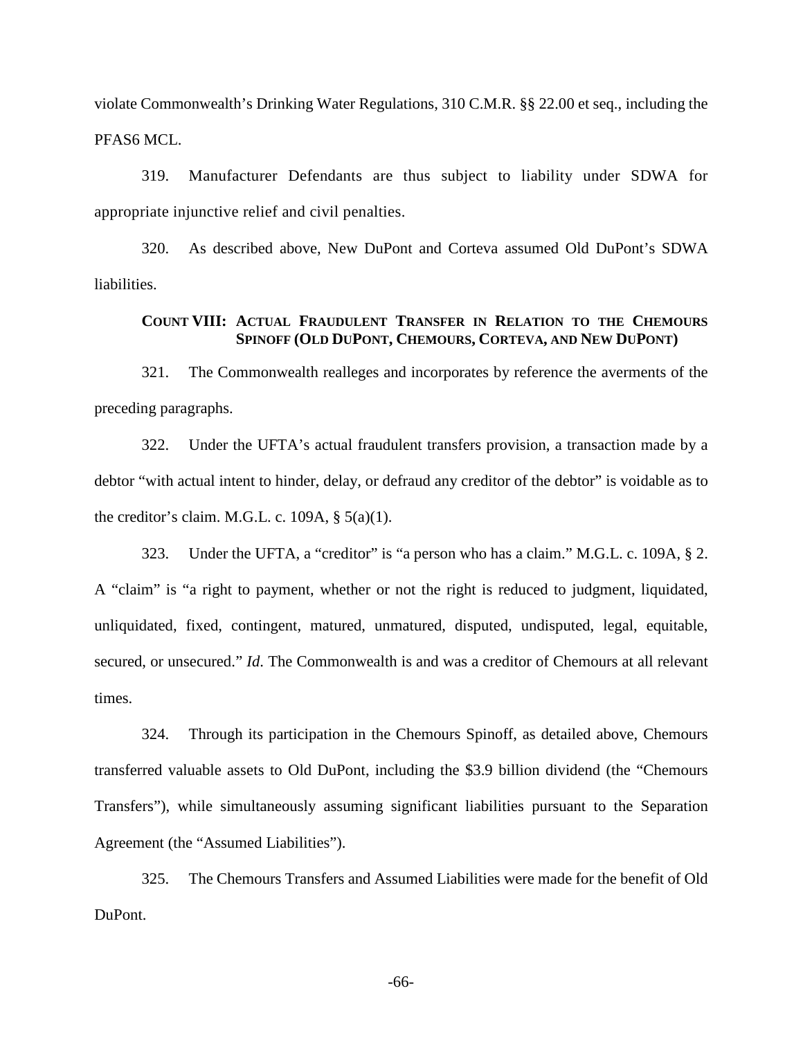violate Commonwealth's Drinking Water Regulations, 310 C.M.R. §§ 22.00 et seq., including the PFAS6 MCL.

319. Manufacturer Defendants are thus subject to liability under SDWA for appropriate injunctive relief and civil penalties.

320. As described above, New DuPont and Corteva assumed Old DuPont's SDWA liabilities.

### COUNT VIII: ACTUAL FRAUDULENT TRANSFER IN RELATION TO THE CHEMOURS SPINOFF (OLD DUPONT, CHEMOURS, CORTEVA, AND NEW DUPONT)

321. The Commonwealth realleges and incorporates by reference the averments of the preceding paragraphs.

322. Under the UFTA's actual fraudulent transfers provision, a transaction made by a debtor "with actual intent to hinder, delay, or defraud any creditor of the debtor" is voidable as to the creditor's claim. M.G.L. c. 109A, § 5(a)(1).

323. Under the UFTA, a "creditor" is "a person who has a claim." M.G.L. c. 109A, § 2. A "claim" is "a right to payment, whether or not the right is reduced to judgment, liquidated, unliquidated, fixed, contingent, matured, unmatured, disputed, undisputed, legal, equitable, secured, or unsecured." *Id.* The Commonwealth is and was a creditor of Chemours at all relevant times.

324. Through its participation in the Chemours Spinoff, as detailed above, Chemours transferred valuable assets to Old DuPont, including the $3.9 billion dividend (the "Chemours Transfers"), while simultaneously assuming significant liabilities pursuant to the Separation Agreement (the "Assumed Liabilities").

325. The Chemours Transfers and Assumed Liabilities were made for the benefit of Old DuPont.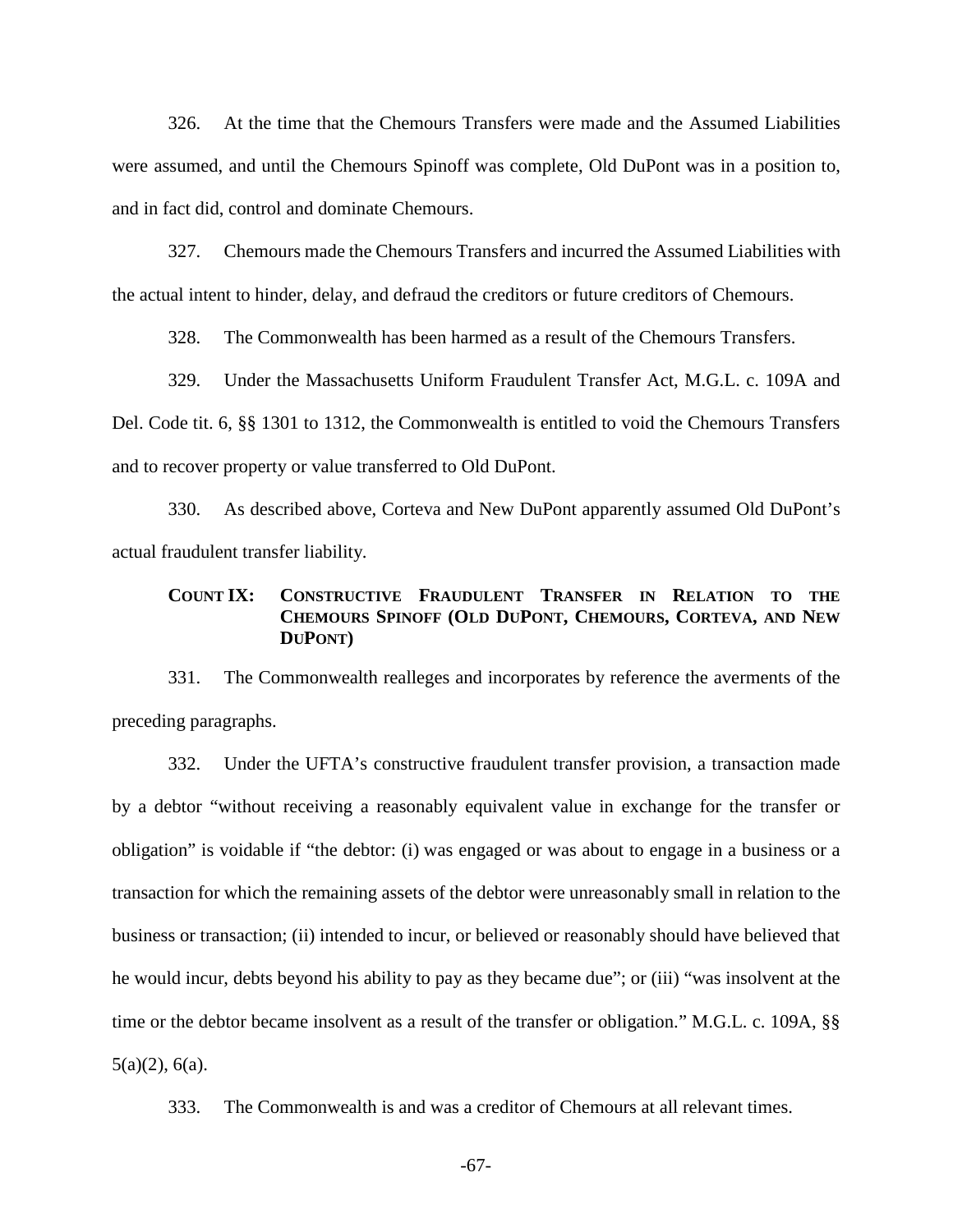326. At the time that the Chemours Transfers were made and the Assumed Liabilities were assumed, and until the Chemours Spinoff was complete, Old DuPont was in a position to, and in fact did, control and dominate Chemours.

327. Chemours made the Chemours Transfers and incurred the Assumed Liabilities with the actual intent to hinder, delay, and defraud the creditors or future creditors of Chemours.

328. The Commonwealth has been harmed as a result of the Chemours Transfers.

329. Under the Massachusetts Uniform Fraudulent Transfer Act, M.G.L. c. 109A and Del. Code tit. 6, §§ 1301 to 1312, the Commonwealth is entitled to void the Chemours Transfers and to recover property or value transferred to Old DuPont.

330. As described above, Corteva and New DuPont apparently assumed Old DuPont's actual fraudulent transfer liability.

### COUNT IX: CONSTRUCTIVE FRAUDULENT TRANSFER IN RELATION TO THE CHEMOURS SPINOFF (OLD DUPONT, CHEMOURS, CORTEVA, AND NEW DUPONT)

331. The Commonwealth realleges and incorporates by reference the averments of the preceding paragraphs.

332. Under the UFTA's constructive fraudulent transfer provision, a transaction made by a debtor "without receiving a reasonably equivalent value in exchange for the transfer or obligation" is voidable if "the debtor: (i) was engaged or was about to engage in a business or a transaction for which the remaining assets of the debtor were unreasonably small in relation to the business or transaction; (ii) intended to incur, or believed or reasonably should have believed that he would incur, debts beyond his ability to pay as they became due"; or (iii) "was insolvent at the time or the debtor became insolvent as a result of the transfer or obligation." M.G.L. c. 109A, §§ 5(a)(2), 6(a).

333. The Commonwealth is and was a creditor of Chemours at all relevant times.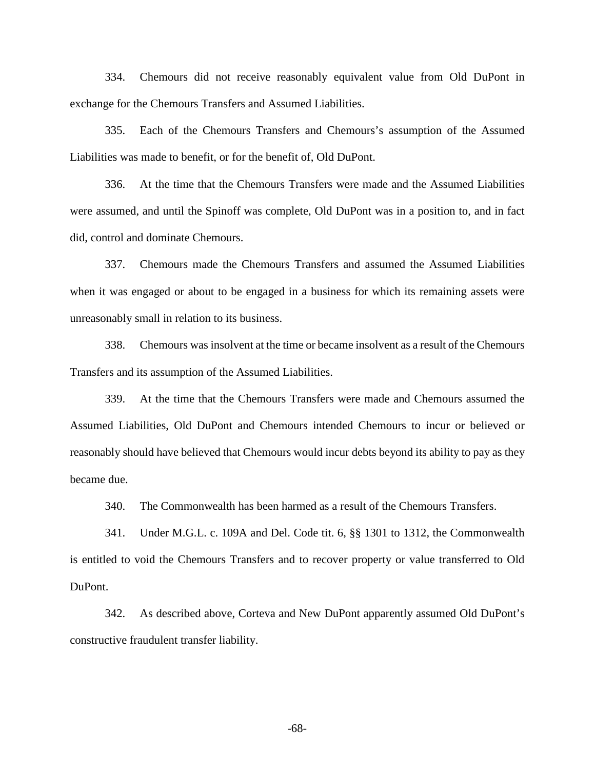334. Chemours did not receive reasonably equivalent value from Old DuPont in exchange for the Chemours Transfers and Assumed Liabilities.

335. Each of the Chemours Transfers and Chemours's assumption of the Assumed Liabilities was made to benefit, or for the benefit of, Old DuPont.

336. At the time that the Chemours Transfers were made and the Assumed Liabilities were assumed, and until the Spinoff was complete, Old DuPont was in a position to, and in fact did, control and dominate Chemours.

337. Chemours made the Chemours Transfers and assumed the Assumed Liabilities when it was engaged or about to be engaged in a business for which its remaining assets were unreasonably small in relation to its business.

338. Chemours was insolvent at the time or became insolvent as a result of the Chemours Transfers and its assumption of the Assumed Liabilities.

339. At the time that the Chemours Transfers were made and Chemours assumed the Assumed Liabilities, Old DuPont and Chemours intended Chemours to incur or believed or reasonably should have believed that Chemours would incur debts beyond its ability to pay as they became due.

340. The Commonwealth has been harmed as a result of the Chemours Transfers.

341. Under M.G.L. c. 109A and Del. Code tit. 6, §§ 1301 to 1312, the Commonwealth is entitled to void the Chemours Transfers and to recover property or value transferred to Old DuPont.

342. As described above, Corteva and New DuPont apparently assumed Old DuPont's constructive fraudulent transfer liability.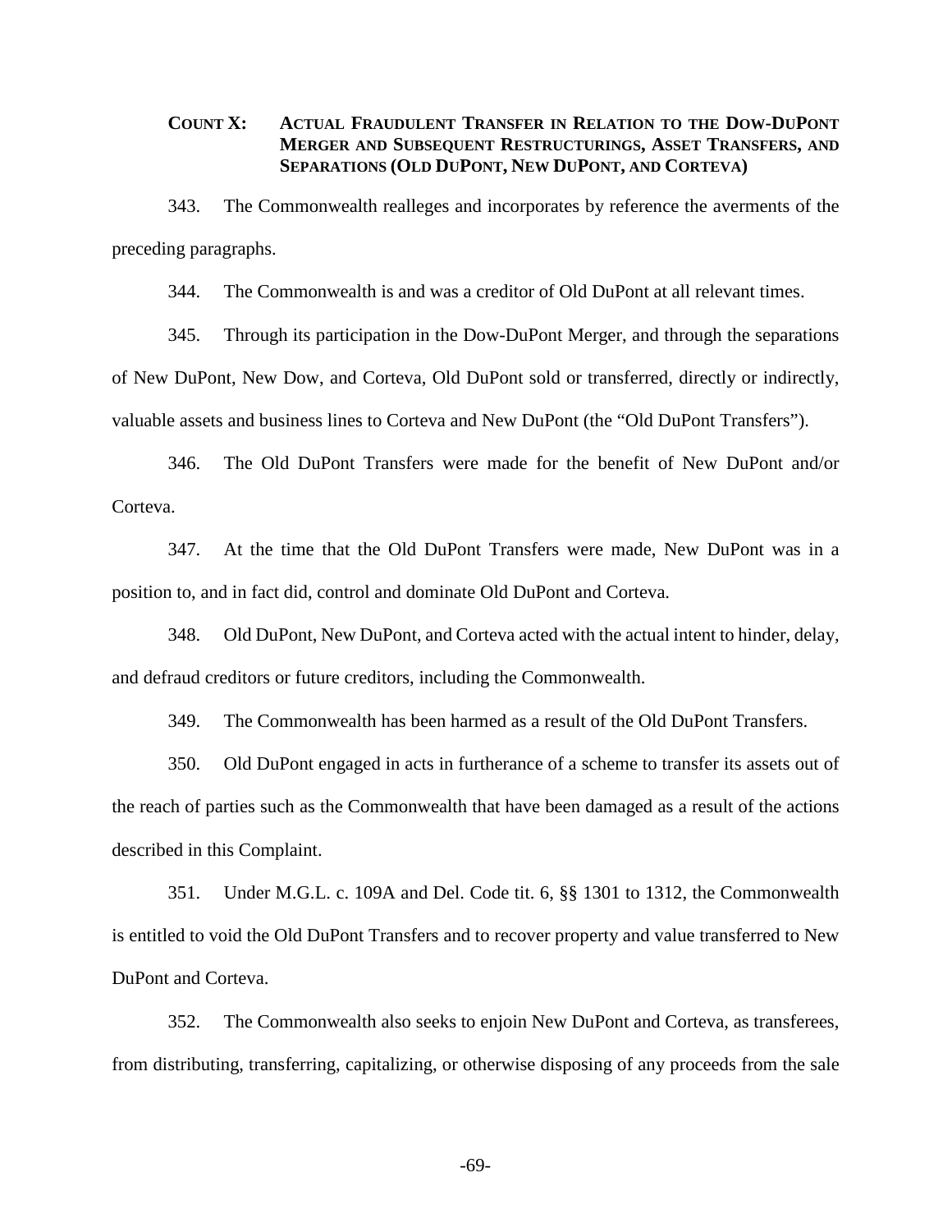**COUNT X: ACTUAL FRAUDULENT TRANSFER IN RELATION TO THE DOW-DUPONT MERGER AND SUBSEQUENT RESTRUCTURINGS, ASSET TRANSFERS, AND SEPARATIONS (OLD DUPONT, NEW DUPONT, AND CORTEVA)**

343. The Commonwealth realleges and incorporates by reference the averments of the preceding paragraphs.

344. The Commonwealth is and was a creditor of Old DuPont at all relevant times.

345. Through its participation in the Dow-DuPont Merger, and through the separations of New DuPont, New Dow, and Corteva, Old DuPont sold or transferred, directly or indirectly, valuable assets and business lines to Corteva and New DuPont (the "Old DuPont Transfers").

346. The Old DuPont Transfers were made for the benefit of New DuPont and/or Corteva.

347. At the time that the Old DuPont Transfers were made, New DuPont was in a position to, and in fact did, control and dominate Old DuPont and Corteva.

348. Old DuPont, New DuPont, and Corteva acted with the actual intent to hinder, delay, and defraud creditors or future creditors, including the Commonwealth.

349. The Commonwealth has been harmed as a result of the Old DuPont Transfers.

350. Old DuPont engaged in acts in furtherance of a scheme to transfer its assets out of the reach of parties such as the Commonwealth that have been damaged as a result of the actions described in this Complaint.

351. Under M.G.L. c. 109A and Del. Code tit. 6, §§ 1301 to 1312, the Commonwealth is entitled to void the Old DuPont Transfers and to recover property and value transferred to New DuPont and Corteva.

352. The Commonwealth also seeks to enjoin New DuPont and Corteva, as transferees, from distributing, transferring, capitalizing, or otherwise disposing of any proceeds from the sale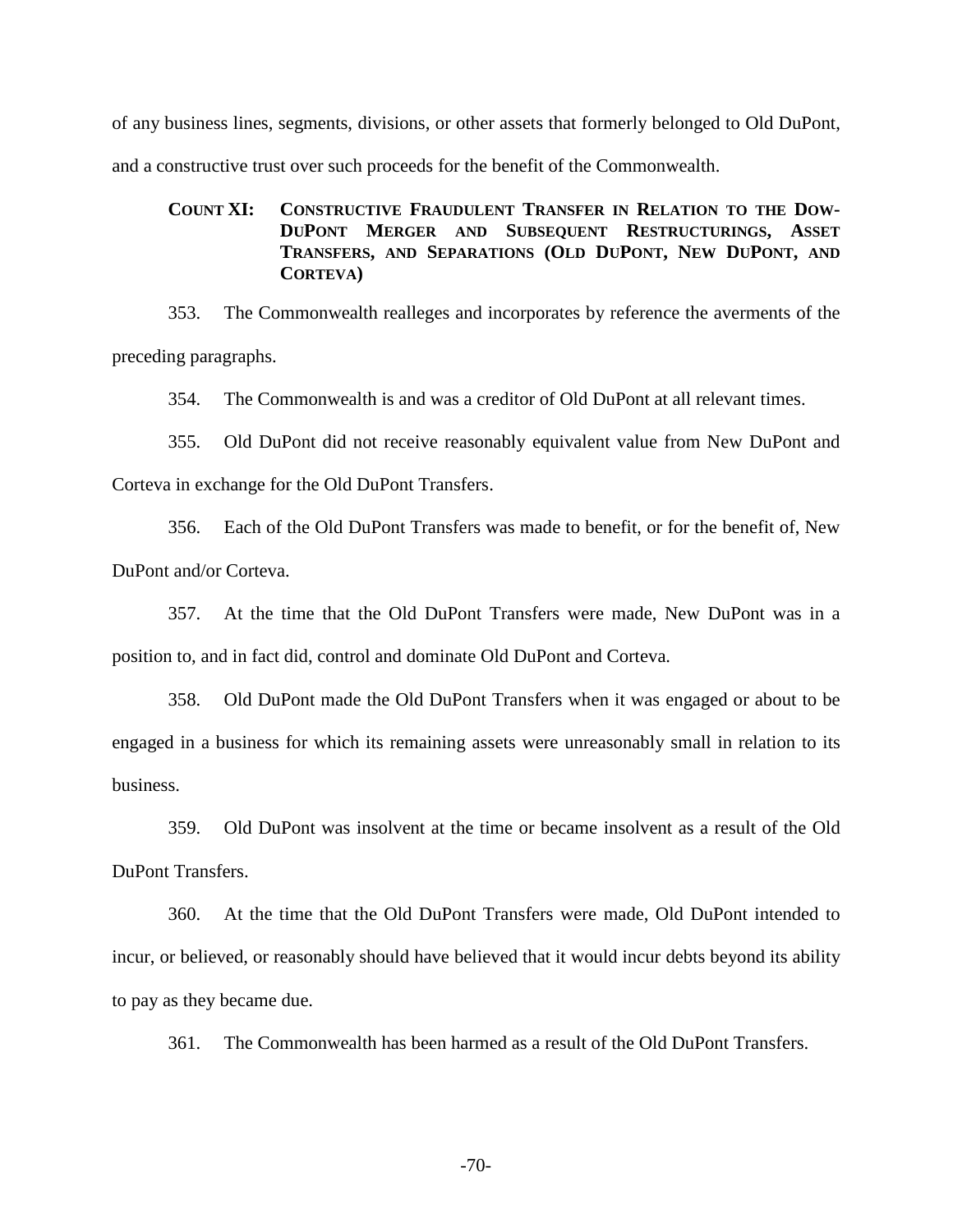of any business lines, segments, divisions, or other assets that formerly belonged to Old DuPont, and a constructive trust over such proceeds for the benefit of the Commonwealth.

### COUNT XI: CONSTRUCTIVE FRAUDULENT TRANSFER IN RELATION TO THE DOW-DUPONT MERGER AND SUBSEQUENT RESTRUCTURINGS, ASSET TRANSFERS, AND SEPARATIONS (OLD DUPONT, NEW DUPONT, AND CORTEVA)

353. The Commonwealth realleges and incorporates by reference the averments of the preceding paragraphs.

354. The Commonwealth is and was a creditor of Old DuPont at all relevant times.

355. Old DuPont did not receive reasonably equivalent value from New DuPont and Corteva in exchange for the Old DuPont Transfers.

356. Each of the Old DuPont Transfers was made to benefit, or for the benefit of, New DuPont and/or Corteva.

357. At the time that the Old DuPont Transfers were made, New DuPont was in a position to, and in fact did, control and dominate Old DuPont and Corteva.

358. Old DuPont made the Old DuPont Transfers when it was engaged or about to be engaged in a business for which its remaining assets were unreasonably small in relation to its business.

359. Old DuPont was insolvent at the time or became insolvent as a result of the Old DuPont Transfers.

360. At the time that the Old DuPont Transfers were made, Old DuPont intended to incur, or believed, or reasonably should have believed that it would incur debts beyond its ability to pay as they became due.

361. The Commonwealth has been harmed as a result of the Old DuPont Transfers.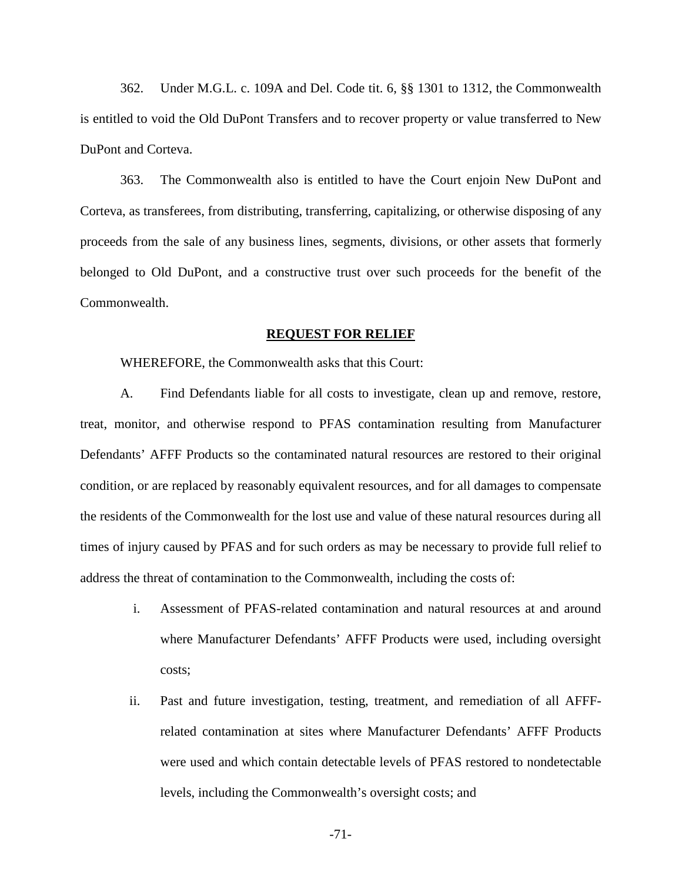362. Under M.G.L. c. 109A and Del. Code tit. 6, §§ 1301 to 1312, the Commonwealth is entitled to void the Old DuPont Transfers and to recover property or value transferred to New DuPont and Corteva.

363. The Commonwealth also is entitled to have the Court enjoin New DuPont and Corteva, as transferees, from distributing, transferring, capitalizing, or otherwise disposing of any proceeds from the sale of any business lines, segments, divisions, or other assets that formerly belonged to Old DuPont, and a constructive trust over such proceeds for the benefit of the Commonwealth.

## **REQUEST FOR RELIEF**

WHEREFORE, the Commonwealth asks that this Court:

A. Find Defendants liable for all costs to investigate, clean up and remove, restore, treat, monitor, and otherwise respond to PFAS contamination resulting from Manufacturer Defendants' AFFF Products so the contaminated natural resources are restored to their original condition, or are replaced by reasonably equivalent resources, and for all damages to compensate the residents of the Commonwealth for the lost use and value of these natural resources during all times of injury caused by PFAS and for such orders as may be necessary to provide full relief to address the threat of contamination to the Commonwealth, including the costs of:

i. Assessment of PFAS-related contamination and natural resources at and around where Manufacturer Defendants' AFFF Products were used, including oversight costs;

ii. Past and future investigation, testing, treatment, and remediation of all AFFF-related contamination at sites where Manufacturer Defendants' AFFF Products were used and which contain detectable levels of PFAS restored to nondetectable levels, including the Commonwealth's oversight costs; and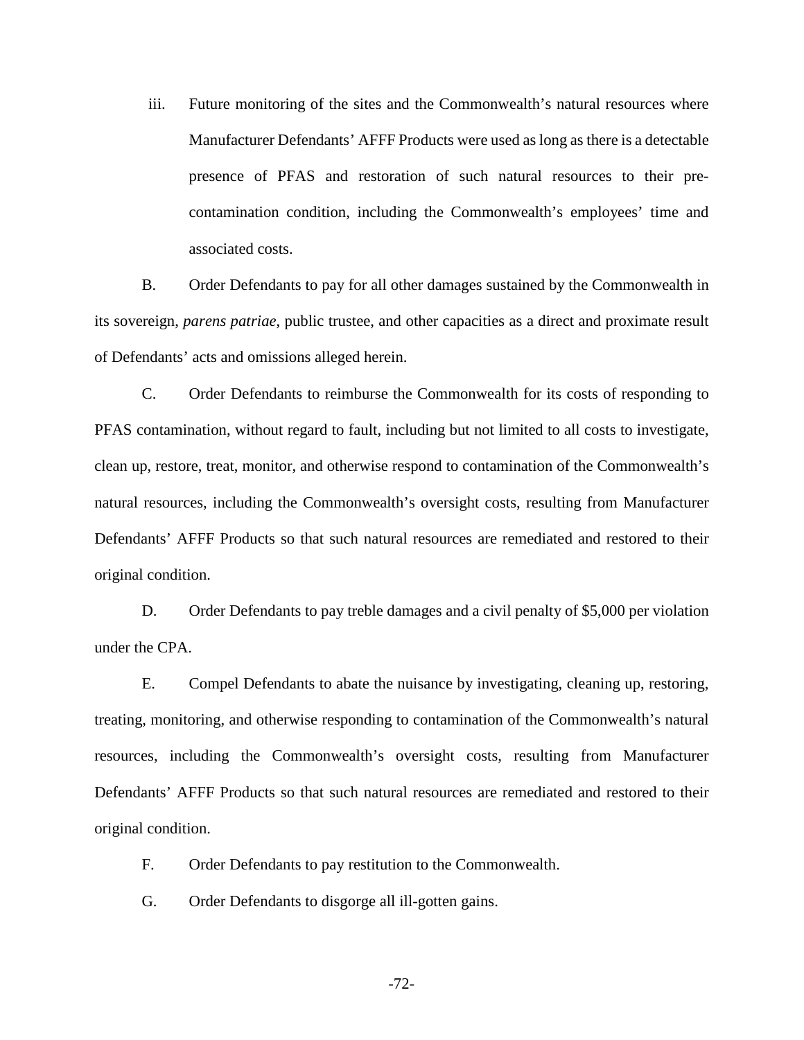iii. Future monitoring of the sites and the Commonwealth's natural resources where Manufacturer Defendants' AFFF Products were used as long as there is a detectable presence of PFAS and restoration of such natural resources to their pre-contamination condition, including the Commonwealth's employees' time and associated costs.

B. Order Defendants to pay for all other damages sustained by the Commonwealth in its sovereign, *parens patriae*, public trustee, and other capacities as a direct and proximate result of Defendants' acts and omissions alleged herein.

C. Order Defendants to reimburse the Commonwealth for its costs of responding to PFAS contamination, without regard to fault, including but not limited to all costs to investigate, clean up, restore, treat, monitor, and otherwise respond to contamination of the Commonwealth's natural resources, including the Commonwealth's oversight costs, resulting from Manufacturer Defendants' AFFF Products so that such natural resources are remediated and restored to their original condition.

D. Order Defendants to pay treble damages and a civil penalty of $5,000 per violation under the CPA.

E. Compel Defendants to abate the nuisance by investigating, cleaning up, restoring, treating, monitoring, and otherwise responding to contamination of the Commonwealth's natural resources, including the Commonwealth's oversight costs, resulting from Manufacturer Defendants' AFFF Products so that such natural resources are remediated and restored to their original condition.

F. Order Defendants to pay restitution to the Commonwealth.

G. Order Defendants to disgorge all ill-gotten gains.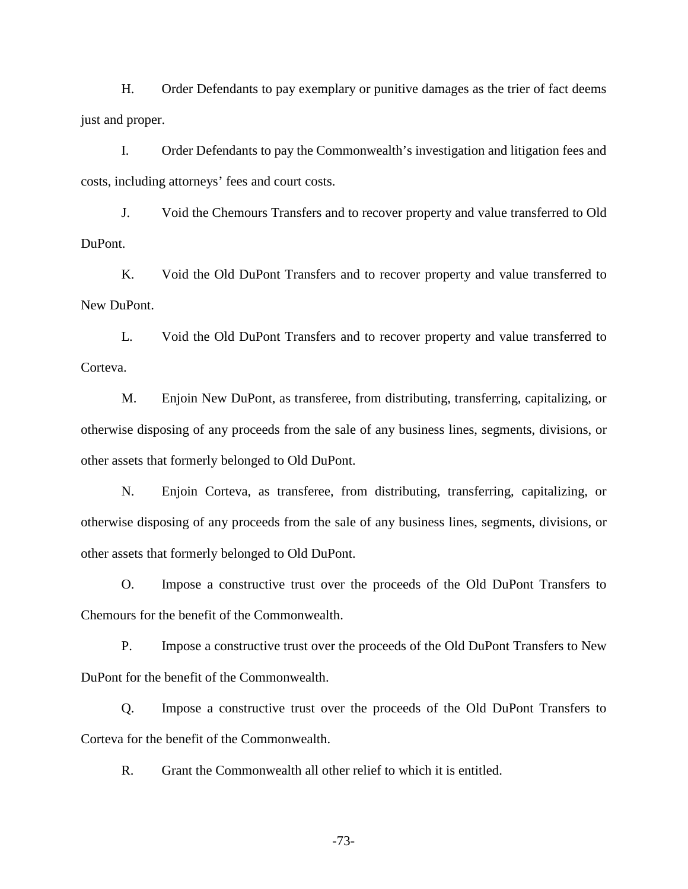H. Order Defendants to pay exemplary or punitive damages as the trier of fact deems just and proper.

I. Order Defendants to pay the Commonwealth's investigation and litigation fees and costs, including attorneys' fees and court costs.

J. Void the Chemours Transfers and to recover property and value transferred to Old DuPont.

K. Void the Old DuPont Transfers and to recover property and value transferred to New DuPont.

L. Void the Old DuPont Transfers and to recover property and value transferred to Corteva.

M. Enjoin New DuPont, as transferee, from distributing, transferring, capitalizing, or otherwise disposing of any proceeds from the sale of any business lines, segments, divisions, or other assets that formerly belonged to Old DuPont.

N. Enjoin Corteva, as transferee, from distributing, transferring, capitalizing, or otherwise disposing of any proceeds from the sale of any business lines, segments, divisions, or other assets that formerly belonged to Old DuPont.

O. Impose a constructive trust over the proceeds of the Old DuPont Transfers to Chemours for the benefit of the Commonwealth.

P. Impose a constructive trust over the proceeds of the Old DuPont Transfers to New DuPont for the benefit of the Commonwealth.

Q. Impose a constructive trust over the proceeds of the Old DuPont Transfers to Corteva for the benefit of the Commonwealth.

R. Grant the Commonwealth all other relief to which it is entitled.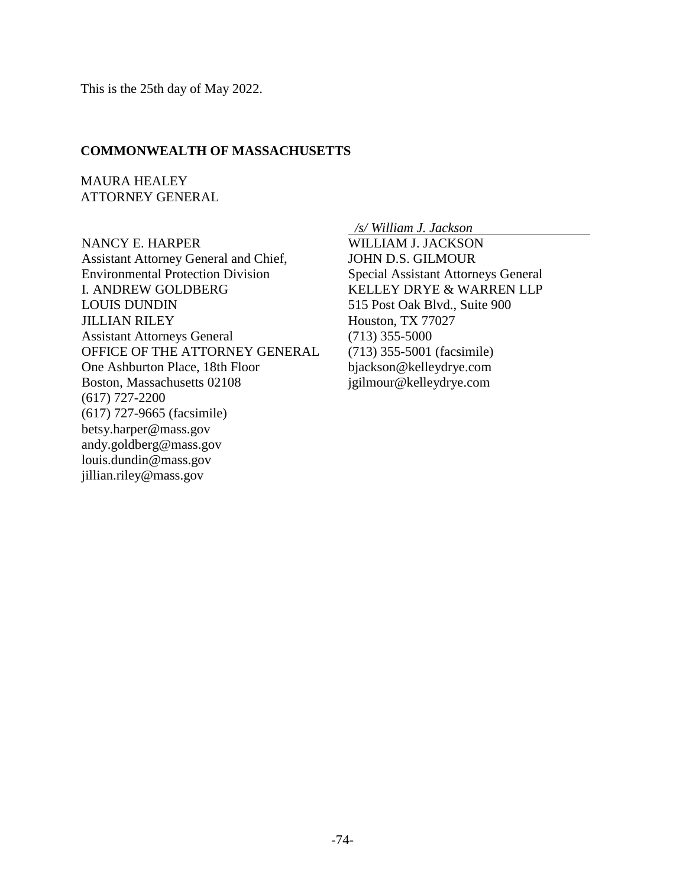This is the 25th day of May 2022.

**COMMONWEALTH OF MASSACHUSETTS**

MAURA HEALEY
ATTORNEY GENERAL

NANCY E. HARPER
Assistant Attorney General and Chief,
Environmental Protection Division
I. ANDREW GOLDBERG
LOUIS DUNDIN
JILLIAN RILEY
Assistant Attorneys General
OFFICE OF THE ATTORNEY GENERAL
One Ashburton Place, 18th Floor
Boston, Massachusetts 02108
(617) 727-2200
(617) 727-9665 (facsimile)
betsy.harper@mass.gov
andy.goldberg@mass.gov
louis.dundin@mass.gov
jillian.riley@mass.gov

*/s/ William J. Jackson*
WILLIAM J. JACKSON
JOHN D.S. GILMOUR
Special Assistant Attorneys General
KELLEY DRYE & WARREN LLP
515 Post Oak Blvd., Suite 900
Houston, TX 77027
(713) 355-5000
(713) 355-5001 (facsimile)
bjackson@kelleydrye.com
jgilmour@kelleydrye.com